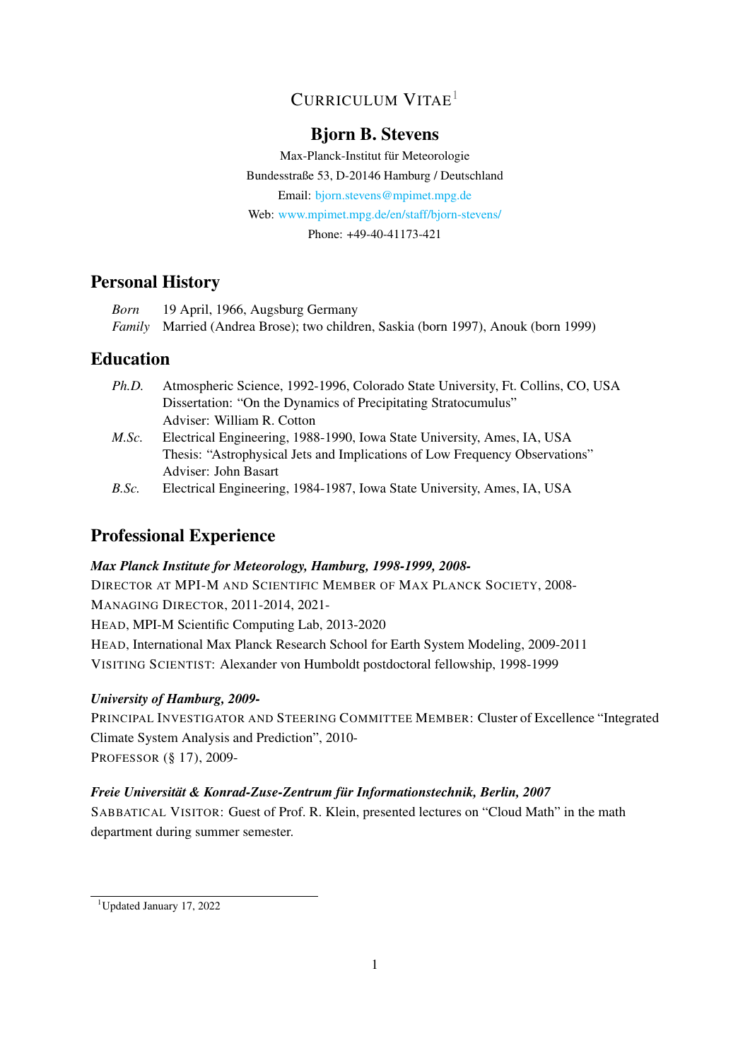# Curriculum Vitae[1]

## Bjorn B. Stevens

Max-Planck-Institut für Meteorologie
Bundesstraße 53, D-20146 Hamburg / Deutschland
Email: bjorn.stevens@mpimet.mpg.de
Web: www.mpimet.mpg.de/en/staff/bjorn-stevens/
Phone: +49-40-41173-421

## Personal History

*Born* 19 April, 1966, Augsburg Germany
*Family* Married (Andrea Brose); two children, Saskia (born 1997), Anouk (born 1999)

## Education

*Ph.D.* Atmospheric Science, 1992-1996, Colorado State University, Ft. Collins, CO, USA
Dissertation: "On the Dynamics of Precipitating Stratocumulus"
Adviser: William R. Cotton

*M.Sc.* Electrical Engineering, 1988-1990, Iowa State University, Ames, IA, USA
Thesis: "Astrophysical Jets and Implications of Low Frequency Observations"
Adviser: John Basart

*B.Sc.* Electrical Engineering, 1984-1987, Iowa State University, Ames, IA, USA

## Professional Experience

***Max Planck Institute for Meteorology, Hamburg, 1998-1999, 2008-***

Director at MPI-M and Scientific Member of Max Planck Society, 2008-
Managing Director, 2011-2014, 2021-
Head, MPI-M Scientific Computing Lab, 2013-2020
Head, International Max Planck Research School for Earth System Modeling, 2009-2011
Visiting Scientist: Alexander von Humboldt postdoctoral fellowship, 1998-1999

***University of Hamburg, 2009-***

Principal Investigator and Steering Committee Member: Cluster of Excellence "Integrated Climate System Analysis and Prediction", 2010-
Professor (§ 17), 2009-

***Freie Universität & Konrad-Zuse-Zentrum für Informationstechnik, Berlin, 2007***

Sabbatical Visitor: Guest of Prof. R. Klein, presented lectures on "Cloud Math" in the math department during summer semester.

[1] Updated January 17, 2022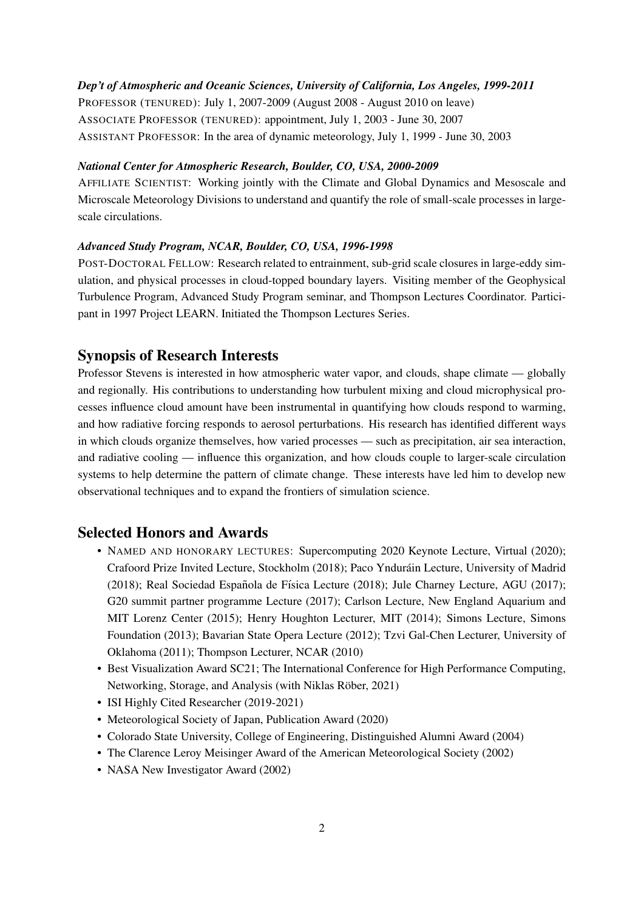***Dep't of Atmospheric and Oceanic Sciences, University of California, Los Angeles, 1999-2011***

PROFESSOR (TENURED): July 1, 2007-2009 (August 2008 - August 2010 on leave)
ASSOCIATE PROFESSOR (TENURED): appointment, July 1, 2003 - June 30, 2007
ASSISTANT PROFESSOR: In the area of dynamic meteorology, July 1, 1999 - June 30, 2003

***National Center for Atmospheric Research, Boulder, CO, USA, 2000-2009***

AFFILIATE SCIENTIST: Working jointly with the Climate and Global Dynamics and Mesoscale and Microscale Meteorology Divisions to understand and quantify the role of small-scale processes in large-scale circulations.

***Advanced Study Program, NCAR, Boulder, CO, USA, 1996-1998***

POST-DOCTORAL FELLOW: Research related to entrainment, sub-grid scale closures in large-eddy simulation, and physical processes in cloud-topped boundary layers. Visiting member of the Geophysical Turbulence Program, Advanced Study Program seminar, and Thompson Lectures Coordinator. Participant in 1997 Project LEARN. Initiated the Thompson Lectures Series.

## Synopsis of Research Interests

Professor Stevens is interested in how atmospheric water vapor, and clouds, shape climate — globally and regionally. His contributions to understanding how turbulent mixing and cloud microphysical processes influence cloud amount have been instrumental in quantifying how clouds respond to warming, and how radiative forcing responds to aerosol perturbations. His research has identified different ways in which clouds organize themselves, how varied processes — such as precipitation, air sea interaction, and radiative cooling — influence this organization, and how clouds couple to larger-scale circulation systems to help determine the pattern of climate change. These interests have led him to develop new observational techniques and to expand the frontiers of simulation science.

## Selected Honors and Awards

- NAMED AND HONORARY LECTURES: Supercomputing 2020 Keynote Lecture, Virtual (2020); Crafoord Prize Invited Lecture, Stockholm (2018); Paco Ynduráin Lecture, University of Madrid (2018); Real Sociedad Española de Física Lecture (2018); Jule Charney Lecture, AGU (2017); G20 summit partner programme Lecture (2017); Carlson Lecture, New England Aquarium and MIT Lorenz Center (2015); Henry Houghton Lecturer, MIT (2014); Simons Lecture, Simons Foundation (2013); Bavarian State Opera Lecture (2012); Tzvi Gal-Chen Lecturer, University of Oklahoma (2011); Thompson Lecturer, NCAR (2010)
- Best Visualization Award SC21; The International Conference for High Performance Computing, Networking, Storage, and Analysis (with Niklas Röber, 2021)
- ISI Highly Cited Researcher (2019-2021)
- Meteorological Society of Japan, Publication Award (2020)
- Colorado State University, College of Engineering, Distinguished Alumni Award (2004)
- The Clarence Leroy Meisinger Award of the American Meteorological Society (2002)
- NASA New Investigator Award (2002)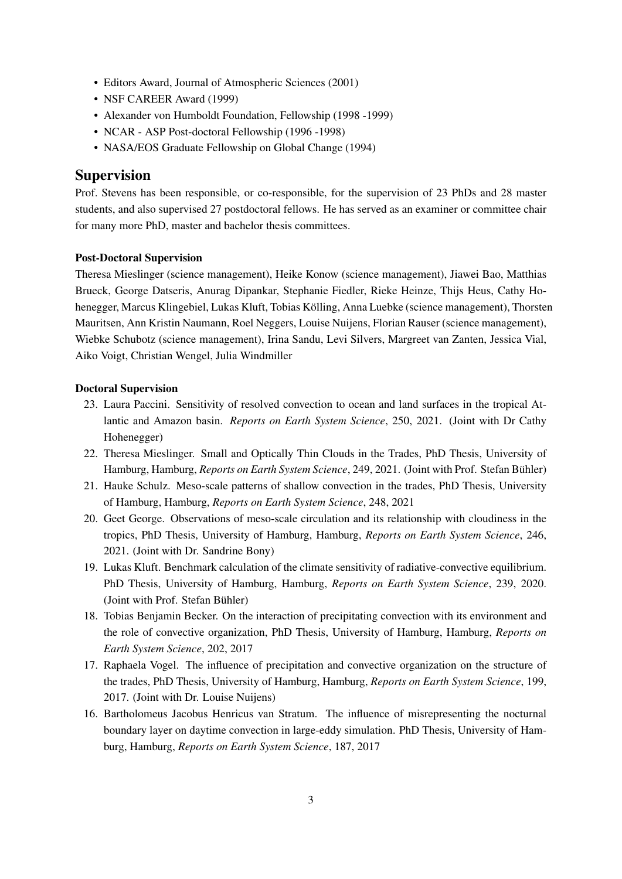- Editors Award, Journal of Atmospheric Sciences (2001)
- NSF CAREER Award (1999)
- Alexander von Humboldt Foundation, Fellowship (1998 -1999)
- NCAR - ASP Post-doctoral Fellowship (1996 -1998)
- NASA/EOS Graduate Fellowship on Global Change (1994)

## Supervision

Prof. Stevens has been responsible, or co-responsible, for the supervision of 23 PhDs and 28 master students, and also supervised 27 postdoctoral fellows. He has served as an examiner or committee chair for many more PhD, master and bachelor thesis committees.

### Post-Doctoral Supervision

Theresa Mieslinger (science management), Heike Konow (science management), Jiawei Bao, Matthias Brueck, George Datseris, Anurag Dipankar, Stephanie Fiedler, Rieke Heinze, Thijs Heus, Cathy Hohenegger, Marcus Klingebiel, Lukas Kluft, Tobias Kölling, Anna Luebke (science management), Thorsten Mauritsen, Ann Kristin Naumann, Roel Neggers, Louise Nuijens, Florian Rauser (science management), Wiebke Schubotz (science management), Irina Sandu, Levi Silvers, Margreet van Zanten, Jessica Vial, Aiko Voigt, Christian Wengel, Julia Windmiller

### Doctoral Supervision

23. Laura Paccini. Sensitivity of resolved convection to ocean and land surfaces in the tropical Atlantic and Amazon basin. *Reports on Earth System Science*, 250, 2021. (Joint with Dr Cathy Hohenegger)
22. Theresa Mieslinger. Small and Optically Thin Clouds in the Trades, PhD Thesis, University of Hamburg, Hamburg, *Reports on Earth System Science*, 249, 2021. (Joint with Prof. Stefan Bühler)
21. Hauke Schulz. Meso-scale patterns of shallow convection in the trades, PhD Thesis, University of Hamburg, Hamburg, *Reports on Earth System Science*, 248, 2021
20. Geet George. Observations of meso-scale circulation and its relationship with cloudiness in the tropics, PhD Thesis, University of Hamburg, Hamburg, *Reports on Earth System Science*, 246, 2021. (Joint with Dr. Sandrine Bony)
19. Lukas Kluft. Benchmark calculation of the climate sensitivity of radiative-convective equilibrium. PhD Thesis, University of Hamburg, Hamburg, *Reports on Earth System Science*, 239, 2020. (Joint with Prof. Stefan Bühler)
18. Tobias Benjamin Becker. On the interaction of precipitating convection with its environment and the role of convective organization, PhD Thesis, University of Hamburg, Hamburg, *Reports on Earth System Science*, 202, 2017
17. Raphaela Vogel. The influence of precipitation and convective organization on the structure of the trades, PhD Thesis, University of Hamburg, Hamburg, *Reports on Earth System Science*, 199, 2017. (Joint with Dr. Louise Nuijens)
16. Bartholomeus Jacobus Henricus van Stratum. The influence of misrepresenting the nocturnal boundary layer on daytime convection in large-eddy simulation. PhD Thesis, University of Hamburg, Hamburg, *Reports on Earth System Science*, 187, 2017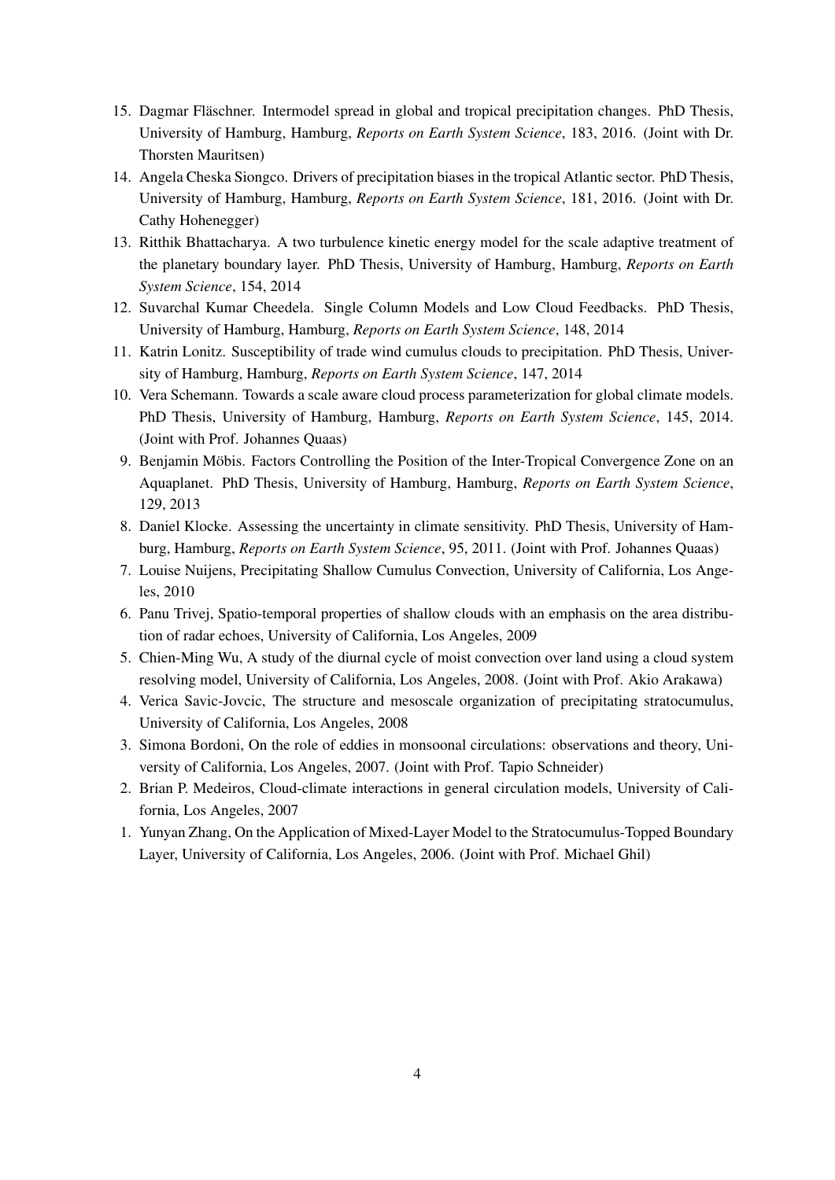15. Dagmar Fläschner. Intermodel spread in global and tropical precipitation changes. PhD Thesis, University of Hamburg, Hamburg, *Reports on Earth System Science*, 183, 2016. (Joint with Dr. Thorsten Mauritsen)
14. Angela Cheska Siongco. Drivers of precipitation biases in the tropical Atlantic sector. PhD Thesis, University of Hamburg, Hamburg, *Reports on Earth System Science*, 181, 2016. (Joint with Dr. Cathy Hohenegger)
13. Ritthik Bhattacharya. A two turbulence kinetic energy model for the scale adaptive treatment of the planetary boundary layer. PhD Thesis, University of Hamburg, Hamburg, *Reports on Earth System Science*, 154, 2014
12. Suvarchal Kumar Cheedela. Single Column Models and Low Cloud Feedbacks. PhD Thesis, University of Hamburg, Hamburg, *Reports on Earth System Science*, 148, 2014
11. Katrin Lonitz. Susceptibility of trade wind cumulus clouds to precipitation. PhD Thesis, University of Hamburg, Hamburg, *Reports on Earth System Science*, 147, 2014
10. Vera Schemann. Towards a scale aware cloud process parameterization for global climate models. PhD Thesis, University of Hamburg, Hamburg, *Reports on Earth System Science*, 145, 2014. (Joint with Prof. Johannes Quaas)
9. Benjamin Möbis. Factors Controlling the Position of the Inter-Tropical Convergence Zone on an Aquaplanet. PhD Thesis, University of Hamburg, Hamburg, *Reports on Earth System Science*, 129, 2013
8. Daniel Klocke. Assessing the uncertainty in climate sensitivity. PhD Thesis, University of Hamburg, Hamburg, *Reports on Earth System Science*, 95, 2011. (Joint with Prof. Johannes Quaas)
7. Louise Nuijens, Precipitating Shallow Cumulus Convection, University of California, Los Angeles, 2010
6. Panu Trivej, Spatio-temporal properties of shallow clouds with an emphasis on the area distribution of radar echoes, University of California, Los Angeles, 2009
5. Chien-Ming Wu, A study of the diurnal cycle of moist convection over land using a cloud system resolving model, University of California, Los Angeles, 2008. (Joint with Prof. Akio Arakawa)
4. Verica Savic-Jovcic, The structure and mesoscale organization of precipitating stratocumulus, University of California, Los Angeles, 2008
3. Simona Bordoni, On the role of eddies in monsoonal circulations: observations and theory, University of California, Los Angeles, 2007. (Joint with Prof. Tapio Schneider)
2. Brian P. Medeiros, Cloud-climate interactions in general circulation models, University of California, Los Angeles, 2007
1. Yunyan Zhang, On the Application of Mixed-Layer Model to the Stratocumulus-Topped Boundary Layer, University of California, Los Angeles, 2006. (Joint with Prof. Michael Ghil)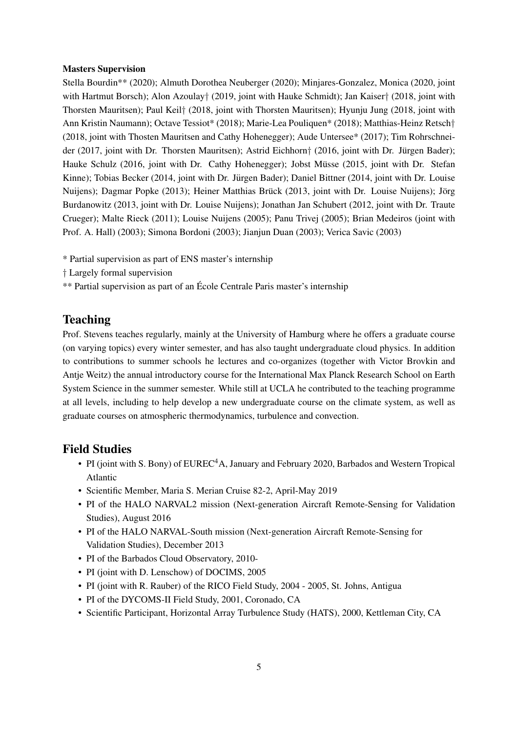**Masters Supervision**

Stella Bourdin** (2020); Almuth Dorothea Neuberger (2020); Minjares-Gonzalez, Monica (2020, joint with Hartmut Borsch); Alon Azoulay† (2019, joint with Hauke Schmidt); Jan Kaiser† (2018, joint with Thorsten Mauritsen); Paul Keil† (2018, joint with Thorsten Mauritsen); Hyunju Jung (2018, joint with Ann Kristin Naumann); Octave Tessiot* (2018); Marie-Lea Pouliquen* (2018); Matthias-Heinz Retsch† (2018, joint with Thosten Mauritsen and Cathy Hohenegger); Aude Untersee* (2017); Tim Rohrschneider (2017, joint with Dr. Thorsten Mauritsen); Astrid Eichhorn† (2016, joint with Dr. Jürgen Bader); Hauke Schulz (2016, joint with Dr. Cathy Hohenegger); Jobst Müsse (2015, joint with Dr. Stefan Kinne); Tobias Becker (2014, joint with Dr. Jürgen Bader); Daniel Bittner (2014, joint with Dr. Louise Nuijens); Dagmar Popke (2013); Heiner Matthias Brück (2013, joint with Dr. Louise Nuijens); Jörg Burdanowitz (2013, joint with Dr. Louise Nuijens); Jonathan Jan Schubert (2012, joint with Dr. Traute Crueger); Malte Rieck (2011); Louise Nuijens (2005); Panu Trivej (2005); Brian Medeiros (joint with Prof. A. Hall) (2003); Simona Bordoni (2003); Jianjun Duan (2003); Verica Savic (2003)

* Partial supervision as part of ENS master's internship

† Largely formal supervision

** Partial supervision as part of an École Centrale Paris master's internship

## Teaching

Prof. Stevens teaches regularly, mainly at the University of Hamburg where he offers a graduate course (on varying topics) every winter semester, and has also taught undergraduate cloud physics. In addition to contributions to summer schools he lectures and co-organizes (together with Victor Brovkin and Antje Weitz) the annual introductory course for the International Max Planck Research School on Earth System Science in the summer semester. While still at UCLA he contributed to the teaching programme at all levels, including to help develop a new undergraduate course on the climate system, as well as graduate courses on atmospheric thermodynamics, turbulence and convection.

## Field Studies

- PI (joint with S. Bony) of EUREC$^4$A, January and February 2020, Barbados and Western Tropical Atlantic
- Scientific Member, Maria S. Merian Cruise 82-2, April-May 2019
- PI of the HALO NARVAL2 mission (Next-generation Aircraft Remote-Sensing for Validation Studies), August 2016
- PI of the HALO NARVAL-South mission (Next-generation Aircraft Remote-Sensing for Validation Studies), December 2013
- PI of the Barbados Cloud Observatory, 2010-
- PI (joint with D. Lenschow) of DOCIMS, 2005
- PI (joint with R. Rauber) of the RICO Field Study, 2004 - 2005, St. Johns, Antigua
- PI of the DYCOMS-II Field Study, 2001, Coronado, CA
- Scientific Participant, Horizontal Array Turbulence Study (HATS), 2000, Kettleman City, CA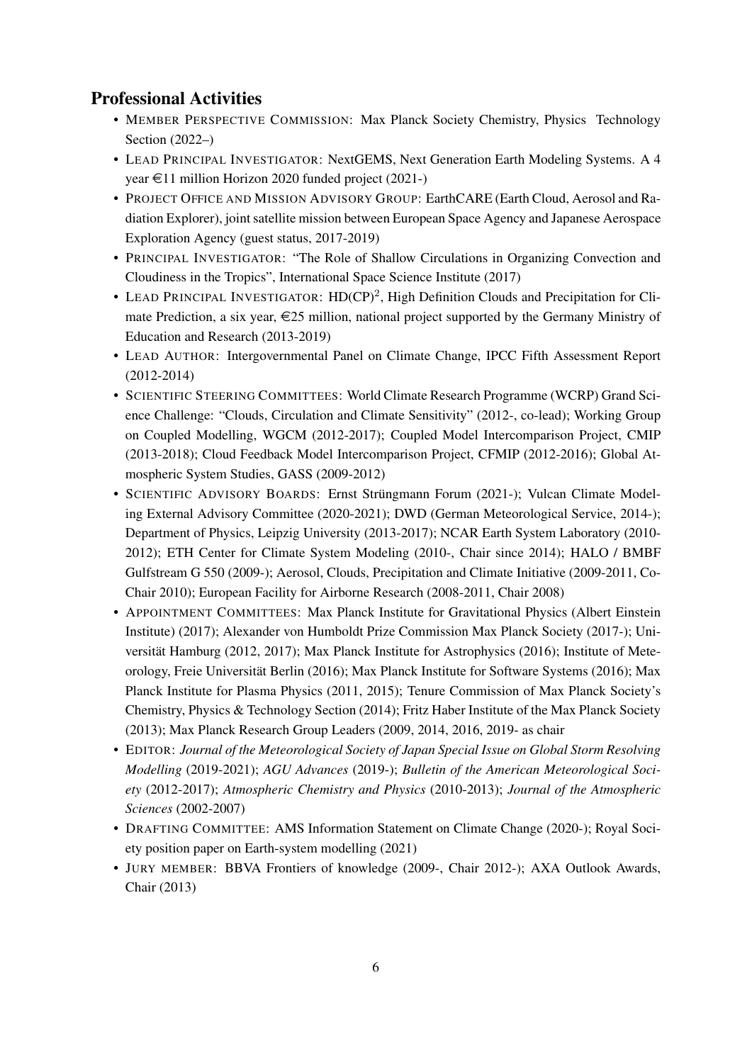## Professional Activities

- MEMBER PERSPECTIVE COMMISSION: Max Planck Society Chemistry, Physics Technology Section (2022–)
- LEAD PRINCIPAL INVESTIGATOR: NextGEMS, Next Generation Earth Modeling Systems. A 4 year €11 million Horizon 2020 funded project (2021-)
- PROJECT OFFICE AND MISSION ADVISORY GROUP: EarthCARE (Earth Cloud, Aerosol and Radiation Explorer), joint satellite mission between European Space Agency and Japanese Aerospace Exploration Agency (guest status, 2017-2019)
- PRINCIPAL INVESTIGATOR: "The Role of Shallow Circulations in Organizing Convection and Cloudiness in the Tropics", International Space Science Institute (2017)
- LEAD PRINCIPAL INVESTIGATOR: $HD(CP)^2$, High Definition Clouds and Precipitation for Climate Prediction, a six year, €25 million, national project supported by the Germany Ministry of Education and Research (2013-2019)
- LEAD AUTHOR: Intergovernmental Panel on Climate Change, IPCC Fifth Assessment Report (2012-2014)
- SCIENTIFIC STEERING COMMITTEES: World Climate Research Programme (WCRP) Grand Science Challenge: "Clouds, Circulation and Climate Sensitivity" (2012-, co-lead); Working Group on Coupled Modelling, WGCM (2012-2017); Coupled Model Intercomparison Project, CMIP (2013-2018); Cloud Feedback Model Intercomparison Project, CFMIP (2012-2016); Global Atmospheric System Studies, GASS (2009-2012)
- SCIENTIFIC ADVISORY BOARDS: Ernst Strüngmann Forum (2021-); Vulcan Climate Modeling External Advisory Committee (2020-2021); DWD (German Meteorological Service, 2014-); Department of Physics, Leipzig University (2013-2017); NCAR Earth System Laboratory (2010-2012); ETH Center for Climate System Modeling (2010-, Chair since 2014); HALO / BMBF Gulfstream G 550 (2009-); Aerosol, Clouds, Precipitation and Climate Initiative (2009-2011, Co-Chair 2010); European Facility for Airborne Research (2008-2011, Chair 2008)
- APPOINTMENT COMMITTEES: Max Planck Institute for Gravitational Physics (Albert Einstein Institute) (2017); Alexander von Humboldt Prize Commission Max Planck Society (2017-); Universität Hamburg (2012, 2017); Max Planck Institute for Astrophysics (2016); Institute of Meteorology, Freie Universität Berlin (2016); Max Planck Institute for Software Systems (2016); Max Planck Institute for Plasma Physics (2011, 2015); Tenure Commission of Max Planck Society's Chemistry, Physics & Technology Section (2014); Fritz Haber Institute of the Max Planck Society (2013); Max Planck Research Group Leaders (2009, 2014, 2016, 2019- as chair
- EDITOR: *Journal of the Meteorological Society of Japan Special Issue on Global Storm Resolving Modelling* (2019-2021); *AGU Advances* (2019-); *Bulletin of the American Meteorological Society* (2012-2017); *Atmospheric Chemistry and Physics* (2010-2013); *Journal of the Atmospheric Sciences* (2002-2007)
- DRAFTING COMMITTEE: AMS Information Statement on Climate Change (2020-); Royal Society position paper on Earth-system modelling (2021)
- JURY MEMBER: BBVA Frontiers of knowledge (2009-, Chair 2012-); AXA Outlook Awards, Chair (2013)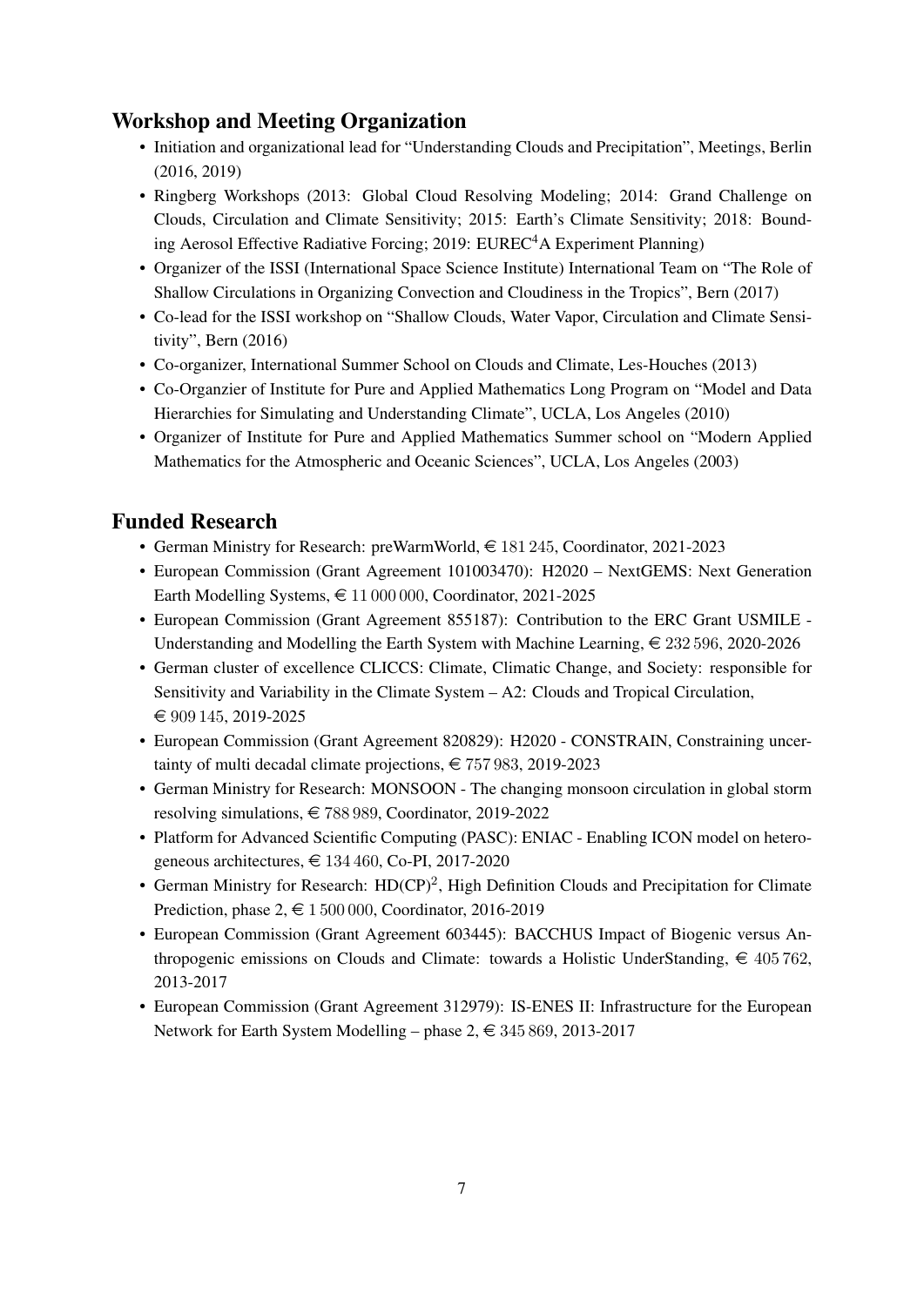## Workshop and Meeting Organization

- Initiation and organizational lead for "Understanding Clouds and Precipitation", Meetings, Berlin (2016, 2019)
- Ringberg Workshops (2013: Global Cloud Resolving Modeling; 2014: Grand Challenge on Clouds, Circulation and Climate Sensitivity; 2015: Earth's Climate Sensitivity; 2018: Bounding Aerosol Effective Radiative Forcing; 2019: EUREC$^4$A Experiment Planning)
- Organizer of the ISSI (International Space Science Institute) International Team on "The Role of Shallow Circulations in Organizing Convection and Cloudiness in the Tropics", Bern (2017)
- Co-lead for the ISSI workshop on "Shallow Clouds, Water Vapor, Circulation and Climate Sensitivity", Bern (2016)
- Co-organizer, International Summer School on Clouds and Climate, Les-Houches (2013)
- Co-Organzier of Institute for Pure and Applied Mathematics Long Program on "Model and Data Hierarchies for Simulating and Understanding Climate", UCLA, Los Angeles (2010)
- Organizer of Institute for Pure and Applied Mathematics Summer school on "Modern Applied Mathematics for the Atmospheric and Oceanic Sciences", UCLA, Los Angeles (2003)

## Funded Research

- German Ministry for Research: preWarmWorld, € 181 245, Coordinator, 2021-2023
- European Commission (Grant Agreement 101003470): H2020 – NextGEMS: Next Generation Earth Modelling Systems, € 11 000 000, Coordinator, 2021-2025
- European Commission (Grant Agreement 855187): Contribution to the ERC Grant USMILE - Understanding and Modelling the Earth System with Machine Learning, € 232 596, 2020-2026
- German cluster of excellence CLICCS: Climate, Climatic Change, and Society: responsible for Sensitivity and Variability in the Climate System – A2: Clouds and Tropical Circulation, € 909 145, 2019-2025
- European Commission (Grant Agreement 820829): H2020 - CONSTRAIN, Constraining uncertainty of multi decadal climate projections, € 757 983, 2019-2023
- German Ministry for Research: MONSOON - The changing monsoon circulation in global storm resolving simulations, € 788 989, Coordinator, 2019-2022
- Platform for Advanced Scientific Computing (PASC): ENIAC - Enabling ICON model on heterogeneous architectures, € 134 460, Co-PI, 2017-2020
- German Ministry for Research: HD(CP)$^2$, High Definition Clouds and Precipitation for Climate Prediction, phase 2, € 1 500 000, Coordinator, 2016-2019
- European Commission (Grant Agreement 603445): BACCHUS Impact of Biogenic versus Anthropogenic emissions on Clouds and Climate: towards a Holistic UnderStanding, € 405 762, 2013-2017
- European Commission (Grant Agreement 312979): IS-ENES II: Infrastructure for the European Network for Earth System Modelling – phase 2, € 345 869, 2013-2017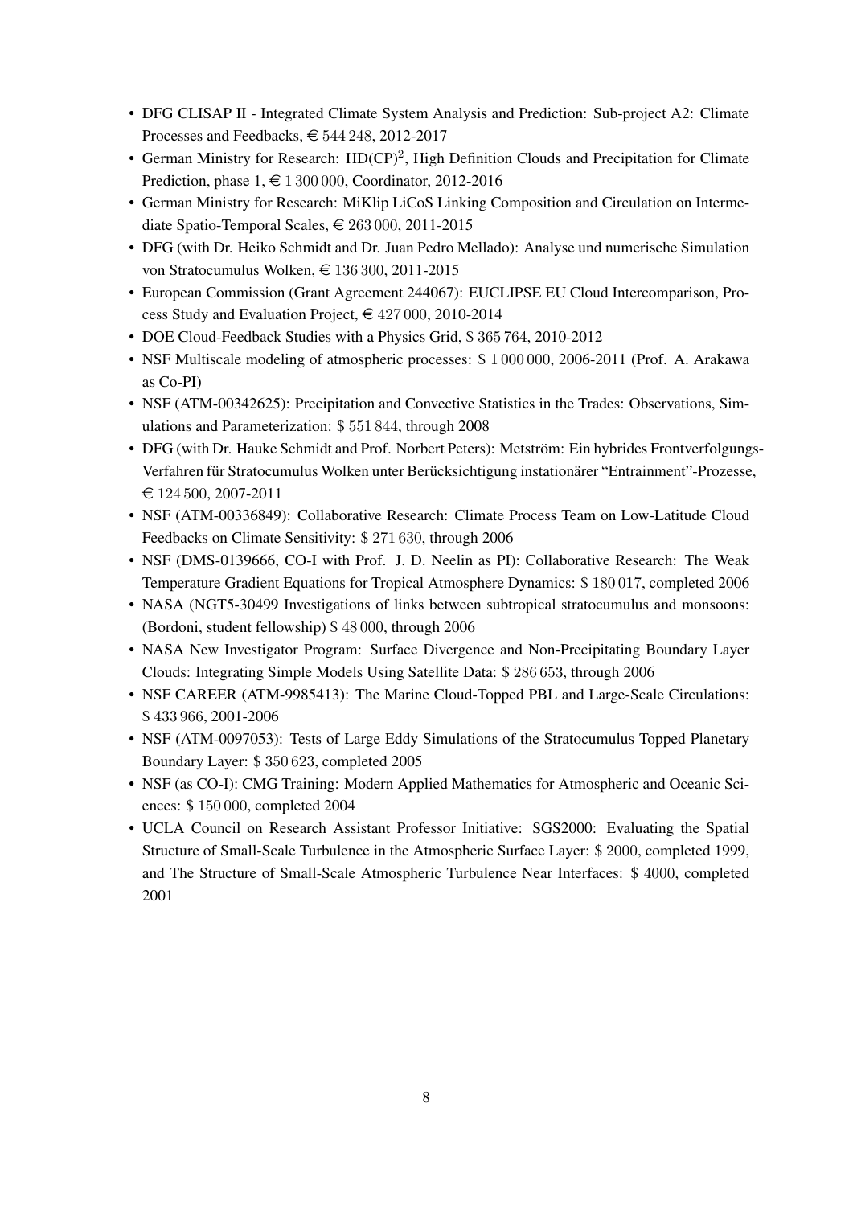- DFG CLISAP II - Integrated Climate System Analysis and Prediction: Sub-project A2: Climate Processes and Feedbacks, € 544 248, 2012-2017
- German Ministry for Research: HD(CP)$^2$, High Definition Clouds and Precipitation for Climate Prediction, phase 1, € 1 300 000, Coordinator, 2012-2016
- German Ministry for Research: MiKlip LiCoS Linking Composition and Circulation on Intermediate Spatio-Temporal Scales, € 263 000, 2011-2015
- DFG (with Dr. Heiko Schmidt and Dr. Juan Pedro Mellado): Analyse und numerische Simulation von Stratocumulus Wolken, € 136 300, 2011-2015
- European Commission (Grant Agreement 244067): EUCLIPSE EU Cloud Intercomparison, Process Study and Evaluation Project, € 427 000, 2010-2014
- DOE Cloud-Feedback Studies with a Physics Grid, $ 365 764, 2010-2012
- NSF Multiscale modeling of atmospheric processes: $ 1 000 000, 2006-2011 (Prof. A. Arakawa as Co-PI)
- NSF (ATM-00342625): Precipitation and Convective Statistics in the Trades: Observations, Simulations and Parameterization: $ 551 844, through 2008
- DFG (with Dr. Hauke Schmidt and Prof. Norbert Peters): Metström: Ein hybrides Frontverfolgungs-Verfahren für Stratocumulus Wolken unter Berücksichtigung instationärer "Entrainment"-Prozesse, € 124 500, 2007-2011
- NSF (ATM-00336849): Collaborative Research: Climate Process Team on Low-Latitude Cloud Feedbacks on Climate Sensitivity: $ 271 630, through 2006
- NSF (DMS-0139666, CO-I with Prof. J. D. Neelin as PI): Collaborative Research: The Weak Temperature Gradient Equations for Tropical Atmosphere Dynamics: $ 180 017, completed 2006
- NASA (NGT5-30499 Investigations of links between subtropical stratocumulus and monsoons: (Bordoni, student fellowship) $ 48 000, through 2006
- NASA New Investigator Program: Surface Divergence and Non-Precipitating Boundary Layer Clouds: Integrating Simple Models Using Satellite Data: $ 286 653, through 2006
- NSF CAREER (ATM-9985413): The Marine Cloud-Topped PBL and Large-Scale Circulations: $ 433 966, 2001-2006
- NSF (ATM-0097053): Tests of Large Eddy Simulations of the Stratocumulus Topped Planetary Boundary Layer: $ 350 623, completed 2005
- NSF (as CO-I): CMG Training: Modern Applied Mathematics for Atmospheric and Oceanic Sciences: $ 150 000, completed 2004
- UCLA Council on Research Assistant Professor Initiative: SGS2000: Evaluating the Spatial Structure of Small-Scale Turbulence in the Atmospheric Surface Layer: $ 2000, completed 1999, and The Structure of Small-Scale Atmospheric Turbulence Near Interfaces: $ 4000, completed 2001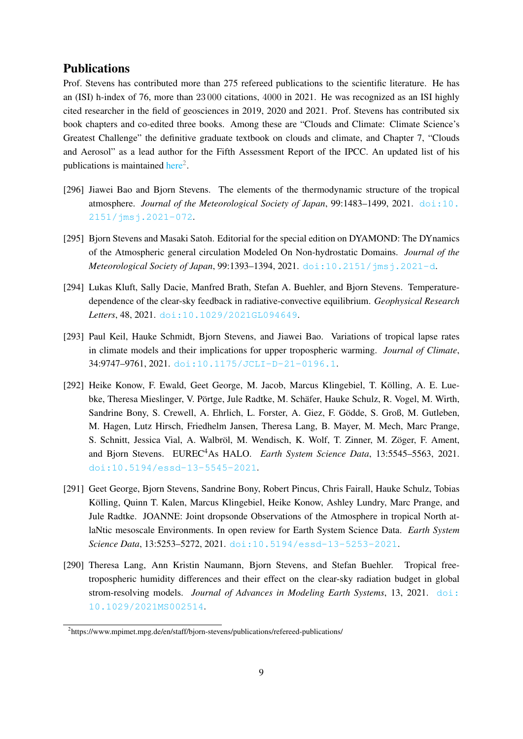## Publications

Prof. Stevens has contributed more than 275 refereed publications to the scientific literature. He has an (ISI) h-index of 76, more than 23 000 citations, 4000 in 2021. He was recognized as an ISI highly cited researcher in the field of geosciences in 2019, 2020 and 2021. Prof. Stevens has contributed six book chapters and co-edited three books. Among these are "Clouds and Climate: Climate Science's Greatest Challenge" the definitive graduate textbook on clouds and climate, and Chapter 7, "Clouds and Aerosol" as a lead author for the Fifth Assessment Report of the IPCC. An updated list of his publications is maintained here[2].

[296] Jiawei Bao and Bjorn Stevens. The elements of the thermodynamic structure of the tropical atmosphere. *Journal of the Meteorological Society of Japan*, 99:1483–1499, 2021. doi:10.2151/jmsj.2021-072.

[295] Bjorn Stevens and Masaki Satoh. Editorial for the special edition on DYAMOND: The DYnamics of the Atmospheric general circulation Modeled On Non-hydrostatic Domains. *Journal of the Meteorological Society of Japan*, 99:1393–1394, 2021. doi:10.2151/jmsj.2021-d.

[294] Lukas Kluft, Sally Dacie, Manfred Brath, Stefan A. Buehler, and Bjorn Stevens. Temperature-dependence of the clear-sky feedback in radiative-convective equilibrium. *Geophysical Research Letters*, 48, 2021. doi:10.1029/2021GL094649.

[293] Paul Keil, Hauke Schmidt, Bjorn Stevens, and Jiawei Bao. Variations of tropical lapse rates in climate models and their implications for upper tropospheric warming. *Journal of Climate*, 34:9747–9761, 2021. doi:10.1175/JCLI-D-21-0196.1.

[292] Heike Konow, F. Ewald, Geet George, M. Jacob, Marcus Klingebiel, T. Kölling, A. E. Luebke, Theresa Mieslinger, V. Pörtge, Jule Radtke, M. Schäfer, Hauke Schulz, R. Vogel, M. Wirth, Sandrine Bony, S. Crewell, A. Ehrlich, L. Forster, A. Giez, F. Gödde, S. Groß, M. Gutleben, M. Hagen, Lutz Hirsch, Friedhelm Jansen, Theresa Lang, B. Mayer, M. Mech, Marc Prange, S. Schnitt, Jessica Vial, A. Walbröl, M. Wendisch, K. Wolf, T. Zinner, M. Zöger, F. Ament, and Bjorn Stevens. EUREC$^4$As HALO. *Earth System Science Data*, 13:5545–5563, 2021. doi:10.5194/essd-13-5545-2021.

[291] Geet George, Bjorn Stevens, Sandrine Bony, Robert Pincus, Chris Fairall, Hauke Schulz, Tobias Kölling, Quinn T. Kalen, Marcus Klingebiel, Heike Konow, Ashley Lundry, Marc Prange, and Jule Radtke. JOANNE: Joint dropsonde Observations of the Atmosphere in tropical North atlaNtic mesoscale Environments. In open review for Earth System Science Data. *Earth System Science Data*, 13:5253–5272, 2021. doi:10.5194/essd-13-5253-2021.

[290] Theresa Lang, Ann Kristin Naumann, Bjorn Stevens, and Stefan Buehler. Tropical free-tropospheric humidity differences and their effect on the clear-sky radiation budget in global strom-resolving models. *Journal of Advances in Modeling Earth Systems*, 13, 2021. doi:10.1029/2021MS002514.

[2] https://www.mpimet.mpg.de/en/staff/bjorn-stevens/publications/refereed-publications/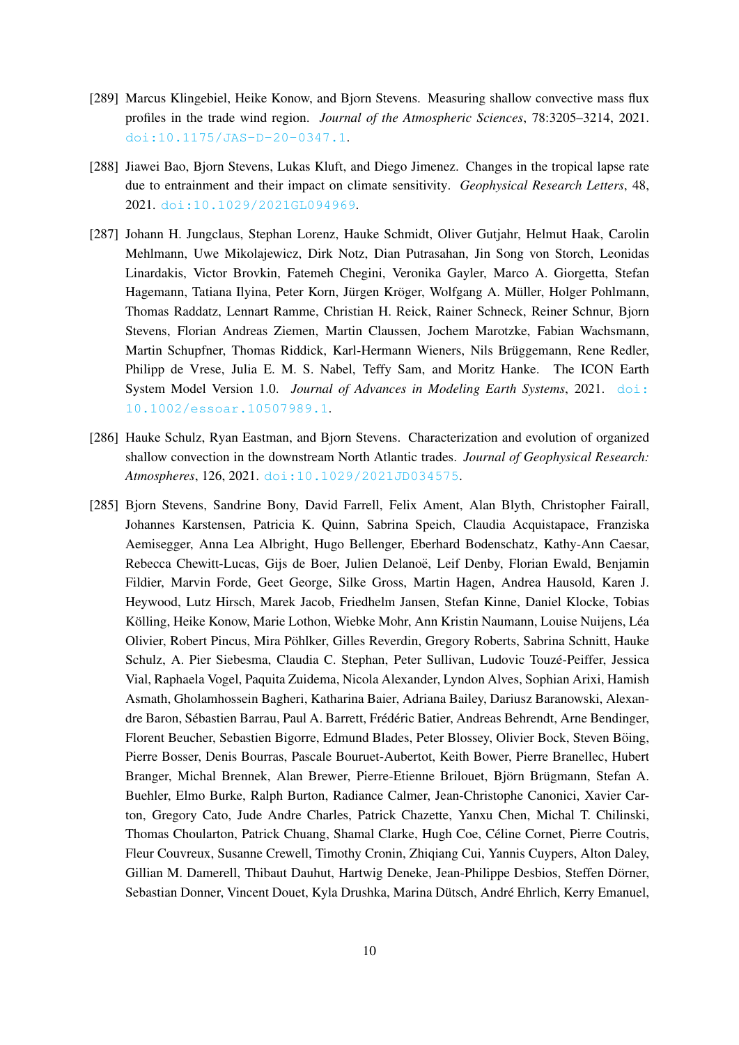[289] Marcus Klingebiel, Heike Konow, and Bjorn Stevens. Measuring shallow convective mass flux profiles in the trade wind region. *Journal of the Atmospheric Sciences*, 78:3205–3214, 2021. doi:10.1175/JAS-D-20-0347.1.

[288] Jiawei Bao, Bjorn Stevens, Lukas Kluft, and Diego Jimenez. Changes in the tropical lapse rate due to entrainment and their impact on climate sensitivity. *Geophysical Research Letters*, 48, 2021. doi:10.1029/2021GL094969.

[287] Johann H. Jungclaus, Stephan Lorenz, Hauke Schmidt, Oliver Gutjahr, Helmut Haak, Carolin Mehlmann, Uwe Mikolajewicz, Dirk Notz, Dian Putrasahan, Jin Song von Storch, Leonidas Linardakis, Victor Brovkin, Fatemeh Chegini, Veronika Gayler, Marco A. Giorgetta, Stefan Hagemann, Tatiana Ilyina, Peter Korn, Jürgen Kröger, Wolfgang A. Müller, Holger Pohlmann, Thomas Raddatz, Lennart Ramme, Christian H. Reick, Rainer Schneck, Reiner Schnur, Bjorn Stevens, Florian Andreas Ziemen, Martin Claussen, Jochem Marotzke, Fabian Wachsmann, Martin Schupfner, Thomas Riddick, Karl-Hermann Wieners, Nils Brüggemann, Rene Redler, Philipp de Vrese, Julia E. M. S. Nabel, Teffy Sam, and Moritz Hanke. The ICON Earth System Model Version 1.0. *Journal of Advances in Modeling Earth Systems*, 2021. doi:10.1002/essoar.10507989.1.

[286] Hauke Schulz, Ryan Eastman, and Bjorn Stevens. Characterization and evolution of organized shallow convection in the downstream North Atlantic trades. *Journal of Geophysical Research: Atmospheres*, 126, 2021. doi:10.1029/2021JD034575.

[285] Bjorn Stevens, Sandrine Bony, David Farrell, Felix Ament, Alan Blyth, Christopher Fairall, Johannes Karstensen, Patricia K. Quinn, Sabrina Speich, Claudia Acquistapace, Franziska Aemisegger, Anna Lea Albright, Hugo Bellenger, Eberhard Bodenschatz, Kathy-Ann Caesar, Rebecca Chewitt-Lucas, Gijs de Boer, Julien Delanoë, Leif Denby, Florian Ewald, Benjamin Fildier, Marvin Forde, Geet George, Silke Gross, Martin Hagen, Andrea Hausold, Karen J. Heywood, Lutz Hirsch, Marek Jacob, Friedhelm Jansen, Stefan Kinne, Daniel Klocke, Tobias Kölling, Heike Konow, Marie Lothon, Wiebke Mohr, Ann Kristin Naumann, Louise Nuijens, Léa Olivier, Robert Pincus, Mira Pöhlker, Gilles Reverdin, Gregory Roberts, Sabrina Schnitt, Hauke Schulz, A. Pier Siebesma, Claudia C. Stephan, Peter Sullivan, Ludovic Touzé-Peiffer, Jessica Vial, Raphaela Vogel, Paquita Zuidema, Nicola Alexander, Lyndon Alves, Sophian Arixi, Hamish Asmath, Gholamhossein Bagheri, Katharina Baier, Adriana Bailey, Dariusz Baranowski, Alexandre Baron, Sébastien Barrau, Paul A. Barrett, Frédéric Batier, Andreas Behrendt, Arne Bendinger, Florent Beucher, Sebastien Bigorre, Edmund Blades, Peter Blossey, Olivier Bock, Steven Böing, Pierre Bosser, Denis Bourras, Pascale Bouruet-Aubertot, Keith Bower, Pierre Branellec, Hubert Branger, Michal Brennek, Alan Brewer, Pierre-Etienne Brilouet, Björn Brügmann, Stefan A. Buehler, Elmo Burke, Ralph Burton, Radiance Calmer, Jean-Christophe Canonici, Xavier Carton, Gregory Cato, Jude Andre Charles, Patrick Chazette, Yanxu Chen, Michal T. Chilinski, Thomas Choularton, Patrick Chuang, Shamal Clarke, Hugh Coe, Céline Cornet, Pierre Coutris, Fleur Couvreux, Susanne Crewell, Timothy Cronin, Zhiqiang Cui, Yannis Cuypers, Alton Daley, Gillian M. Damerell, Thibaut Dauhut, Hartwig Deneke, Jean-Philippe Desbios, Steffen Dörner, Sebastian Donner, Vincent Douet, Kyla Drushka, Marina Dütsch, André Ehrlich, Kerry Emanuel,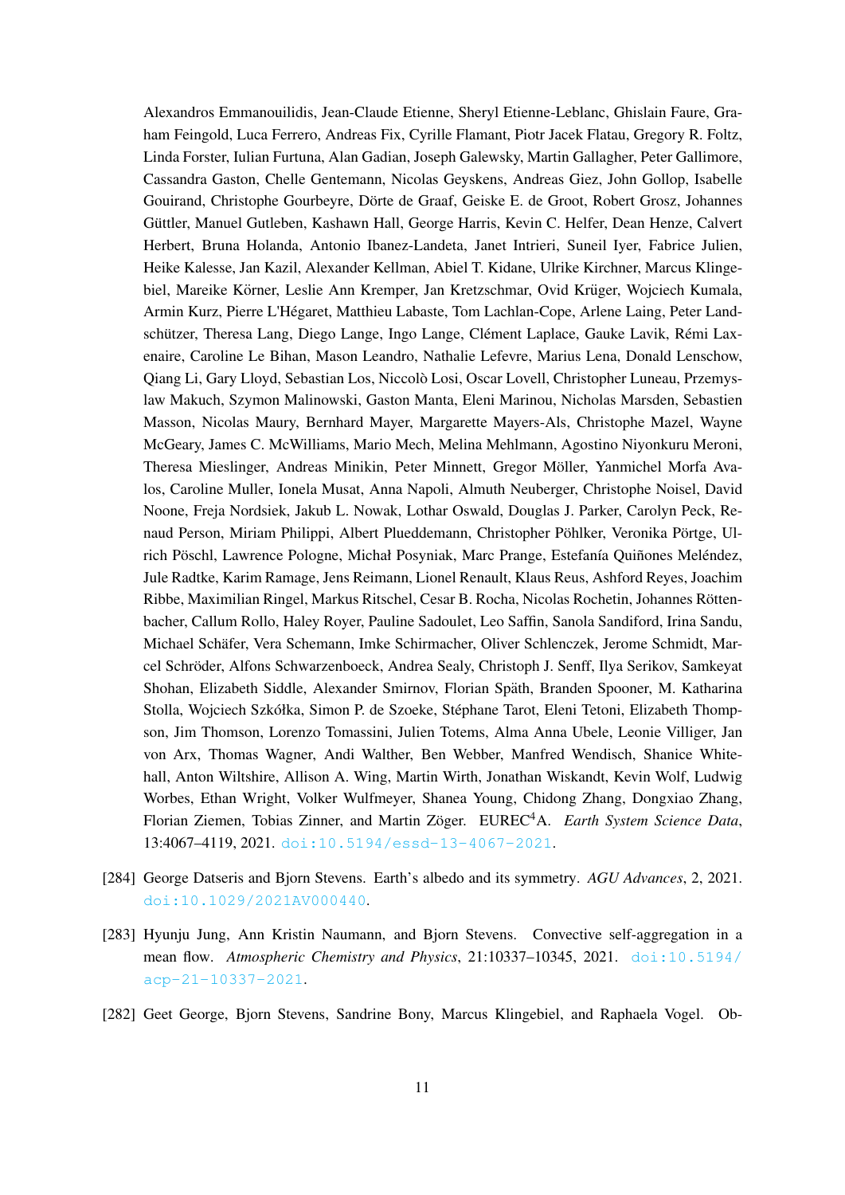Alexandros Emmanouilidis, Jean-Claude Etienne, Sheryl Etienne-Leblanc, Ghislain Faure, Graham Feingold, Luca Ferrero, Andreas Fix, Cyrille Flamant, Piotr Jacek Flatau, Gregory R. Foltz, Linda Forster, Iulian Furtuna, Alan Gadian, Joseph Galewsky, Martin Gallagher, Peter Gallimore, Cassandra Gaston, Chelle Gentemann, Nicolas Geyskens, Andreas Giez, John Gollop, Isabelle Gouirand, Christophe Gourbeyre, Dörte de Graaf, Geiske E. de Groot, Robert Grosz, Johannes Güttler, Manuel Gutleben, Kashawn Hall, George Harris, Kevin C. Helfer, Dean Henze, Calvert Herbert, Bruna Holanda, Antonio Ibanez-Landeta, Janet Intrieri, Suneil Iyer, Fabrice Julien, Heike Kalesse, Jan Kazil, Alexander Kellman, Abiel T. Kidane, Ulrike Kirchner, Marcus Klingebiel, Mareike Körner, Leslie Ann Kremper, Jan Kretzschmar, Ovid Krüger, Wojciech Kumala, Armin Kurz, Pierre L'Hégaret, Matthieu Labaste, Tom Lachlan-Cope, Arlene Laing, Peter Landschützer, Theresa Lang, Diego Lange, Ingo Lange, Clément Laplace, Gauke Lavik, Rémi Laxenaire, Caroline Le Bihan, Mason Leandro, Nathalie Lefevre, Marius Lena, Donald Lenschow, Qiang Li, Gary Lloyd, Sebastian Los, Niccolò Losi, Oscar Lovell, Christopher Luneau, Przemyslaw Makuch, Szymon Malinowski, Gaston Manta, Eleni Marinou, Nicholas Marsden, Sebastien Masson, Nicolas Maury, Bernhard Mayer, Margarette Mayers-Als, Christophe Mazel, Wayne McGeary, James C. McWilliams, Mario Mech, Melina Mehlmann, Agostino Niyonkuru Meroni, Theresa Mieslinger, Andreas Minikin, Peter Minnett, Gregor Möller, Yanmichel Morfa Avalos, Caroline Muller, Ionela Musat, Anna Napoli, Almuth Neuberger, Christophe Noisel, David Noone, Freja Nordsiek, Jakub L. Nowak, Lothar Oswald, Douglas J. Parker, Carolyn Peck, Renaud Person, Miriam Philippi, Albert Plueddemann, Christopher Pöhlker, Veronika Pörtge, Ulrich Pöschl, Lawrence Pologne, Michał Posyniak, Marc Prange, Estefanía Quiñones Meléndez, Jule Radtke, Karim Ramage, Jens Reimann, Lionel Renault, Klaus Reus, Ashford Reyes, Joachim Ribbe, Maximilian Ringel, Markus Ritschel, Cesar B. Rocha, Nicolas Rochetin, Johannes Röttenbacher, Callum Rollo, Haley Royer, Pauline Sadoulet, Leo Saffin, Sanola Sandiford, Irina Sandu, Michael Schäfer, Vera Schemann, Imke Schirmacher, Oliver Schlenczek, Jerome Schmidt, Marcel Schröder, Alfons Schwarzenboeck, Andrea Sealy, Christoph J. Senff, Ilya Serikov, Samkeyat Shohan, Elizabeth Siddle, Alexander Smirnov, Florian Späth, Branden Spooner, M. Katharina Stolla, Wojciech Szkółka, Simon P. de Szoeke, Stéphane Tarot, Eleni Tetoni, Elizabeth Thompson, Jim Thomson, Lorenzo Tomassini, Julien Totems, Alma Anna Ubele, Leonie Villiger, Jan von Arx, Thomas Wagner, Andi Walther, Ben Webber, Manfred Wendisch, Shanice Whitehall, Anton Wiltshire, Allison A. Wing, Martin Wirth, Jonathan Wiskandt, Kevin Wolf, Ludwig Worbes, Ethan Wright, Volker Wulfmeyer, Shanea Young, Chidong Zhang, Dongxiao Zhang, Florian Ziemen, Tobias Zinner, and Martin Zöger. EUREC$^4$A. *Earth System Science Data*, 13:4067–4119, 2021. doi:10.5194/essd-13-4067-2021.

[284] George Datseris and Bjorn Stevens. Earth's albedo and its symmetry. *AGU Advances*, 2, 2021. doi:10.1029/2021AV000440.

[283] Hyunju Jung, Ann Kristin Naumann, and Bjorn Stevens. Convective self-aggregation in a mean flow. *Atmospheric Chemistry and Physics*, 21:10337–10345, 2021. doi:10.5194/acp-21-10337-2021.

[282] Geet George, Bjorn Stevens, Sandrine Bony, Marcus Klingebiel, and Raphaela Vogel. Ob-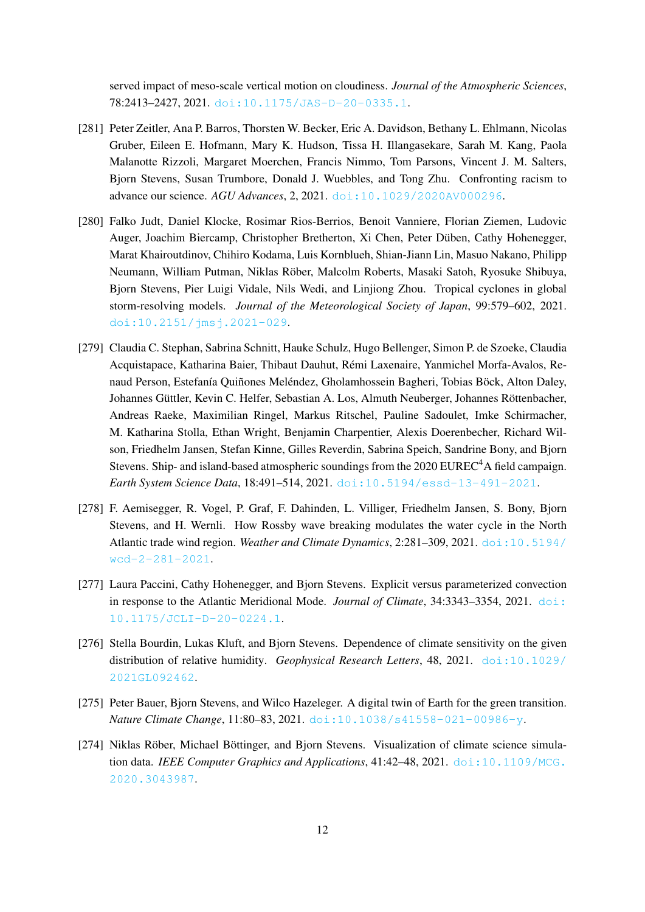served impact of meso-scale vertical motion on cloudiness. *Journal of the Atmospheric Sciences*, 78:2413–2427, 2021. doi:10.1175/JAS-D-20-0335.1.

[281] Peter Zeitler, Ana P. Barros, Thorsten W. Becker, Eric A. Davidson, Bethany L. Ehlmann, Nicolas Gruber, Eileen E. Hofmann, Mary K. Hudson, Tissa H. Illangasekare, Sarah M. Kang, Paola Malanotte Rizzoli, Margaret Moerchen, Francis Nimmo, Tom Parsons, Vincent J. M. Salters, Bjorn Stevens, Susan Trumbore, Donald J. Wuebbles, and Tong Zhu. Confronting racism to advance our science. *AGU Advances*, 2, 2021. doi:10.1029/2020AV000296.

[280] Falko Judt, Daniel Klocke, Rosimar Rios-Berrios, Benoit Vanniere, Florian Ziemen, Ludovic Auger, Joachim Biercamp, Christopher Bretherton, Xi Chen, Peter Düben, Cathy Hohenegger, Marat Khairoutdinov, Chihiro Kodama, Luis Kornblueh, Shian-Jiann Lin, Masuo Nakano, Philipp Neumann, William Putman, Niklas Röber, Malcolm Roberts, Masaki Satoh, Ryosuke Shibuya, Bjorn Stevens, Pier Luigi Vidale, Nils Wedi, and Linjiong Zhou. Tropical cyclones in global storm-resolving models. *Journal of the Meteorological Society of Japan*, 99:579–602, 2021. doi:10.2151/jmsj.2021-029.

[279] Claudia C. Stephan, Sabrina Schnitt, Hauke Schulz, Hugo Bellenger, Simon P. de Szoeke, Claudia Acquistapace, Katharina Baier, Thibaut Dauhut, Rémi Laxenaire, Yanmichel Morfa-Avalos, Renaud Person, Estefanía Quiñones Meléndez, Gholamhossein Bagheri, Tobias Böck, Alton Daley, Johannes Güttler, Kevin C. Helfer, Sebastian A. Los, Almuth Neuberger, Johannes Röttenbacher, Andreas Raeke, Maximilian Ringel, Markus Ritschel, Pauline Sadoulet, Imke Schirmacher, M. Katharina Stolla, Ethan Wright, Benjamin Charpentier, Alexis Doerenbecher, Richard Wilson, Friedhelm Jansen, Stefan Kinne, Gilles Reverdin, Sabrina Speich, Sandrine Bony, and Bjorn Stevens. Ship- and island-based atmospheric soundings from the 2020 EUREC$^4$A field campaign. *Earth System Science Data*, 18:491–514, 2021. doi:10.5194/essd-13-491-2021.

[278] F. Aemisegger, R. Vogel, P. Graf, F. Dahinden, L. Villiger, Friedhelm Jansen, S. Bony, Bjorn Stevens, and H. Wernli. How Rossby wave breaking modulates the water cycle in the North Atlantic trade wind region. *Weather and Climate Dynamics*, 2:281–309, 2021. doi:10.5194/wcd-2-281-2021.

[277] Laura Paccini, Cathy Hohenegger, and Bjorn Stevens. Explicit versus parameterized convection in response to the Atlantic Meridional Mode. *Journal of Climate*, 34:3343–3354, 2021. doi:10.1175/JCLI-D-20-0224.1.

[276] Stella Bourdin, Lukas Kluft, and Bjorn Stevens. Dependence of climate sensitivity on the given distribution of relative humidity. *Geophysical Research Letters*, 48, 2021. doi:10.1029/2021GL092462.

[275] Peter Bauer, Bjorn Stevens, and Wilco Hazeleger. A digital twin of Earth for the green transition. *Nature Climate Change*, 11:80–83, 2021. doi:10.1038/s41558-021-00986-y.

[274] Niklas Röber, Michael Böttinger, and Bjorn Stevens. Visualization of climate science simulation data. *IEEE Computer Graphics and Applications*, 41:42–48, 2021. doi:10.1109/MCG.2020.3043987.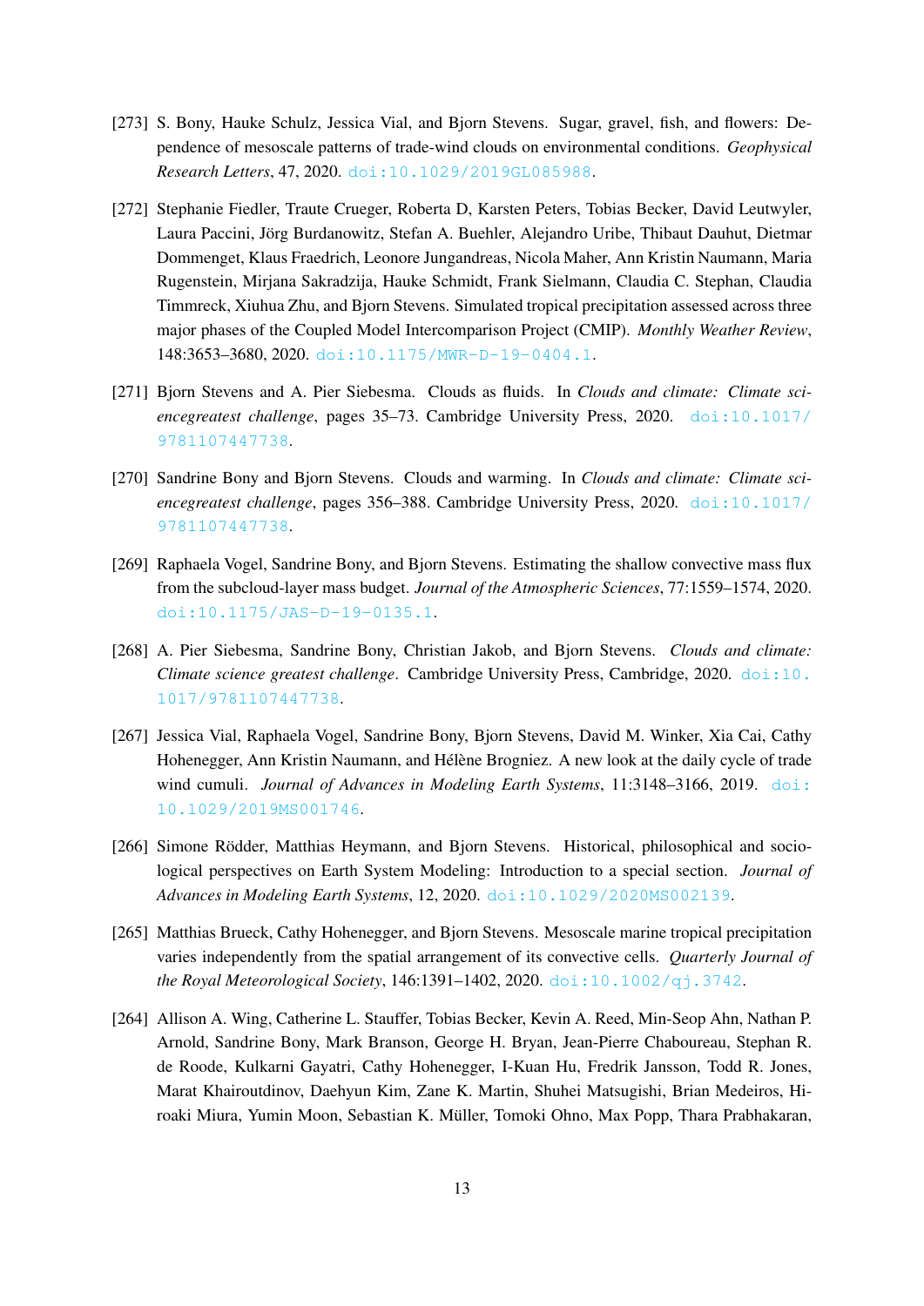[273] S. Bony, Hauke Schulz, Jessica Vial, and Bjorn Stevens. Sugar, gravel, fish, and flowers: Dependence of mesoscale patterns of trade-wind clouds on environmental conditions. *Geophysical Research Letters*, 47, 2020. doi:10.1029/2019GL085988.

[272] Stephanie Fiedler, Traute Crueger, Roberta D, Karsten Peters, Tobias Becker, David Leutwyler, Laura Paccini, Jörg Burdanowitz, Stefan A. Buehler, Alejandro Uribe, Thibaut Dauhut, Dietmar Dommenget, Klaus Fraedrich, Leonore Jungandreas, Nicola Maher, Ann Kristin Naumann, Maria Rugenstein, Mirjana Sakradzija, Hauke Schmidt, Frank Sielmann, Claudia C. Stephan, Claudia Timmreck, Xiuhua Zhu, and Bjorn Stevens. Simulated tropical precipitation assessed across three major phases of the Coupled Model Intercomparison Project (CMIP). *Monthly Weather Review*, 148:3653–3680, 2020. doi:10.1175/MWR-D-19-0404.1.

[271] Bjorn Stevens and A. Pier Siebesma. Clouds as fluids. In *Clouds and climate: Climate sciencegreatest challenge*, pages 35–73. Cambridge University Press, 2020. doi:10.1017/9781107447738.

[270] Sandrine Bony and Bjorn Stevens. Clouds and warming. In *Clouds and climate: Climate sciencegreatest challenge*, pages 356–388. Cambridge University Press, 2020. doi:10.1017/9781107447738.

[269] Raphaela Vogel, Sandrine Bony, and Bjorn Stevens. Estimating the shallow convective mass flux from the subcloud-layer mass budget. *Journal of the Atmospheric Sciences*, 77:1559–1574, 2020. doi:10.1175/JAS-D-19-0135.1.

[268] A. Pier Siebesma, Sandrine Bony, Christian Jakob, and Bjorn Stevens. *Clouds and climate: Climate science greatest challenge*. Cambridge University Press, Cambridge, 2020. doi:10.1017/9781107447738.

[267] Jessica Vial, Raphaela Vogel, Sandrine Bony, Bjorn Stevens, David M. Winker, Xia Cai, Cathy Hohenegger, Ann Kristin Naumann, and Hélène Brogniez. A new look at the daily cycle of trade wind cumuli. *Journal of Advances in Modeling Earth Systems*, 11:3148–3166, 2019. doi:10.1029/2019MS001746.

[266] Simone Rödder, Matthias Heymann, and Bjorn Stevens. Historical, philosophical and sociological perspectives on Earth System Modeling: Introduction to a special section. *Journal of Advances in Modeling Earth Systems*, 12, 2020. doi:10.1029/2020MS002139.

[265] Matthias Brueck, Cathy Hohenegger, and Bjorn Stevens. Mesoscale marine tropical precipitation varies independently from the spatial arrangement of its convective cells. *Quarterly Journal of the Royal Meteorological Society*, 146:1391–1402, 2020. doi:10.1002/qj.3742.

[264] Allison A. Wing, Catherine L. Stauffer, Tobias Becker, Kevin A. Reed, Min-Seop Ahn, Nathan P. Arnold, Sandrine Bony, Mark Branson, George H. Bryan, Jean-Pierre Chaboureau, Stephan R. de Roode, Kulkarni Gayatri, Cathy Hohenegger, I-Kuan Hu, Fredrik Jansson, Todd R. Jones, Marat Khairoutdinov, Daehyun Kim, Zane K. Martin, Shuhei Matsugishi, Brian Medeiros, Hiroaki Miura, Yumin Moon, Sebastian K. Müller, Tomoki Ohno, Max Popp, Thara Prabhakaran,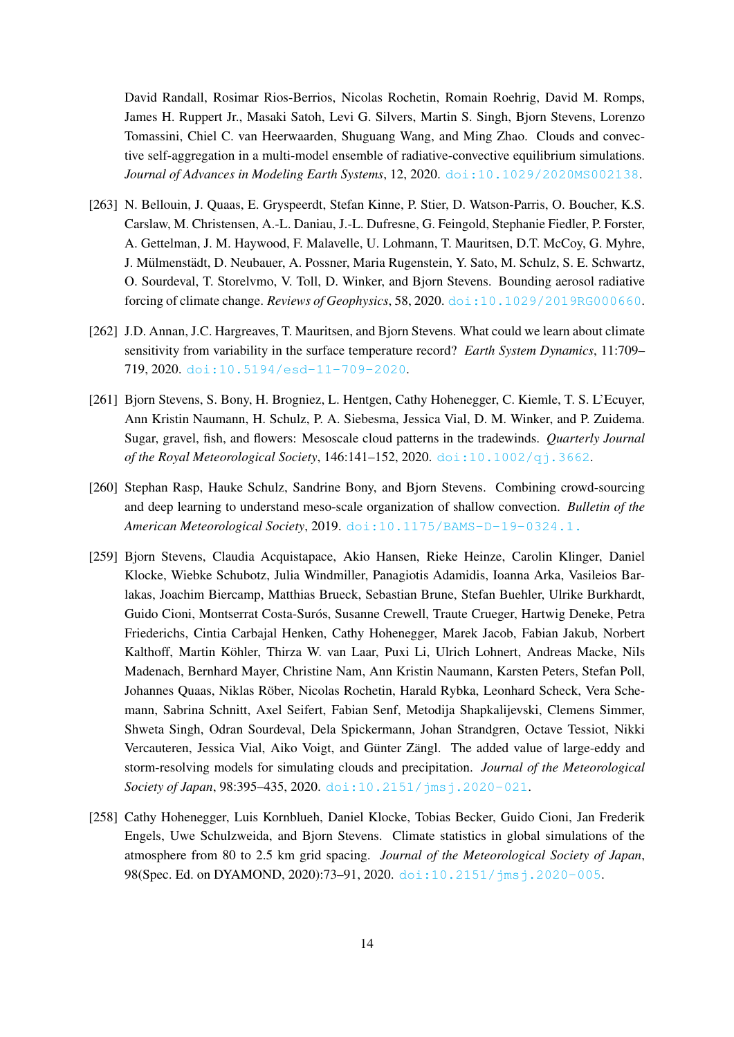David Randall, Rosimar Rios-Berrios, Nicolas Rochetin, Romain Roehrig, David M. Romps, James H. Ruppert Jr., Masaki Satoh, Levi G. Silvers, Martin S. Singh, Bjorn Stevens, Lorenzo Tomassini, Chiel C. van Heerwaarden, Shuguang Wang, and Ming Zhao. Clouds and convective self-aggregation in a multi-model ensemble of radiative-convective equilibrium simulations. *Journal of Advances in Modeling Earth Systems*, 12, 2020. doi:10.1029/2020MS002138.

[263] N. Bellouin, J. Quaas, E. Gryspeerdt, Stefan Kinne, P. Stier, D. Watson-Parris, O. Boucher, K.S. Carslaw, M. Christensen, A.-L. Daniau, J.-L. Dufresne, G. Feingold, Stephanie Fiedler, P. Forster, A. Gettelman, J. M. Haywood, F. Malavelle, U. Lohmann, T. Mauritsen, D.T. McCoy, G. Myhre, J. Mülmenstädt, D. Neubauer, A. Possner, Maria Rugenstein, Y. Sato, M. Schulz, S. E. Schwartz, O. Sourdeval, T. Storelvmo, V. Toll, D. Winker, and Bjorn Stevens. Bounding aerosol radiative forcing of climate change. *Reviews of Geophysics*, 58, 2020. doi:10.1029/2019RG000660.

[262] J.D. Annan, J.C. Hargreaves, T. Mauritsen, and Bjorn Stevens. What could we learn about climate sensitivity from variability in the surface temperature record? *Earth System Dynamics*, 11:709–719, 2020. doi:10.5194/esd-11-709-2020.

[261] Bjorn Stevens, S. Bony, H. Brogniez, L. Hentgen, Cathy Hohenegger, C. Kiemle, T. S. L'Ecuyer, Ann Kristin Naumann, H. Schulz, P. A. Siebesma, Jessica Vial, D. M. Winker, and P. Zuidema. Sugar, gravel, fish, and flowers: Mesoscale cloud patterns in the tradewinds. *Quarterly Journal of the Royal Meteorological Society*, 146:141–152, 2020. doi:10.1002/qj.3662.

[260] Stephan Rasp, Hauke Schulz, Sandrine Bony, and Bjorn Stevens. Combining crowd-sourcing and deep learning to understand meso-scale organization of shallow convection. *Bulletin of the American Meteorological Society*, 2019. doi:10.1175/BAMS-D-19-0324.1.

[259] Bjorn Stevens, Claudia Acquistapace, Akio Hansen, Rieke Heinze, Carolin Klinger, Daniel Klocke, Wiebke Schubotz, Julia Windmiller, Panagiotis Adamidis, Ioanna Arka, Vasileios Barlakas, Joachim Biercamp, Matthias Brueck, Sebastian Brune, Stefan Buehler, Ulrike Burkhardt, Guido Cioni, Montserrat Costa-Surós, Susanne Crewell, Traute Crueger, Hartwig Deneke, Petra Friederichs, Cintia Carbajal Henken, Cathy Hohenegger, Marek Jacob, Fabian Jakub, Norbert Kalthoff, Martin Köhler, Thirza W. van Laar, Puxi Li, Ulrich Lohnert, Andreas Macke, Nils Madenach, Bernhard Mayer, Christine Nam, Ann Kristin Naumann, Karsten Peters, Stefan Poll, Johannes Quaas, Niklas Röber, Nicolas Rochetin, Harald Rybka, Leonhard Scheck, Vera Schemann, Sabrina Schnitt, Axel Seifert, Fabian Senf, Metodija Shapkalijevski, Clemens Simmer, Shweta Singh, Odran Sourdeval, Dela Spickermann, Johan Strandgren, Octave Tessiot, Nikki Vercauteren, Jessica Vial, Aiko Voigt, and Günter Zängl. The added value of large-eddy and storm-resolving models for simulating clouds and precipitation. *Journal of the Meteorological Society of Japan*, 98:395–435, 2020. doi:10.2151/jmsj.2020-021.

[258] Cathy Hohenegger, Luis Kornblueh, Daniel Klocke, Tobias Becker, Guido Cioni, Jan Frederik Engels, Uwe Schulzweida, and Bjorn Stevens. Climate statistics in global simulations of the atmosphere from 80 to 2.5 km grid spacing. *Journal of the Meteorological Society of Japan*, 98(Spec. Ed. on DYAMOND, 2020):73–91, 2020. doi:10.2151/jmsj.2020-005.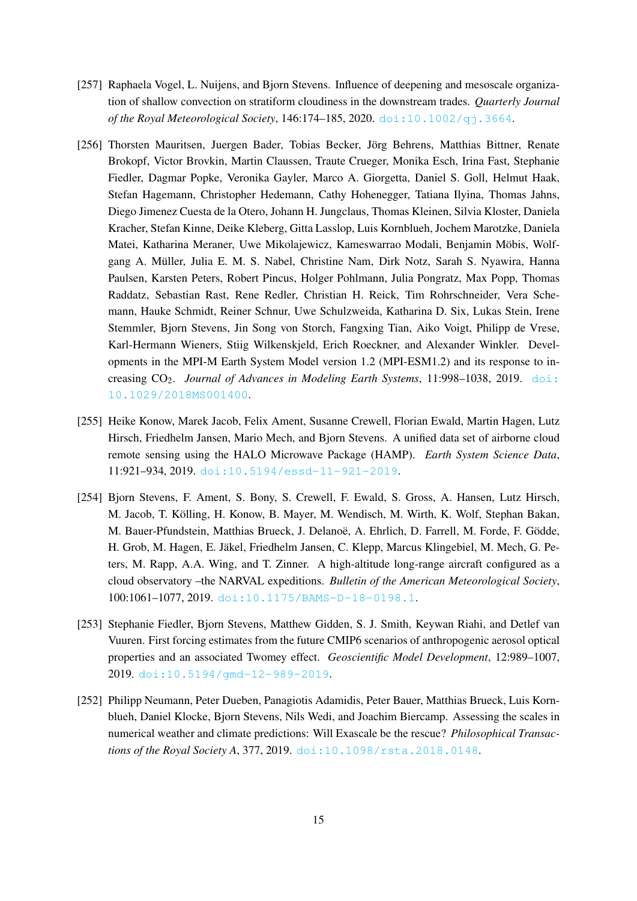[257] Raphaela Vogel, L. Nuijens, and Bjorn Stevens. Influence of deepening and mesoscale organization of shallow convection on stratiform cloudiness in the downstream trades. *Quarterly Journal of the Royal Meteorological Society*, 146:174–185, 2020. doi:10.1002/qj.3664.

[256] Thorsten Mauritsen, Juergen Bader, Tobias Becker, Jörg Behrens, Matthias Bittner, Renate Brokopf, Victor Brovkin, Martin Claussen, Traute Crueger, Monika Esch, Irina Fast, Stephanie Fiedler, Dagmar Popke, Veronika Gayler, Marco A. Giorgetta, Daniel S. Goll, Helmut Haak, Stefan Hagemann, Christopher Hedemann, Cathy Hohenegger, Tatiana Ilyina, Thomas Jahns, Diego Jimenez Cuesta de la Otero, Johann H. Jungclaus, Thomas Kleinen, Silvia Kloster, Daniela Kracher, Stefan Kinne, Deike Kleberg, Gitta Lasslop, Luis Kornblueh, Jochem Marotzke, Daniela Matei, Katharina Meraner, Uwe Mikolajewicz, Kameswarrao Modali, Benjamin Möbis, Wolfgang A. Müller, Julia E. M. S. Nabel, Christine Nam, Dirk Notz, Sarah S. Nyawira, Hanna Paulsen, Karsten Peters, Robert Pincus, Holger Pohlmann, Julia Pongratz, Max Popp, Thomas Raddatz, Sebastian Rast, Rene Redler, Christian H. Reick, Tim Rohrschneider, Vera Schemann, Hauke Schmidt, Reiner Schnur, Uwe Schulzweida, Katharina D. Six, Lukas Stein, Irene Stemmler, Bjorn Stevens, Jin Song von Storch, Fangxing Tian, Aiko Voigt, Philipp de Vrese, Karl-Hermann Wieners, Stiig Wilkenskjeld, Erich Roeckner, and Alexander Winkler. Developments in the MPI-M Earth System Model version 1.2 (MPI-ESM1.2) and its response to increasing $CO_2$. *Journal of Advances in Modeling Earth Systems*, 11:998–1038, 2019. doi:10.1029/2018MS001400.

[255] Heike Konow, Marek Jacob, Felix Ament, Susanne Crewell, Florian Ewald, Martin Hagen, Lutz Hirsch, Friedhelm Jansen, Mario Mech, and Bjorn Stevens. A unified data set of airborne cloud remote sensing using the HALO Microwave Package (HAMP). *Earth System Science Data*, 11:921–934, 2019. doi:10.5194/essd-11-921-2019.

[254] Bjorn Stevens, F. Ament, S. Bony, S. Crewell, F. Ewald, S. Gross, A. Hansen, Lutz Hirsch, M. Jacob, T. Kölling, H. Konow, B. Mayer, M. Wendisch, M. Wirth, K. Wolf, Stephan Bakan, M. Bauer-Pfundstein, Matthias Brueck, J. Delanoë, A. Ehrlich, D. Farrell, M. Forde, F. Gödde, H. Grob, M. Hagen, E. Jäkel, Friedhelm Jansen, C. Klepp, Marcus Klingebiel, M. Mech, G. Peters, M. Rapp, A.A. Wing, and T. Zinner. A high-altitude long-range aircraft configured as a cloud observatory –the NARVAL expeditions. *Bulletin of the American Meteorological Society*, 100:1061–1077, 2019. doi:10.1175/BAMS-D-18-0198.1.

[253] Stephanie Fiedler, Bjorn Stevens, Matthew Gidden, S. J. Smith, Keywan Riahi, and Detlef van Vuuren. First forcing estimates from the future CMIP6 scenarios of anthropogenic aerosol optical properties and an associated Twomey effect. *Geoscientific Model Development*, 12:989–1007, 2019. doi:10.5194/gmd-12-989-2019.

[252] Philipp Neumann, Peter Dueben, Panagiotis Adamidis, Peter Bauer, Matthias Brueck, Luis Kornblueh, Daniel Klocke, Bjorn Stevens, Nils Wedi, and Joachim Biercamp. Assessing the scales in numerical weather and climate predictions: Will Exascale be the rescue? *Philosophical Transactions of the Royal Society A*, 377, 2019. doi:10.1098/rsta.2018.0148.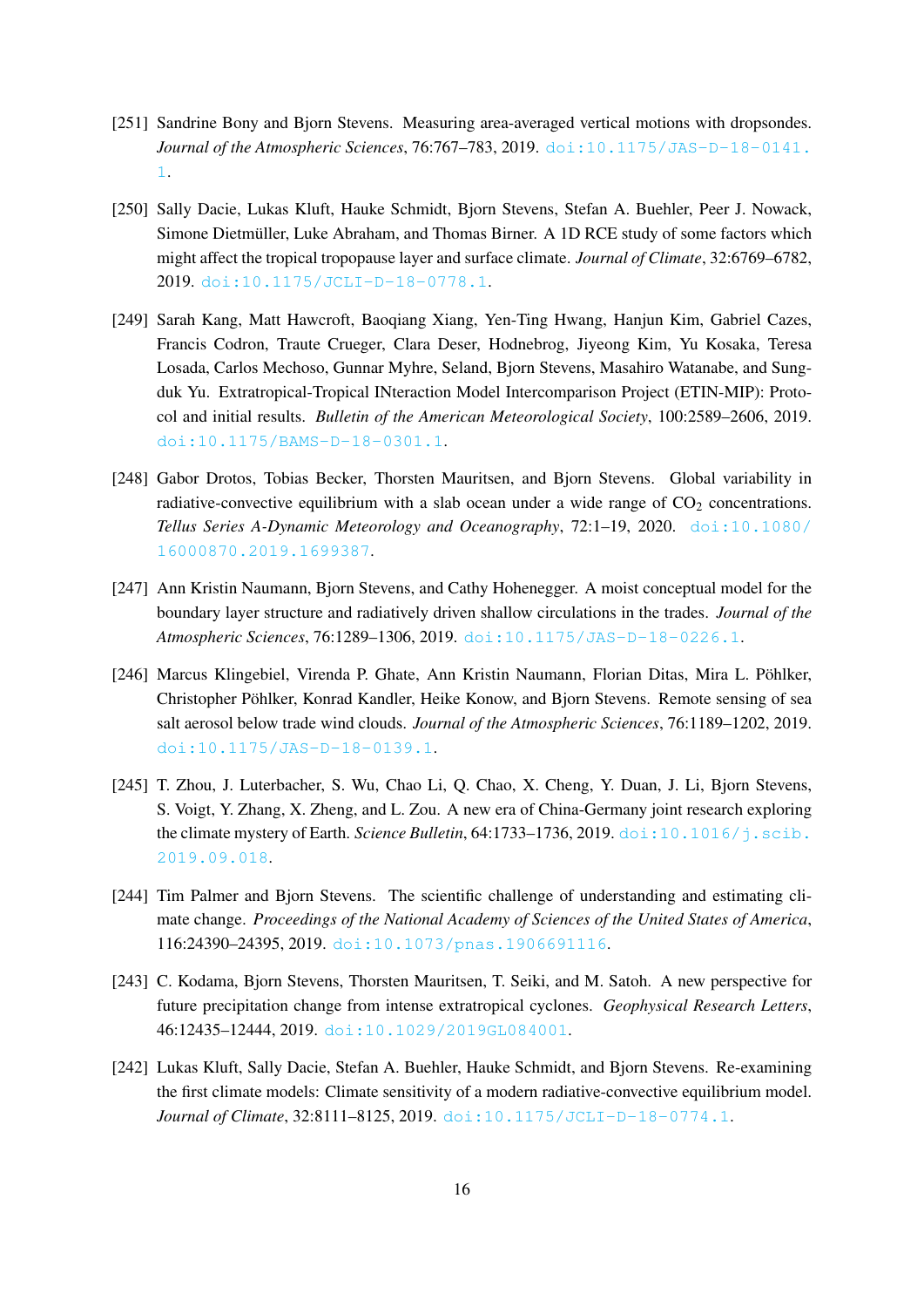[251] Sandrine Bony and Bjorn Stevens. Measuring area-averaged vertical motions with dropsondes. *Journal of the Atmospheric Sciences*, 76:767–783, 2019. doi:10.1175/JAS-D-18-0141.1.

[250] Sally Dacie, Lukas Kluft, Hauke Schmidt, Bjorn Stevens, Stefan A. Buehler, Peer J. Nowack, Simone Dietmüller, Luke Abraham, and Thomas Birner. A 1D RCE study of some factors which might affect the tropical tropopause layer and surface climate. *Journal of Climate*, 32:6769–6782, 2019. doi:10.1175/JCLI-D-18-0778.1.

[249] Sarah Kang, Matt Hawcroft, Baoqiang Xiang, Yen-Ting Hwang, Hanjun Kim, Gabriel Cazes, Francis Codron, Traute Crueger, Clara Deser, Hodnebrog, Jiyeong Kim, Yu Kosaka, Teresa Losada, Carlos Mechoso, Gunnar Myhre, Seland, Bjorn Stevens, Masahiro Watanabe, and Sungduk Yu. Extratropical-Tropical INteraction Model Intercomparison Project (ETIN-MIP): Protocol and initial results. *Bulletin of the American Meteorological Society*, 100:2589–2606, 2019. doi:10.1175/BAMS-D-18-0301.1.

[248] Gabor Drotos, Tobias Becker, Thorsten Mauritsen, and Bjorn Stevens. Global variability in radiative-convective equilibrium with a slab ocean under a wide range of $CO_2$ concentrations. *Tellus Series A-Dynamic Meteorology and Oceanography*, 72:1–19, 2020. doi:10.1080/16000870.2019.1699387.

[247] Ann Kristin Naumann, Bjorn Stevens, and Cathy Hohenegger. A moist conceptual model for the boundary layer structure and radiatively driven shallow circulations in the trades. *Journal of the Atmospheric Sciences*, 76:1289–1306, 2019. doi:10.1175/JAS-D-18-0226.1.

[246] Marcus Klingebiel, Virenda P. Ghate, Ann Kristin Naumann, Florian Ditas, Mira L. Pöhlker, Christopher Pöhlker, Konrad Kandler, Heike Konow, and Bjorn Stevens. Remote sensing of sea salt aerosol below trade wind clouds. *Journal of the Atmospheric Sciences*, 76:1189–1202, 2019. doi:10.1175/JAS-D-18-0139.1.

[245] T. Zhou, J. Luterbacher, S. Wu, Chao Li, Q. Chao, X. Cheng, Y. Duan, J. Li, Bjorn Stevens, S. Voigt, Y. Zhang, X. Zheng, and L. Zou. A new era of China-Germany joint research exploring the climate mystery of Earth. *Science Bulletin*, 64:1733–1736, 2019. doi:10.1016/j.scib.2019.09.018.

[244] Tim Palmer and Bjorn Stevens. The scientific challenge of understanding and estimating climate change. *Proceedings of the National Academy of Sciences of the United States of America*, 116:24390–24395, 2019. doi:10.1073/pnas.1906691116.

[243] C. Kodama, Bjorn Stevens, Thorsten Mauritsen, T. Seiki, and M. Satoh. A new perspective for future precipitation change from intense extratropical cyclones. *Geophysical Research Letters*, 46:12435–12444, 2019. doi:10.1029/2019GL084001.

[242] Lukas Kluft, Sally Dacie, Stefan A. Buehler, Hauke Schmidt, and Bjorn Stevens. Re-examining the first climate models: Climate sensitivity of a modern radiative-convective equilibrium model. *Journal of Climate*, 32:8111–8125, 2019. doi:10.1175/JCLI-D-18-0774.1.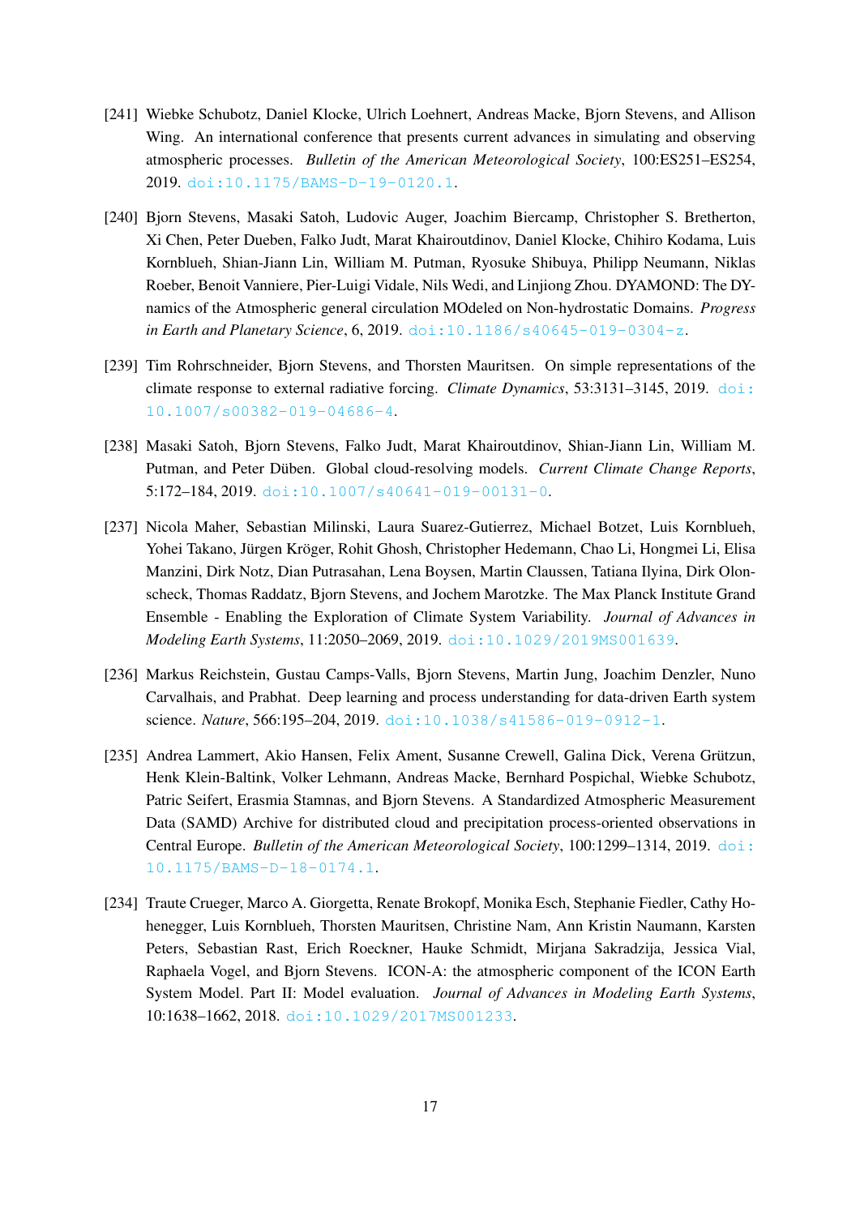[241] Wiebke Schubotz, Daniel Klocke, Ulrich Loehnert, Andreas Macke, Bjorn Stevens, and Allison Wing. An international conference that presents current advances in simulating and observing atmospheric processes. *Bulletin of the American Meteorological Society*, 100:ES251–ES254, 2019. doi:10.1175/BAMS-D-19-0120.1.

[240] Bjorn Stevens, Masaki Satoh, Ludovic Auger, Joachim Biercamp, Christopher S. Bretherton, Xi Chen, Peter Dueben, Falko Judt, Marat Khairoutdinov, Daniel Klocke, Chihiro Kodama, Luis Kornblueh, Shian-Jiann Lin, William M. Putman, Ryosuke Shibuya, Philipp Neumann, Niklas Roeber, Benoit Vanniere, Pier-Luigi Vidale, Nils Wedi, and Linjiong Zhou. DYAMOND: The DYnamics of the Atmospheric general circulation MOdeled on Non-hydrostatic Domains. *Progress in Earth and Planetary Science*, 6, 2019. doi:10.1186/s40645-019-0304-z.

[239] Tim Rohrschneider, Bjorn Stevens, and Thorsten Mauritsen. On simple representations of the climate response to external radiative forcing. *Climate Dynamics*, 53:3131–3145, 2019. doi:10.1007/s00382-019-04686-4.

[238] Masaki Satoh, Bjorn Stevens, Falko Judt, Marat Khairoutdinov, Shian-Jiann Lin, William M. Putman, and Peter Düben. Global cloud-resolving models. *Current Climate Change Reports*, 5:172–184, 2019. doi:10.1007/s40641-019-00131-0.

[237] Nicola Maher, Sebastian Milinski, Laura Suarez-Gutierrez, Michael Botzet, Luis Kornblueh, Yohei Takano, Jürgen Kröger, Rohit Ghosh, Christopher Hedemann, Chao Li, Hongmei Li, Elisa Manzini, Dirk Notz, Dian Putrasahan, Lena Boysen, Martin Claussen, Tatiana Ilyina, Dirk Olonscheck, Thomas Raddatz, Bjorn Stevens, and Jochem Marotzke. The Max Planck Institute Grand Ensemble - Enabling the Exploration of Climate System Variability. *Journal of Advances in Modeling Earth Systems*, 11:2050–2069, 2019. doi:10.1029/2019MS001639.

[236] Markus Reichstein, Gustau Camps-Valls, Bjorn Stevens, Martin Jung, Joachim Denzler, Nuno Carvalhais, and Prabhat. Deep learning and process understanding for data-driven Earth system science. *Nature*, 566:195–204, 2019. doi:10.1038/s41586-019-0912-1.

[235] Andrea Lammert, Akio Hansen, Felix Ament, Susanne Crewell, Galina Dick, Verena Grützun, Henk Klein-Baltink, Volker Lehmann, Andreas Macke, Bernhard Pospichal, Wiebke Schubotz, Patric Seifert, Erasmia Stamnas, and Bjorn Stevens. A Standardized Atmospheric Measurement Data (SAMD) Archive for distributed cloud and precipitation process-oriented observations in Central Europe. *Bulletin of the American Meteorological Society*, 100:1299–1314, 2019. doi:10.1175/BAMS-D-18-0174.1.

[234] Traute Crueger, Marco A. Giorgetta, Renate Brokopf, Monika Esch, Stephanie Fiedler, Cathy Hohenegger, Luis Kornblueh, Thorsten Mauritsen, Christine Nam, Ann Kristin Naumann, Karsten Peters, Sebastian Rast, Erich Roeckner, Hauke Schmidt, Mirjana Sakradzija, Jessica Vial, Raphaela Vogel, and Bjorn Stevens. ICON-A: the atmospheric component of the ICON Earth System Model. Part II: Model evaluation. *Journal of Advances in Modeling Earth Systems*, 10:1638–1662, 2018. doi:10.1029/2017MS001233.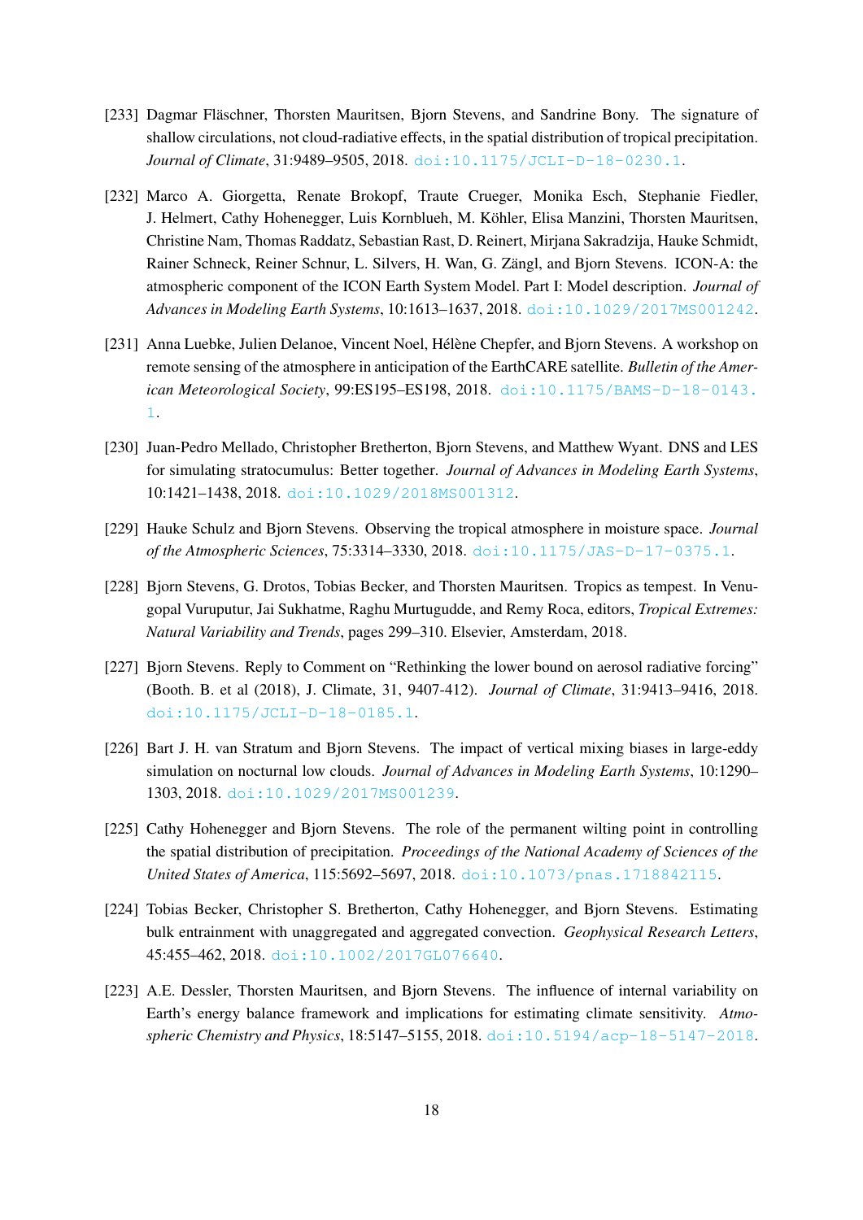[233] Dagmar Fläschner, Thorsten Mauritsen, Bjorn Stevens, and Sandrine Bony. The signature of shallow circulations, not cloud-radiative effects, in the spatial distribution of tropical precipitation. *Journal of Climate*, 31:9489–9505, 2018. doi:10.1175/JCLI-D-18-0230.1.

[232] Marco A. Giorgetta, Renate Brokopf, Traute Crueger, Monika Esch, Stephanie Fiedler, J. Helmert, Cathy Hohenegger, Luis Kornblueh, M. Köhler, Elisa Manzini, Thorsten Mauritsen, Christine Nam, Thomas Raddatz, Sebastian Rast, D. Reinert, Mirjana Sakradzija, Hauke Schmidt, Rainer Schneck, Reiner Schnur, L. Silvers, H. Wan, G. Zängl, and Bjorn Stevens. ICON-A: the atmospheric component of the ICON Earth System Model. Part I: Model description. *Journal of Advances in Modeling Earth Systems*, 10:1613–1637, 2018. doi:10.1029/2017MS001242.

[231] Anna Luebke, Julien Delanoe, Vincent Noel, Hélène Chepfer, and Bjorn Stevens. A workshop on remote sensing of the atmosphere in anticipation of the EarthCARE satellite. *Bulletin of the American Meteorological Society*, 99:ES195–ES198, 2018. doi:10.1175/BAMS-D-18-0143.1.

[230] Juan-Pedro Mellado, Christopher Bretherton, Bjorn Stevens, and Matthew Wyant. DNS and LES for simulating stratocumulus: Better together. *Journal of Advances in Modeling Earth Systems*, 10:1421–1438, 2018. doi:10.1029/2018MS001312.

[229] Hauke Schulz and Bjorn Stevens. Observing the tropical atmosphere in moisture space. *Journal of the Atmospheric Sciences*, 75:3314–3330, 2018. doi:10.1175/JAS-D-17-0375.1.

[228] Bjorn Stevens, G. Drotos, Tobias Becker, and Thorsten Mauritsen. Tropics as tempest. In Venugopal Vuruputur, Jai Sukhatme, Raghu Murtugudde, and Remy Roca, editors, *Tropical Extremes: Natural Variability and Trends*, pages 299–310. Elsevier, Amsterdam, 2018.

[227] Bjorn Stevens. Reply to Comment on "Rethinking the lower bound on aerosol radiative forcing" (Booth. B. et al (2018), J. Climate, 31, 9407-412). *Journal of Climate*, 31:9413–9416, 2018. doi:10.1175/JCLI-D-18-0185.1.

[226] Bart J. H. van Stratum and Bjorn Stevens. The impact of vertical mixing biases in large-eddy simulation on nocturnal low clouds. *Journal of Advances in Modeling Earth Systems*, 10:1290–1303, 2018. doi:10.1029/2017MS001239.

[225] Cathy Hohenegger and Bjorn Stevens. The role of the permanent wilting point in controlling the spatial distribution of precipitation. *Proceedings of the National Academy of Sciences of the United States of America*, 115:5692–5697, 2018. doi:10.1073/pnas.1718842115.

[224] Tobias Becker, Christopher S. Bretherton, Cathy Hohenegger, and Bjorn Stevens. Estimating bulk entrainment with unaggregated and aggregated convection. *Geophysical Research Letters*, 45:455–462, 2018. doi:10.1002/2017GL076640.

[223] A.E. Dessler, Thorsten Mauritsen, and Bjorn Stevens. The influence of internal variability on Earth's energy balance framework and implications for estimating climate sensitivity. *Atmospheric Chemistry and Physics*, 18:5147–5155, 2018. doi:10.5194/acp-18-5147-2018.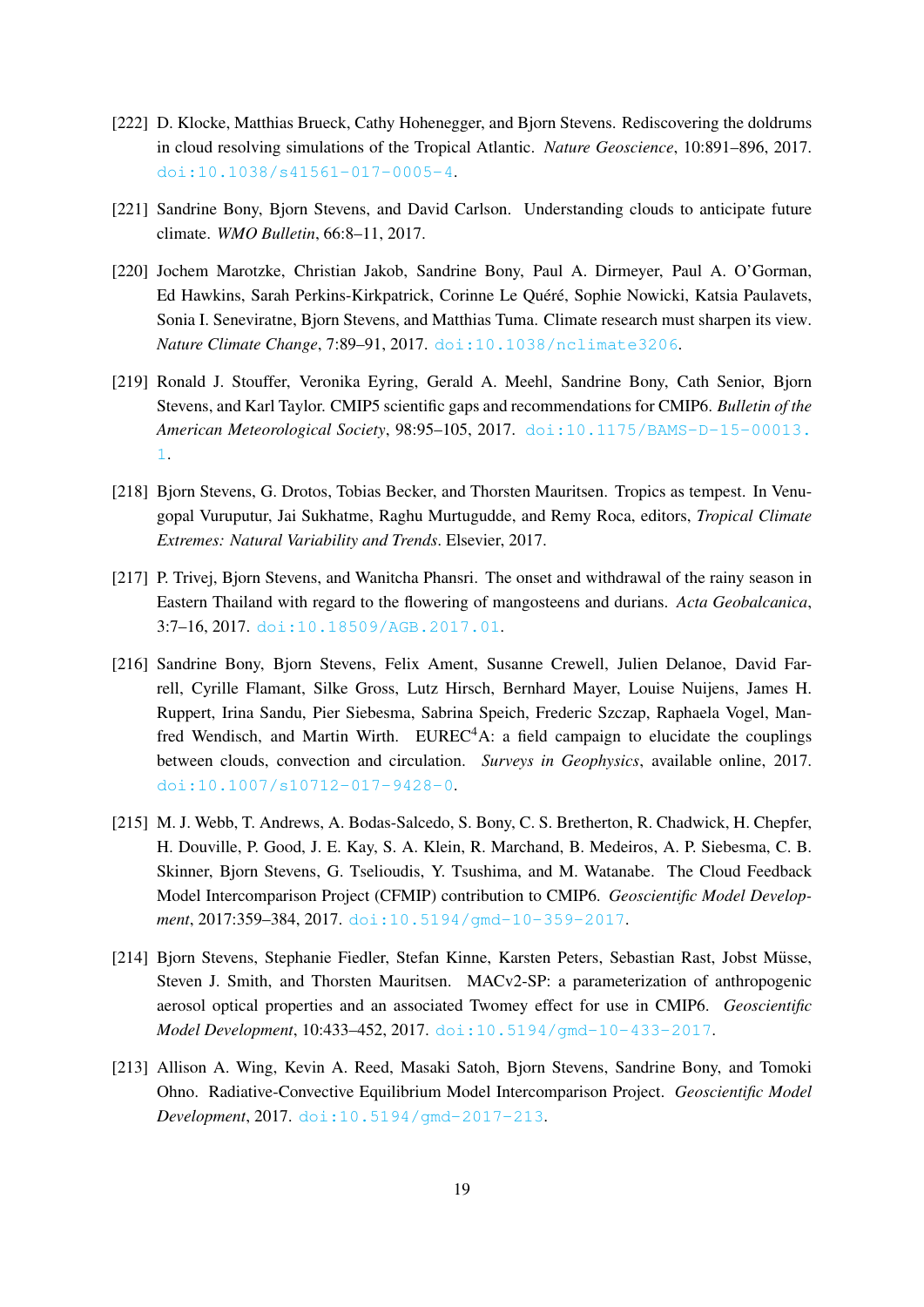[222] D. Klocke, Matthias Brueck, Cathy Hohenegger, and Bjorn Stevens. Rediscovering the doldrums in cloud resolving simulations of the Tropical Atlantic. *Nature Geoscience*, 10:891–896, 2017. doi:10.1038/s41561-017-0005-4.

[221] Sandrine Bony, Bjorn Stevens, and David Carlson. Understanding clouds to anticipate future climate. *WMO Bulletin*, 66:8–11, 2017.

[220] Jochem Marotzke, Christian Jakob, Sandrine Bony, Paul A. Dirmeyer, Paul A. O'Gorman, Ed Hawkins, Sarah Perkins-Kirkpatrick, Corinne Le Quéré, Sophie Nowicki, Katsia Paulavets, Sonia I. Seneviratne, Bjorn Stevens, and Matthias Tuma. Climate research must sharpen its view. *Nature Climate Change*, 7:89–91, 2017. doi:10.1038/nclimate3206.

[219] Ronald J. Stouffer, Veronika Eyring, Gerald A. Meehl, Sandrine Bony, Cath Senior, Bjorn Stevens, and Karl Taylor. CMIP5 scientific gaps and recommendations for CMIP6. *Bulletin of the American Meteorological Society*, 98:95–105, 2017. doi:10.1175/BAMS-D-15-00013.1.

[218] Bjorn Stevens, G. Drotos, Tobias Becker, and Thorsten Mauritsen. Tropics as tempest. In Venugopal Vuruputur, Jai Sukhatme, Raghu Murtugudde, and Remy Roca, editors, *Tropical Climate Extremes: Natural Variability and Trends*. Elsevier, 2017.

[217] P. Trivej, Bjorn Stevens, and Wanitcha Phansri. The onset and withdrawal of the rainy season in Eastern Thailand with regard to the flowering of mangosteens and durians. *Acta Geobalcanica*, 3:7–16, 2017. doi:10.18509/AGB.2017.01.

[216] Sandrine Bony, Bjorn Stevens, Felix Ament, Susanne Crewell, Julien Delanoe, David Farrell, Cyrille Flamant, Silke Gross, Lutz Hirsch, Bernhard Mayer, Louise Nuijens, James H. Ruppert, Irina Sandu, Pier Siebesma, Sabrina Speich, Frederic Szczap, Raphaela Vogel, Manfred Wendisch, and Martin Wirth. EUREC$^4$A: a field campaign to elucidate the couplings between clouds, convection and circulation. *Surveys in Geophysics*, available online, 2017. doi:10.1007/s10712-017-9428-0.

[215] M. J. Webb, T. Andrews, A. Bodas-Salcedo, S. Bony, C. S. Bretherton, R. Chadwick, H. Chepfer, H. Douville, P. Good, J. E. Kay, S. A. Klein, R. Marchand, B. Medeiros, A. P. Siebesma, C. B. Skinner, Bjorn Stevens, G. Tselioudis, Y. Tsushima, and M. Watanabe. The Cloud Feedback Model Intercomparison Project (CFMIP) contribution to CMIP6. *Geoscientific Model Development*, 2017:359–384, 2017. doi:10.5194/gmd-10-359-2017.

[214] Bjorn Stevens, Stephanie Fiedler, Stefan Kinne, Karsten Peters, Sebastian Rast, Jobst Müsse, Steven J. Smith, and Thorsten Mauritsen. MACv2-SP: a parameterization of anthropogenic aerosol optical properties and an associated Twomey effect for use in CMIP6. *Geoscientific Model Development*, 10:433–452, 2017. doi:10.5194/gmd-10-433-2017.

[213] Allison A. Wing, Kevin A. Reed, Masaki Satoh, Bjorn Stevens, Sandrine Bony, and Tomoki Ohno. Radiative-Convective Equilibrium Model Intercomparison Project. *Geoscientific Model Development*, 2017. doi:10.5194/gmd-2017-213.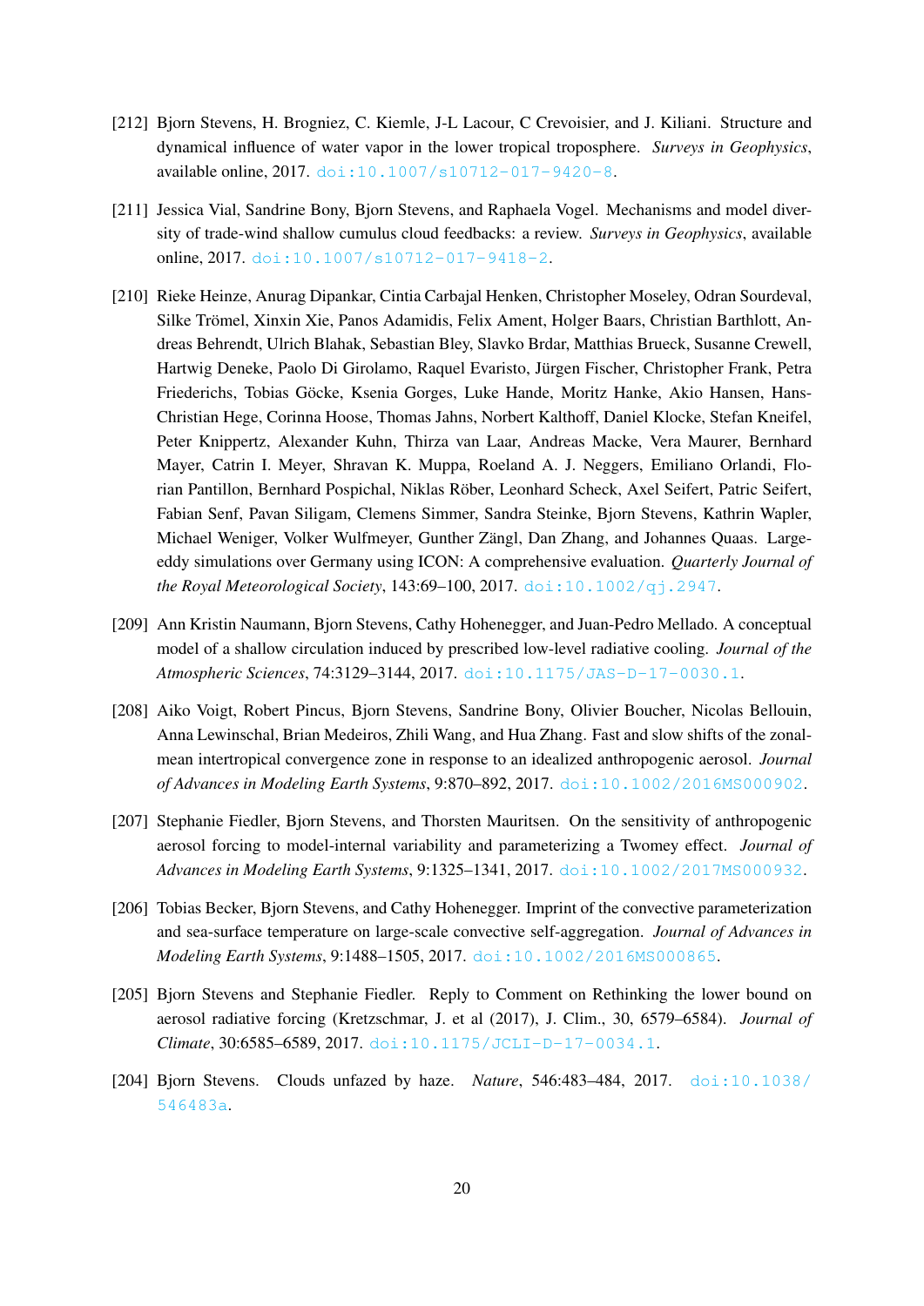[212] Bjorn Stevens, H. Brogniez, C. Kiemle, J-L Lacour, C Crevoisier, and J. Kiliani. Structure and dynamical influence of water vapor in the lower tropical troposphere. *Surveys in Geophysics*, available online, 2017. doi:10.1007/s10712-017-9420-8.

[211] Jessica Vial, Sandrine Bony, Bjorn Stevens, and Raphaela Vogel. Mechanisms and model diversity of trade-wind shallow cumulus cloud feedbacks: a review. *Surveys in Geophysics*, available online, 2017. doi:10.1007/s10712-017-9418-2.

[210] Rieke Heinze, Anurag Dipankar, Cintia Carbajal Henken, Christopher Moseley, Odran Sourdeval, Silke Trömel, Xinxin Xie, Panos Adamidis, Felix Ament, Holger Baars, Christian Barthlott, Andreas Behrendt, Ulrich Blahak, Sebastian Bley, Slavko Brdar, Matthias Brueck, Susanne Crewell, Hartwig Deneke, Paolo Di Girolamo, Raquel Evaristo, Jürgen Fischer, Christopher Frank, Petra Friederichs, Tobias Göcke, Ksenia Gorges, Luke Hande, Moritz Hanke, Akio Hansen, Hans-Christian Hege, Corinna Hoose, Thomas Jahns, Norbert Kalthoff, Daniel Klocke, Stefan Kneifel, Peter Knippertz, Alexander Kuhn, Thirza van Laar, Andreas Macke, Vera Maurer, Bernhard Mayer, Catrin I. Meyer, Shravan K. Muppa, Roeland A. J. Neggers, Emiliano Orlandi, Florian Pantillon, Bernhard Pospichal, Niklas Röber, Leonhard Scheck, Axel Seifert, Patric Seifert, Fabian Senf, Pavan Siligam, Clemens Simmer, Sandra Steinke, Bjorn Stevens, Kathrin Wapler, Michael Weniger, Volker Wulfmeyer, Gunther Zängl, Dan Zhang, and Johannes Quaas. Large-eddy simulations over Germany using ICON: A comprehensive evaluation. *Quarterly Journal of the Royal Meteorological Society*, 143:69–100, 2017. doi:10.1002/qj.2947.

[209] Ann Kristin Naumann, Bjorn Stevens, Cathy Hohenegger, and Juan-Pedro Mellado. A conceptual model of a shallow circulation induced by prescribed low-level radiative cooling. *Journal of the Atmospheric Sciences*, 74:3129–3144, 2017. doi:10.1175/JAS-D-17-0030.1.

[208] Aiko Voigt, Robert Pincus, Bjorn Stevens, Sandrine Bony, Olivier Boucher, Nicolas Bellouin, Anna Lewinschal, Brian Medeiros, Zhili Wang, and Hua Zhang. Fast and slow shifts of the zonal-mean intertropical convergence zone in response to an idealized anthropogenic aerosol. *Journal of Advances in Modeling Earth Systems*, 9:870–892, 2017. doi:10.1002/2016MS000902.

[207] Stephanie Fiedler, Bjorn Stevens, and Thorsten Mauritsen. On the sensitivity of anthropogenic aerosol forcing to model-internal variability and parameterizing a Twomey effect. *Journal of Advances in Modeling Earth Systems*, 9:1325–1341, 2017. doi:10.1002/2017MS000932.

[206] Tobias Becker, Bjorn Stevens, and Cathy Hohenegger. Imprint of the convective parameterization and sea-surface temperature on large-scale convective self-aggregation. *Journal of Advances in Modeling Earth Systems*, 9:1488–1505, 2017. doi:10.1002/2016MS000865.

[205] Bjorn Stevens and Stephanie Fiedler. Reply to Comment on Rethinking the lower bound on aerosol radiative forcing (Kretzschmar, J. et al (2017), J. Clim., 30, 6579–6584). *Journal of Climate*, 30:6585–6589, 2017. doi:10.1175/JCLI-D-17-0034.1.

[204] Bjorn Stevens. Clouds unfazed by haze. *Nature*, 546:483–484, 2017. doi:10.1038/546483a.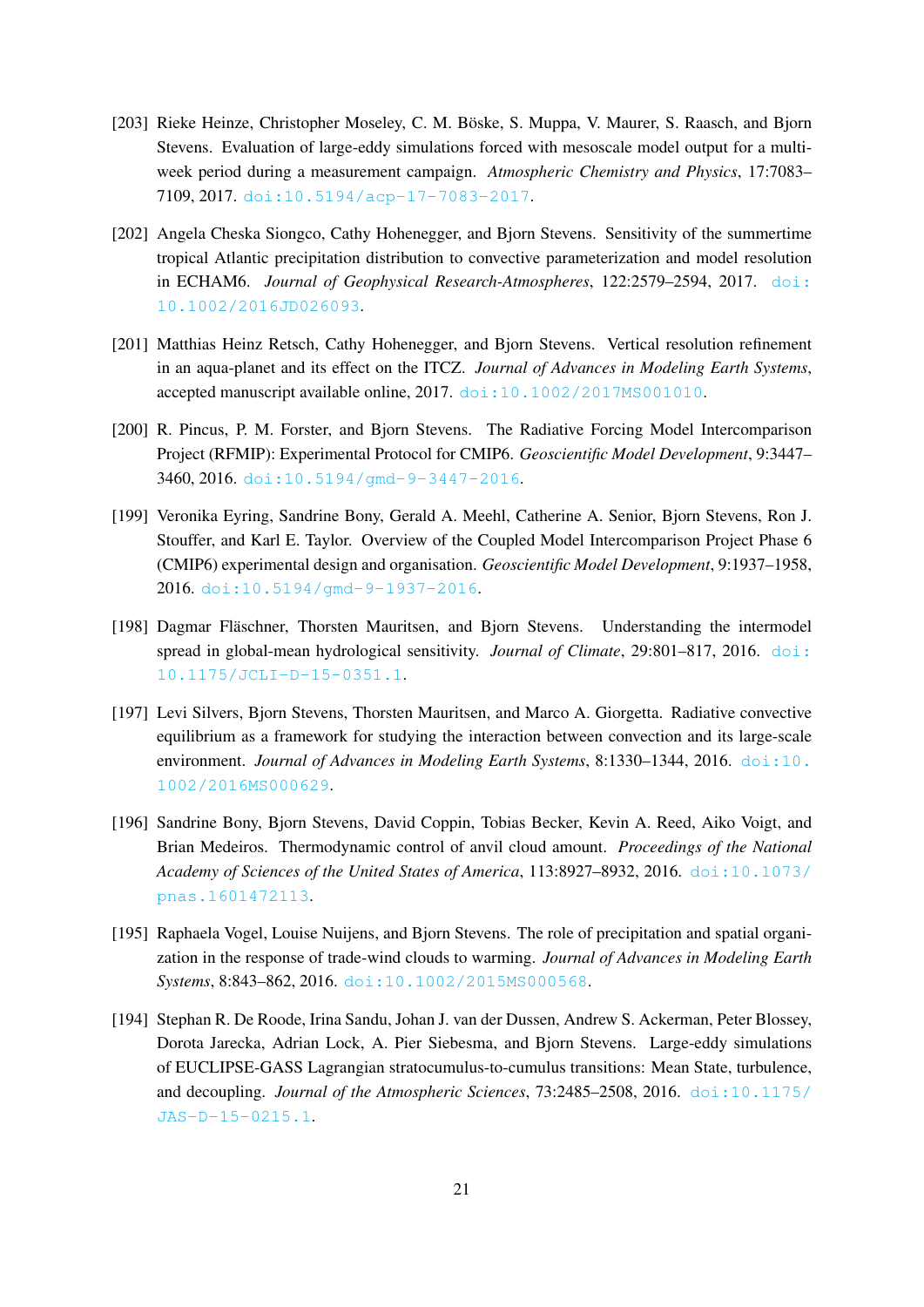[203] Rieke Heinze, Christopher Moseley, C. M. Böske, S. Muppa, V. Maurer, S. Raasch, and Bjorn Stevens. Evaluation of large-eddy simulations forced with mesoscale model output for a multi-week period during a measurement campaign. *Atmospheric Chemistry and Physics*, 17:7083–7109, 2017. doi:10.5194/acp-17-7083-2017.

[202] Angela Cheska Siongco, Cathy Hohenegger, and Bjorn Stevens. Sensitivity of the summertime tropical Atlantic precipitation distribution to convective parameterization and model resolution in ECHAM6. *Journal of Geophysical Research-Atmospheres*, 122:2579–2594, 2017. doi:10.1002/2016JD026093.

[201] Matthias Heinz Retsch, Cathy Hohenegger, and Bjorn Stevens. Vertical resolution refinement in an aqua-planet and its effect on the ITCZ. *Journal of Advances in Modeling Earth Systems*, accepted manuscript available online, 2017. doi:10.1002/2017MS001010.

[200] R. Pincus, P. M. Forster, and Bjorn Stevens. The Radiative Forcing Model Intercomparison Project (RFMIP): Experimental Protocol for CMIP6. *Geoscientific Model Development*, 9:3447–3460, 2016. doi:10.5194/gmd-9-3447-2016.

[199] Veronika Eyring, Sandrine Bony, Gerald A. Meehl, Catherine A. Senior, Bjorn Stevens, Ron J. Stouffer, and Karl E. Taylor. Overview of the Coupled Model Intercomparison Project Phase 6 (CMIP6) experimental design and organisation. *Geoscientific Model Development*, 9:1937–1958, 2016. doi:10.5194/gmd-9-1937-2016.

[198] Dagmar Fläschner, Thorsten Mauritsen, and Bjorn Stevens. Understanding the intermodel spread in global-mean hydrological sensitivity. *Journal of Climate*, 29:801–817, 2016. doi:10.1175/JCLI-D-15-0351.1.

[197] Levi Silvers, Bjorn Stevens, Thorsten Mauritsen, and Marco A. Giorgetta. Radiative convective equilibrium as a framework for studying the interaction between convection and its large-scale environment. *Journal of Advances in Modeling Earth Systems*, 8:1330–1344, 2016. doi:10.1002/2016MS000629.

[196] Sandrine Bony, Bjorn Stevens, David Coppin, Tobias Becker, Kevin A. Reed, Aiko Voigt, and Brian Medeiros. Thermodynamic control of anvil cloud amount. *Proceedings of the National Academy of Sciences of the United States of America*, 113:8927–8932, 2016. doi:10.1073/pnas.1601472113.

[195] Raphaela Vogel, Louise Nuijens, and Bjorn Stevens. The role of precipitation and spatial organization in the response of trade-wind clouds to warming. *Journal of Advances in Modeling Earth Systems*, 8:843–862, 2016. doi:10.1002/2015MS000568.

[194] Stephan R. De Roode, Irina Sandu, Johan J. van der Dussen, Andrew S. Ackerman, Peter Blossey, Dorota Jarecka, Adrian Lock, A. Pier Siebesma, and Bjorn Stevens. Large-eddy simulations of EUCLIPSE-GASS Lagrangian stratocumulus-to-cumulus transitions: Mean State, turbulence, and decoupling. *Journal of the Atmospheric Sciences*, 73:2485–2508, 2016. doi:10.1175/JAS-D-15-0215.1.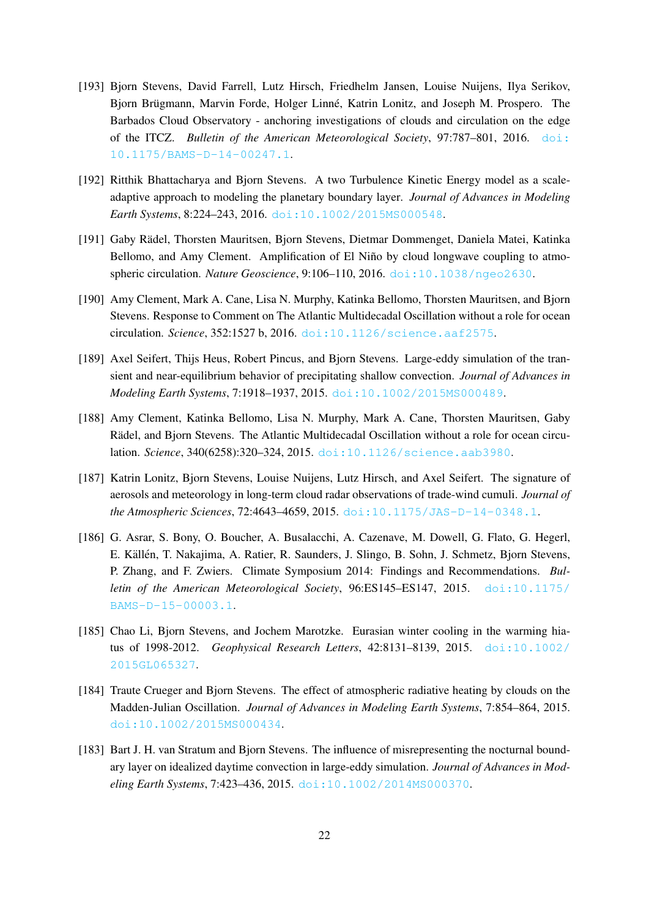[193] Bjorn Stevens, David Farrell, Lutz Hirsch, Friedhelm Jansen, Louise Nuijens, Ilya Serikov, Bjorn Brügmann, Marvin Forde, Holger Linné, Katrin Lonitz, and Joseph M. Prospero. The Barbados Cloud Observatory - anchoring investigations of clouds and circulation on the edge of the ITCZ. *Bulletin of the American Meteorological Society*, 97:787–801, 2016. doi:10.1175/BAMS-D-14-00247.1.

[192] Ritthik Bhattacharya and Bjorn Stevens. A two Turbulence Kinetic Energy model as a scale-adaptive approach to modeling the planetary boundary layer. *Journal of Advances in Modeling Earth Systems*, 8:224–243, 2016. doi:10.1002/2015MS000548.

[191] Gaby Rädel, Thorsten Mauritsen, Bjorn Stevens, Dietmar Dommenget, Daniela Matei, Katinka Bellomo, and Amy Clement. Amplification of El Niño by cloud longwave coupling to atmospheric circulation. *Nature Geoscience*, 9:106–110, 2016. doi:10.1038/ngeo2630.

[190] Amy Clement, Mark A. Cane, Lisa N. Murphy, Katinka Bellomo, Thorsten Mauritsen, and Bjorn Stevens. Response to Comment on The Atlantic Multidecadal Oscillation without a role for ocean circulation. *Science*, 352:1527 b, 2016. doi:10.1126/science.aaf2575.

[189] Axel Seifert, Thijs Heus, Robert Pincus, and Bjorn Stevens. Large-eddy simulation of the transient and near-equilibrium behavior of precipitating shallow convection. *Journal of Advances in Modeling Earth Systems*, 7:1918–1937, 2015. doi:10.1002/2015MS000489.

[188] Amy Clement, Katinka Bellomo, Lisa N. Murphy, Mark A. Cane, Thorsten Mauritsen, Gaby Rädel, and Bjorn Stevens. The Atlantic Multidecadal Oscillation without a role for ocean circulation. *Science*, 340(6258):320–324, 2015. doi:10.1126/science.aab3980.

[187] Katrin Lonitz, Bjorn Stevens, Louise Nuijens, Lutz Hirsch, and Axel Seifert. The signature of aerosols and meteorology in long-term cloud radar observations of trade-wind cumuli. *Journal of the Atmospheric Sciences*, 72:4643–4659, 2015. doi:10.1175/JAS-D-14-0348.1.

[186] G. Asrar, S. Bony, O. Boucher, A. Busalacchi, A. Cazenave, M. Dowell, G. Flato, G. Hegerl, E. Källén, T. Nakajima, A. Ratier, R. Saunders, J. Slingo, B. Sohn, J. Schmetz, Bjorn Stevens, P. Zhang, and F. Zwiers. Climate Symposium 2014: Findings and Recommendations. *Bulletin of the American Meteorological Society*, 96:ES145–ES147, 2015. doi:10.1175/BAMS-D-15-00003.1.

[185] Chao Li, Bjorn Stevens, and Jochem Marotzke. Eurasian winter cooling in the warming hiatus of 1998-2012. *Geophysical Research Letters*, 42:8131–8139, 2015. doi:10.1002/2015GL065327.

[184] Traute Crueger and Bjorn Stevens. The effect of atmospheric radiative heating by clouds on the Madden-Julian Oscillation. *Journal of Advances in Modeling Earth Systems*, 7:854–864, 2015. doi:10.1002/2015MS000434.

[183] Bart J. H. van Stratum and Bjorn Stevens. The influence of misrepresenting the nocturnal boundary layer on idealized daytime convection in large-eddy simulation. *Journal of Advances in Modeling Earth Systems*, 7:423–436, 2015. doi:10.1002/2014MS000370.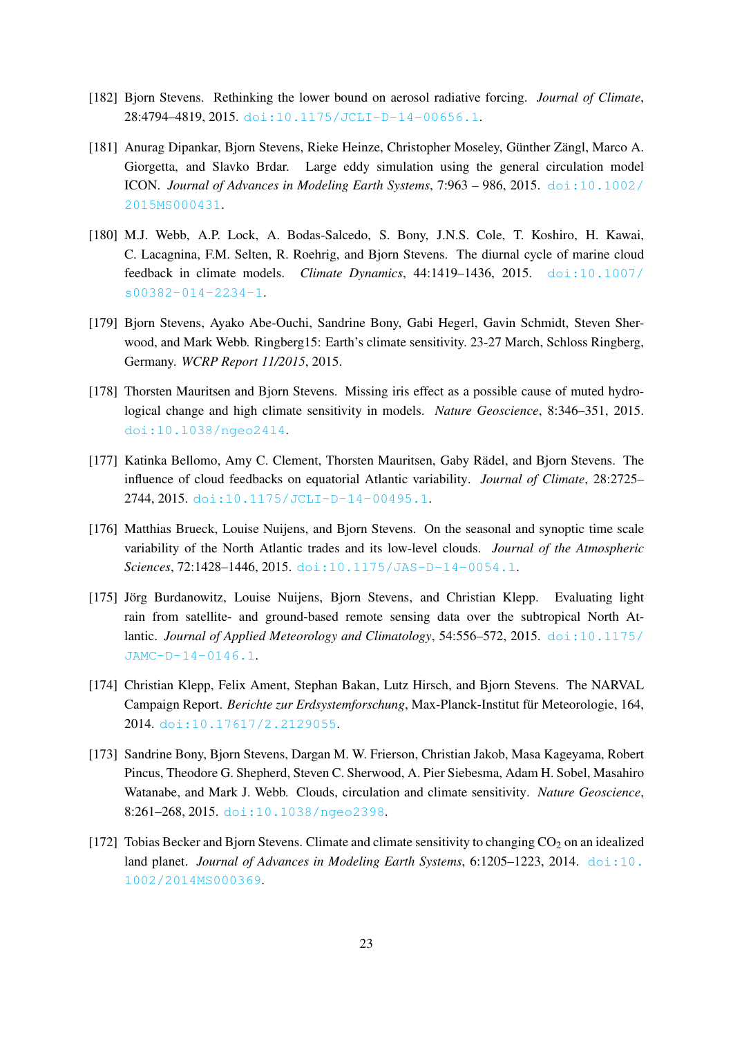[182] Bjorn Stevens. Rethinking the lower bound on aerosol radiative forcing. *Journal of Climate*, 28:4794–4819, 2015. doi:10.1175/JCLI-D-14-00656.1.

[181] Anurag Dipankar, Bjorn Stevens, Rieke Heinze, Christopher Moseley, Günther Zängl, Marco A. Giorgetta, and Slavko Brdar. Large eddy simulation using the general circulation model ICON. *Journal of Advances in Modeling Earth Systems*, 7:963 – 986, 2015. doi:10.1002/2015MS000431.

[180] M.J. Webb, A.P. Lock, A. Bodas-Salcedo, S. Bony, J.N.S. Cole, T. Koshiro, H. Kawai, C. Lacagnina, F.M. Selten, R. Roehrig, and Bjorn Stevens. The diurnal cycle of marine cloud feedback in climate models. *Climate Dynamics*, 44:1419–1436, 2015. doi:10.1007/s00382-014-2234-1.

[179] Bjorn Stevens, Ayako Abe-Ouchi, Sandrine Bony, Gabi Hegerl, Gavin Schmidt, Steven Sherwood, and Mark Webb. Ringberg15: Earth's climate sensitivity. 23-27 March, Schloss Ringberg, Germany. *WCRP Report 11/2015*, 2015.

[178] Thorsten Mauritsen and Bjorn Stevens. Missing iris effect as a possible cause of muted hydrological change and high climate sensitivity in models. *Nature Geoscience*, 8:346–351, 2015. doi:10.1038/ngeo2414.

[177] Katinka Bellomo, Amy C. Clement, Thorsten Mauritsen, Gaby Rädel, and Bjorn Stevens. The influence of cloud feedbacks on equatorial Atlantic variability. *Journal of Climate*, 28:2725–2744, 2015. doi:10.1175/JCLI-D-14-00495.1.

[176] Matthias Brueck, Louise Nuijens, and Bjorn Stevens. On the seasonal and synoptic time scale variability of the North Atlantic trades and its low-level clouds. *Journal of the Atmospheric Sciences*, 72:1428–1446, 2015. doi:10.1175/JAS-D-14-0054.1.

[175] Jörg Burdanowitz, Louise Nuijens, Bjorn Stevens, and Christian Klepp. Evaluating light rain from satellite- and ground-based remote sensing data over the subtropical North Atlantic. *Journal of Applied Meteorology and Climatology*, 54:556–572, 2015. doi:10.1175/JAMC-D-14-0146.1.

[174] Christian Klepp, Felix Ament, Stephan Bakan, Lutz Hirsch, and Bjorn Stevens. The NARVAL Campaign Report. *Berichte zur Erdsystemforschung*, Max-Planck-Institut für Meteorologie, 164, 2014. doi:10.17617/2.2129055.

[173] Sandrine Bony, Bjorn Stevens, Dargan M. W. Frierson, Christian Jakob, Masa Kageyama, Robert Pincus, Theodore G. Shepherd, Steven C. Sherwood, A. Pier Siebesma, Adam H. Sobel, Masahiro Watanabe, and Mark J. Webb. Clouds, circulation and climate sensitivity. *Nature Geoscience*, 8:261–268, 2015. doi:10.1038/ngeo2398.

[172] Tobias Becker and Bjorn Stevens. Climate and climate sensitivity to changing $CO_2$ on an idealized land planet. *Journal of Advances in Modeling Earth Systems*, 6:1205–1223, 2014. doi:10.1002/2014MS000369.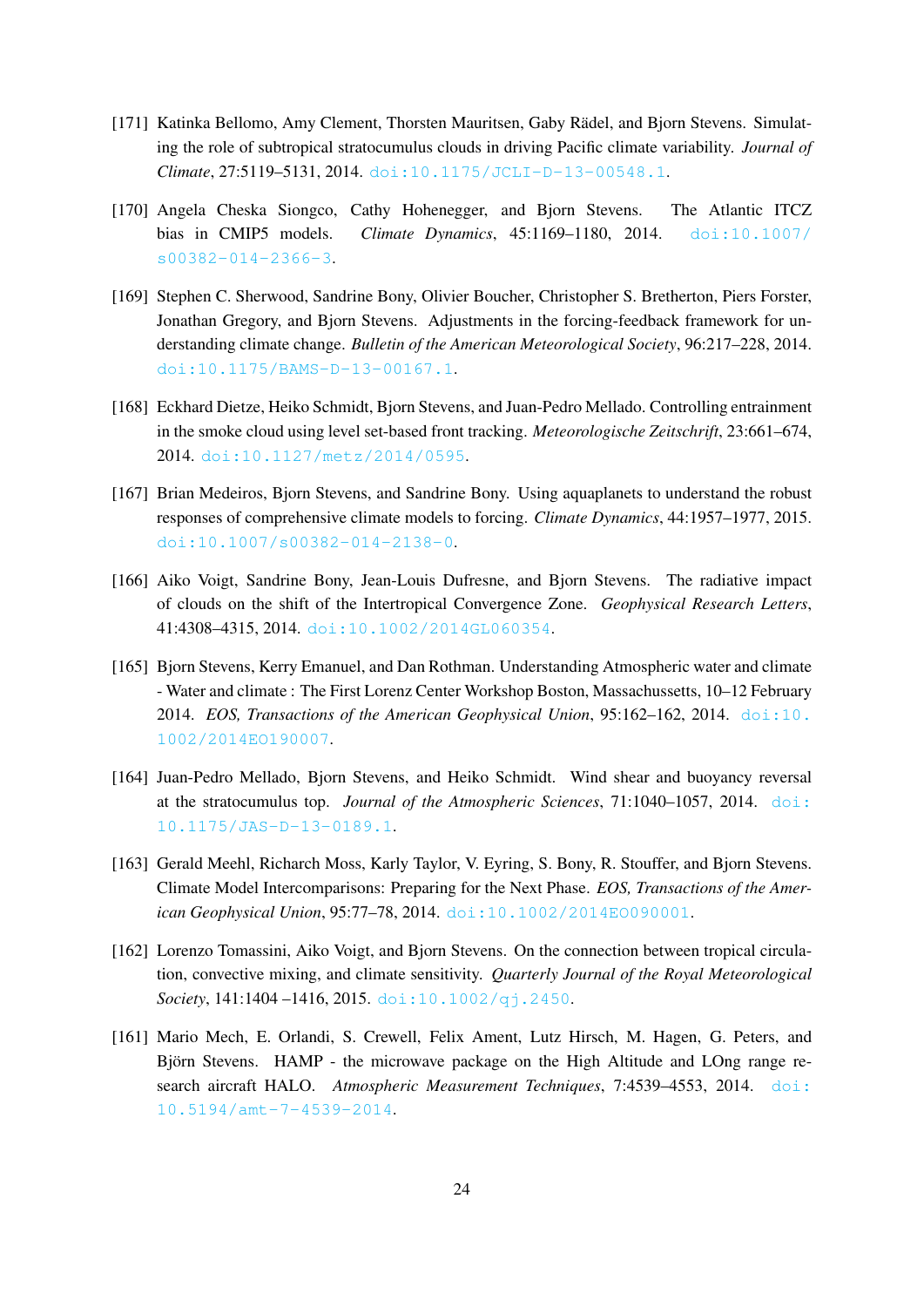[171] Katinka Bellomo, Amy Clement, Thorsten Mauritsen, Gaby Rädel, and Bjorn Stevens. Simulating the role of subtropical stratocumulus clouds in driving Pacific climate variability. *Journal of Climate*, 27:5119–5131, 2014. doi:10.1175/JCLI-D-13-00548.1.

[170] Angela Cheska Siongco, Cathy Hohenegger, and Bjorn Stevens. The Atlantic ITCZ bias in CMIP5 models. *Climate Dynamics*, 45:1169–1180, 2014. doi:10.1007/s00382-014-2366-3.

[169] Stephen C. Sherwood, Sandrine Bony, Olivier Boucher, Christopher S. Bretherton, Piers Forster, Jonathan Gregory, and Bjorn Stevens. Adjustments in the forcing-feedback framework for understanding climate change. *Bulletin of the American Meteorological Society*, 96:217–228, 2014. doi:10.1175/BAMS-D-13-00167.1.

[168] Eckhard Dietze, Heiko Schmidt, Bjorn Stevens, and Juan-Pedro Mellado. Controlling entrainment in the smoke cloud using level set-based front tracking. *Meteorologische Zeitschrift*, 23:661–674, 2014. doi:10.1127/metz/2014/0595.

[167] Brian Medeiros, Bjorn Stevens, and Sandrine Bony. Using aquaplanets to understand the robust responses of comprehensive climate models to forcing. *Climate Dynamics*, 44:1957–1977, 2015. doi:10.1007/s00382-014-2138-0.

[166] Aiko Voigt, Sandrine Bony, Jean-Louis Dufresne, and Bjorn Stevens. The radiative impact of clouds on the shift of the Intertropical Convergence Zone. *Geophysical Research Letters*, 41:4308–4315, 2014. doi:10.1002/2014GL060354.

[165] Bjorn Stevens, Kerry Emanuel, and Dan Rothman. Understanding Atmospheric water and climate - Water and climate : The First Lorenz Center Workshop Boston, Massachussetts, 10–12 February 2014. *EOS, Transactions of the American Geophysical Union*, 95:162–162, 2014. doi:10.1002/2014EO190007.

[164] Juan-Pedro Mellado, Bjorn Stevens, and Heiko Schmidt. Wind shear and buoyancy reversal at the stratocumulus top. *Journal of the Atmospheric Sciences*, 71:1040–1057, 2014. doi:10.1175/JAS-D-13-0189.1.

[163] Gerald Meehl, Richarch Moss, Karly Taylor, V. Eyring, S. Bony, R. Stouffer, and Bjorn Stevens. Climate Model Intercomparisons: Preparing for the Next Phase. *EOS, Transactions of the American Geophysical Union*, 95:77–78, 2014. doi:10.1002/2014EO090001.

[162] Lorenzo Tomassini, Aiko Voigt, and Bjorn Stevens. On the connection between tropical circulation, convective mixing, and climate sensitivity. *Quarterly Journal of the Royal Meteorological Society*, 141:1404 –1416, 2015. doi:10.1002/qj.2450.

[161] Mario Mech, E. Orlandi, S. Crewell, Felix Ament, Lutz Hirsch, M. Hagen, G. Peters, and Björn Stevens. HAMP - the microwave package on the High Altitude and LOng range research aircraft HALO. *Atmospheric Measurement Techniques*, 7:4539–4553, 2014. doi:10.5194/amt-7-4539-2014.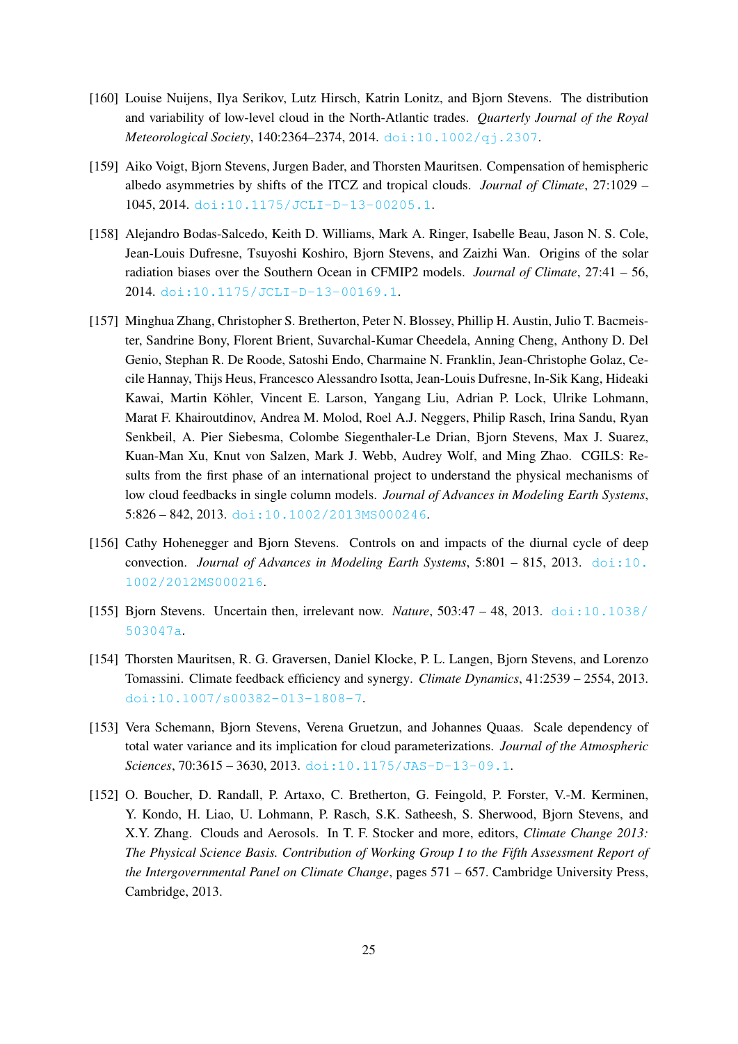[160] Louise Nuijens, Ilya Serikov, Lutz Hirsch, Katrin Lonitz, and Bjorn Stevens. The distribution and variability of low-level cloud in the North-Atlantic trades. *Quarterly Journal of the Royal Meteorological Society*, 140:2364–2374, 2014. doi:10.1002/qj.2307.

[159] Aiko Voigt, Bjorn Stevens, Jurgen Bader, and Thorsten Mauritsen. Compensation of hemispheric albedo asymmetries by shifts of the ITCZ and tropical clouds. *Journal of Climate*, 27:1029 – 1045, 2014. doi:10.1175/JCLI-D-13-00205.1.

[158] Alejandro Bodas-Salcedo, Keith D. Williams, Mark A. Ringer, Isabelle Beau, Jason N. S. Cole, Jean-Louis Dufresne, Tsuyoshi Koshiro, Bjorn Stevens, and Zaizhi Wan. Origins of the solar radiation biases over the Southern Ocean in CFMIP2 models. *Journal of Climate*, 27:41 – 56, 2014. doi:10.1175/JCLI-D-13-00169.1.

[157] Minghua Zhang, Christopher S. Bretherton, Peter N. Blossey, Phillip H. Austin, Julio T. Bacmeister, Sandrine Bony, Florent Brient, Suvarchal-Kumar Cheedela, Anning Cheng, Anthony D. Del Genio, Stephan R. De Roode, Satoshi Endo, Charmaine N. Franklin, Jean-Christophe Golaz, Cecile Hannay, Thijs Heus, Francesco Alessandro Isotta, Jean-Louis Dufresne, In-Sik Kang, Hideaki Kawai, Martin Köhler, Vincent E. Larson, Yangang Liu, Adrian P. Lock, Ulrike Lohmann, Marat F. Khairoutdinov, Andrea M. Molod, Roel A.J. Neggers, Philip Rasch, Irina Sandu, Ryan Senkbeil, A. Pier Siebesma, Colombe Siegenthaler-Le Drian, Bjorn Stevens, Max J. Suarez, Kuan-Man Xu, Knut von Salzen, Mark J. Webb, Audrey Wolf, and Ming Zhao. CGILS: Results from the first phase of an international project to understand the physical mechanisms of low cloud feedbacks in single column models. *Journal of Advances in Modeling Earth Systems*, 5:826 – 842, 2013. doi:10.1002/2013MS000246.

[156] Cathy Hohenegger and Bjorn Stevens. Controls on and impacts of the diurnal cycle of deep convection. *Journal of Advances in Modeling Earth Systems*, 5:801 – 815, 2013. doi:10.1002/2012MS000216.

[155] Bjorn Stevens. Uncertain then, irrelevant now. *Nature*, 503:47 – 48, 2013. doi:10.1038/503047a.

[154] Thorsten Mauritsen, R. G. Graversen, Daniel Klocke, P. L. Langen, Bjorn Stevens, and Lorenzo Tomassini. Climate feedback efficiency and synergy. *Climate Dynamics*, 41:2539 – 2554, 2013. doi:10.1007/s00382-013-1808-7.

[153] Vera Schemann, Bjorn Stevens, Verena Gruetzun, and Johannes Quaas. Scale dependency of total water variance and its implication for cloud parameterizations. *Journal of the Atmospheric Sciences*, 70:3615 – 3630, 2013. doi:10.1175/JAS-D-13-09.1.

[152] O. Boucher, D. Randall, P. Artaxo, C. Bretherton, G. Feingold, P. Forster, V.-M. Kerminen, Y. Kondo, H. Liao, U. Lohmann, P. Rasch, S.K. Satheesh, S. Sherwood, Bjorn Stevens, and X.Y. Zhang. Clouds and Aerosols. In T. F. Stocker and more, editors, *Climate Change 2013: The Physical Science Basis. Contribution of Working Group I to the Fifth Assessment Report of the Intergovernmental Panel on Climate Change*, pages 571 – 657. Cambridge University Press, Cambridge, 2013.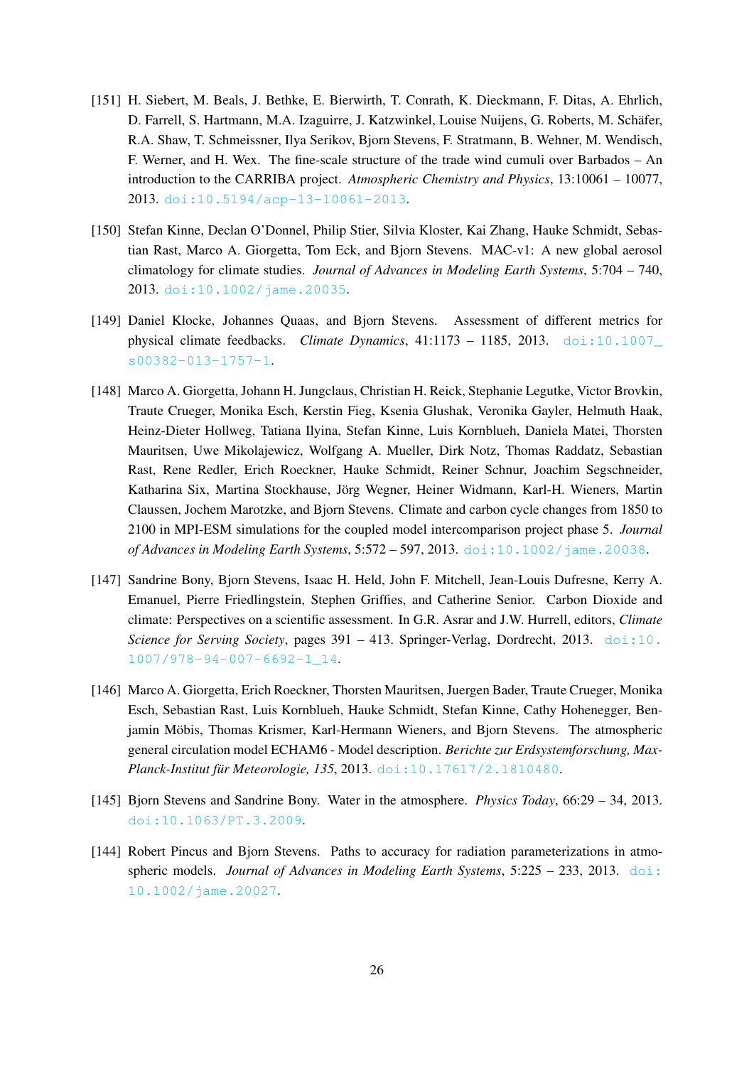[151] H. Siebert, M. Beals, J. Bethke, E. Bierwirth, T. Conrath, K. Dieckmann, F. Ditas, A. Ehrlich, D. Farrell, S. Hartmann, M.A. Izaguirre, J. Katzwinkel, Louise Nuijens, G. Roberts, M. Schäfer, R.A. Shaw, T. Schmeissner, Ilya Serikov, Bjorn Stevens, F. Stratmann, B. Wehner, M. Wendisch, F. Werner, and H. Wex. The fine-scale structure of the trade wind cumuli over Barbados – An introduction to the CARRIBA project. *Atmospheric Chemistry and Physics*, 13:10061 – 10077, 2013. doi:10.5194/acp-13-10061-2013.

[150] Stefan Kinne, Declan O'Donnel, Philip Stier, Silvia Kloster, Kai Zhang, Hauke Schmidt, Sebastian Rast, Marco A. Giorgetta, Tom Eck, and Bjorn Stevens. MAC-v1: A new global aerosol climatology for climate studies. *Journal of Advances in Modeling Earth Systems*, 5:704 – 740, 2013. doi:10.1002/jame.20035.

[149] Daniel Klocke, Johannes Quaas, and Bjorn Stevens. Assessment of different metrics for physical climate feedbacks. *Climate Dynamics*, 41:1173 – 1185, 2013. doi:10.1007_s00382-013-1757-1.

[148] Marco A. Giorgetta, Johann H. Jungclaus, Christian H. Reick, Stephanie Legutke, Victor Brovkin, Traute Crueger, Monika Esch, Kerstin Fieg, Ksenia Glushak, Veronika Gayler, Helmuth Haak, Heinz-Dieter Hollweg, Tatiana Ilyina, Stefan Kinne, Luis Kornblueh, Daniela Matei, Thorsten Mauritsen, Uwe Mikolajewicz, Wolfgang A. Mueller, Dirk Notz, Thomas Raddatz, Sebastian Rast, Rene Redler, Erich Roeckner, Hauke Schmidt, Reiner Schnur, Joachim Segschneider, Katharina Six, Martina Stockhause, Jörg Wegner, Heiner Widmann, Karl-H. Wieners, Martin Claussen, Jochem Marotzke, and Bjorn Stevens. Climate and carbon cycle changes from 1850 to 2100 in MPI-ESM simulations for the coupled model intercomparison project phase 5. *Journal of Advances in Modeling Earth Systems*, 5:572 – 597, 2013. doi:10.1002/jame.20038.

[147] Sandrine Bony, Bjorn Stevens, Isaac H. Held, John F. Mitchell, Jean-Louis Dufresne, Kerry A. Emanuel, Pierre Friedlingstein, Stephen Griffies, and Catherine Senior. Carbon Dioxide and climate: Perspectives on a scientific assessment. In G.R. Asrar and J.W. Hurrell, editors, *Climate Science for Serving Society*, pages 391 – 413. Springer-Verlag, Dordrecht, 2013. doi:10.1007/978-94-007-6692-1_14.

[146] Marco A. Giorgetta, Erich Roeckner, Thorsten Mauritsen, Juergen Bader, Traute Crueger, Monika Esch, Sebastian Rast, Luis Kornblueh, Hauke Schmidt, Stefan Kinne, Cathy Hohenegger, Benjamin Möbis, Thomas Krismer, Karl-Hermann Wieners, and Bjorn Stevens. The atmospheric general circulation model ECHAM6 - Model description. *Berichte zur Erdsystemforschung, Max-Planck-Institut für Meteorologie, 135*, 2013. doi:10.17617/2.1810480.

[145] Bjorn Stevens and Sandrine Bony. Water in the atmosphere. *Physics Today*, 66:29 – 34, 2013. doi:10.1063/PT.3.2009.

[144] Robert Pincus and Bjorn Stevens. Paths to accuracy for radiation parameterizations in atmospheric models. *Journal of Advances in Modeling Earth Systems*, 5:225 – 233, 2013. doi:10.1002/jame.20027.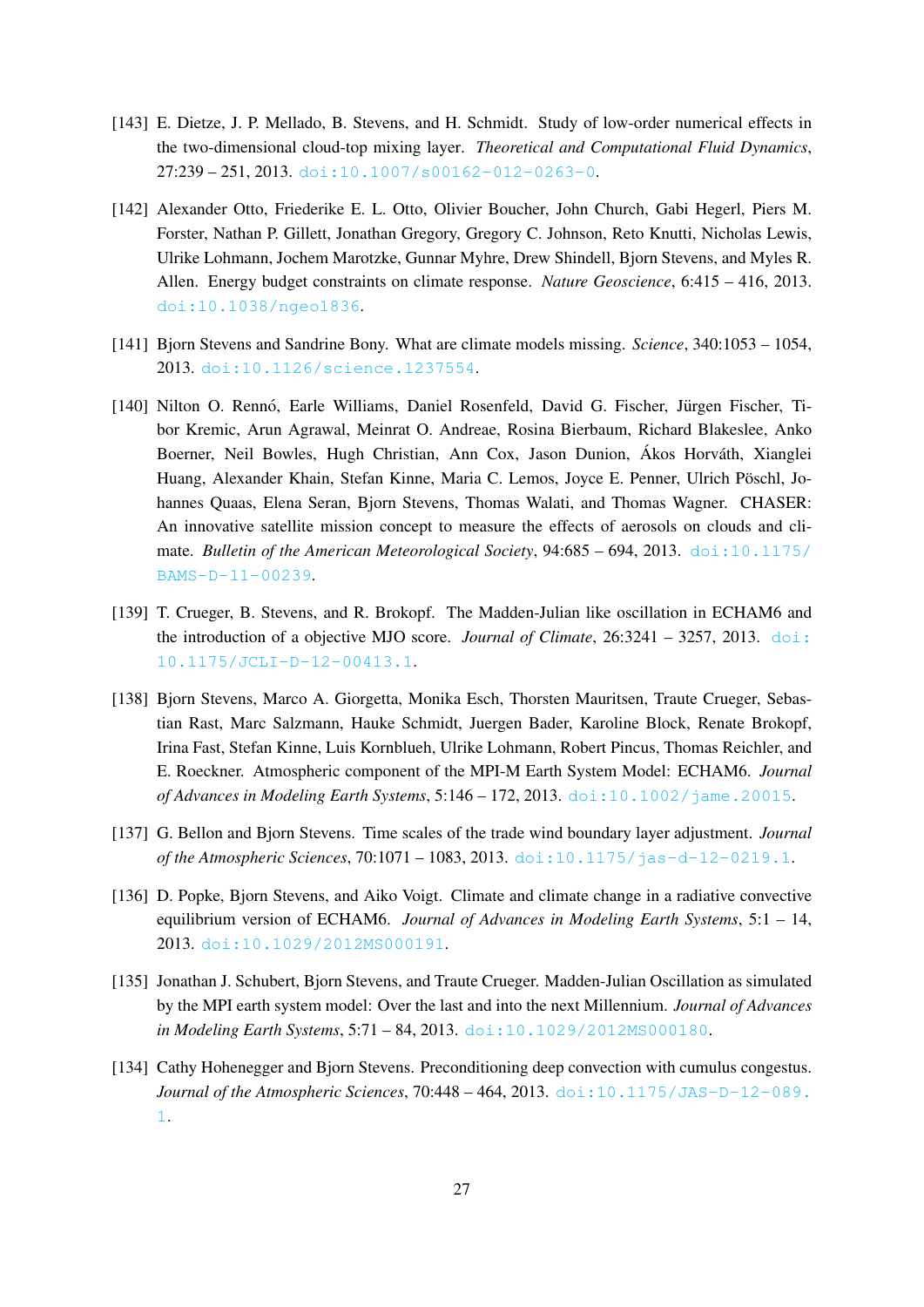[143] E. Dietze, J. P. Mellado, B. Stevens, and H. Schmidt. Study of low-order numerical effects in the two-dimensional cloud-top mixing layer. *Theoretical and Computational Fluid Dynamics*, 27:239 – 251, 2013. doi:10.1007/s00162-012-0263-0.

[142] Alexander Otto, Friederike E. L. Otto, Olivier Boucher, John Church, Gabi Hegerl, Piers M. Forster, Nathan P. Gillett, Jonathan Gregory, Gregory C. Johnson, Reto Knutti, Nicholas Lewis, Ulrike Lohmann, Jochem Marotzke, Gunnar Myhre, Drew Shindell, Bjorn Stevens, and Myles R. Allen. Energy budget constraints on climate response. *Nature Geoscience*, 6:415 – 416, 2013. doi:10.1038/ngeo1836.

[141] Bjorn Stevens and Sandrine Bony. What are climate models missing. *Science*, 340:1053 – 1054, 2013. doi:10.1126/science.1237554.

[140] Nilton O. Rennó, Earle Williams, Daniel Rosenfeld, David G. Fischer, Jürgen Fischer, Tibor Kremic, Arun Agrawal, Meinrat O. Andreae, Rosina Bierbaum, Richard Blakeslee, Anko Boerner, Neil Bowles, Hugh Christian, Ann Cox, Jason Dunion, Ákos Horváth, Xianglei Huang, Alexander Khain, Stefan Kinne, Maria C. Lemos, Joyce E. Penner, Ulrich Pöschl, Johannes Quaas, Elena Seran, Bjorn Stevens, Thomas Walati, and Thomas Wagner. CHASER: An innovative satellite mission concept to measure the effects of aerosols on clouds and climate. *Bulletin of the American Meteorological Society*, 94:685 – 694, 2013. doi:10.1175/BAMS-D-11-00239.

[139] T. Crueger, B. Stevens, and R. Brokopf. The Madden-Julian like oscillation in ECHAM6 and the introduction of a objective MJO score. *Journal of Climate*, 26:3241 – 3257, 2013. doi:10.1175/JCLI-D-12-00413.1.

[138] Bjorn Stevens, Marco A. Giorgetta, Monika Esch, Thorsten Mauritsen, Traute Crueger, Sebastian Rast, Marc Salzmann, Hauke Schmidt, Juergen Bader, Karoline Block, Renate Brokopf, Irina Fast, Stefan Kinne, Luis Kornblueh, Ulrike Lohmann, Robert Pincus, Thomas Reichler, and E. Roeckner. Atmospheric component of the MPI-M Earth System Model: ECHAM6. *Journal of Advances in Modeling Earth Systems*, 5:146 – 172, 2013. doi:10.1002/jame.20015.

[137] G. Bellon and Bjorn Stevens. Time scales of the trade wind boundary layer adjustment. *Journal of the Atmospheric Sciences*, 70:1071 – 1083, 2013. doi:10.1175/jas-d-12-0219.1.

[136] D. Popke, Bjorn Stevens, and Aiko Voigt. Climate and climate change in a radiative convective equilibrium version of ECHAM6. *Journal of Advances in Modeling Earth Systems*, 5:1 – 14, 2013. doi:10.1029/2012MS000191.

[135] Jonathan J. Schubert, Bjorn Stevens, and Traute Crueger. Madden-Julian Oscillation as simulated by the MPI earth system model: Over the last and into the next Millennium. *Journal of Advances in Modeling Earth Systems*, 5:71 – 84, 2013. doi:10.1029/2012MS000180.

[134] Cathy Hohenegger and Bjorn Stevens. Preconditioning deep convection with cumulus congestus. *Journal of the Atmospheric Sciences*, 70:448 – 464, 2013. doi:10.1175/JAS-D-12-089.1.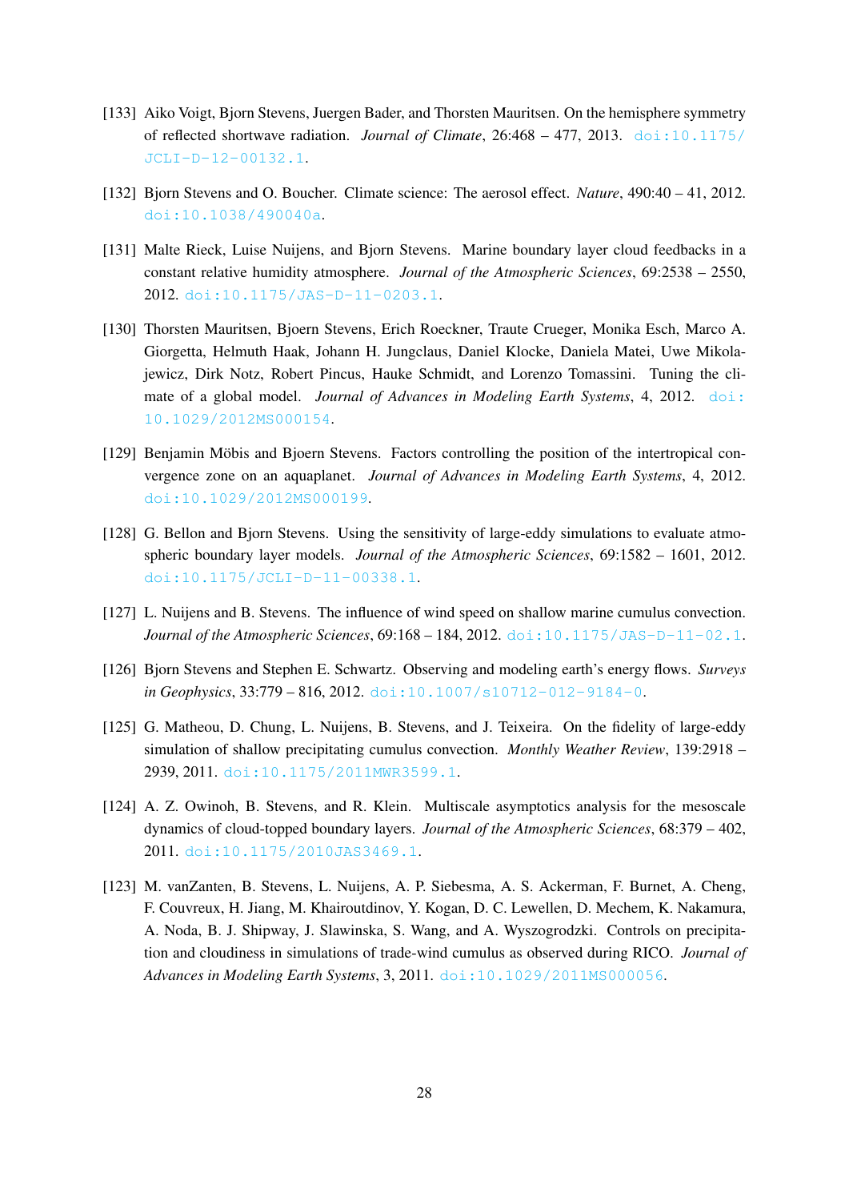[133] Aiko Voigt, Bjorn Stevens, Juergen Bader, and Thorsten Mauritsen. On the hemisphere symmetry of reflected shortwave radiation. *Journal of Climate*, 26:468 – 477, 2013. doi:10.1175/JCLI-D-12-00132.1.

[132] Bjorn Stevens and O. Boucher. Climate science: The aerosol effect. *Nature*, 490:40 – 41, 2012. doi:10.1038/490040a.

[131] Malte Rieck, Luise Nuijens, and Bjorn Stevens. Marine boundary layer cloud feedbacks in a constant relative humidity atmosphere. *Journal of the Atmospheric Sciences*, 69:2538 – 2550, 2012. doi:10.1175/JAS-D-11-0203.1.

[130] Thorsten Mauritsen, Bjoern Stevens, Erich Roeckner, Traute Crueger, Monika Esch, Marco A. Giorgetta, Helmuth Haak, Johann H. Jungclaus, Daniel Klocke, Daniela Matei, Uwe Mikolajewicz, Dirk Notz, Robert Pincus, Hauke Schmidt, and Lorenzo Tomassini. Tuning the climate of a global model. *Journal of Advances in Modeling Earth Systems*, 4, 2012. doi:10.1029/2012MS000154.

[129] Benjamin Möbis and Bjoern Stevens. Factors controlling the position of the intertropical convergence zone on an aquaplanet. *Journal of Advances in Modeling Earth Systems*, 4, 2012. doi:10.1029/2012MS000199.

[128] G. Bellon and Bjorn Stevens. Using the sensitivity of large-eddy simulations to evaluate atmospheric boundary layer models. *Journal of the Atmospheric Sciences*, 69:1582 – 1601, 2012. doi:10.1175/JCLI-D-11-00338.1.

[127] L. Nuijens and B. Stevens. The influence of wind speed on shallow marine cumulus convection. *Journal of the Atmospheric Sciences*, 69:168 – 184, 2012. doi:10.1175/JAS-D-11-02.1.

[126] Bjorn Stevens and Stephen E. Schwartz. Observing and modeling earth's energy flows. *Surveys in Geophysics*, 33:779 – 816, 2012. doi:10.1007/s10712-012-9184-0.

[125] G. Matheou, D. Chung, L. Nuijens, B. Stevens, and J. Teixeira. On the fidelity of large-eddy simulation of shallow precipitating cumulus convection. *Monthly Weather Review*, 139:2918 – 2939, 2011. doi:10.1175/2011MWR3599.1.

[124] A. Z. Owinoh, B. Stevens, and R. Klein. Multiscale asymptotics analysis for the mesoscale dynamics of cloud-topped boundary layers. *Journal of the Atmospheric Sciences*, 68:379 – 402, 2011. doi:10.1175/2010JAS3469.1.

[123] M. vanZanten, B. Stevens, L. Nuijens, A. P. Siebesma, A. S. Ackerman, F. Burnet, A. Cheng, F. Couvreux, H. Jiang, M. Khairoutdinov, Y. Kogan, D. C. Lewellen, D. Mechem, K. Nakamura, A. Noda, B. J. Shipway, J. Slawinska, S. Wang, and A. Wyszogrodzki. Controls on precipitation and cloudiness in simulations of trade-wind cumulus as observed during RICO. *Journal of Advances in Modeling Earth Systems*, 3, 2011. doi:10.1029/2011MS000056.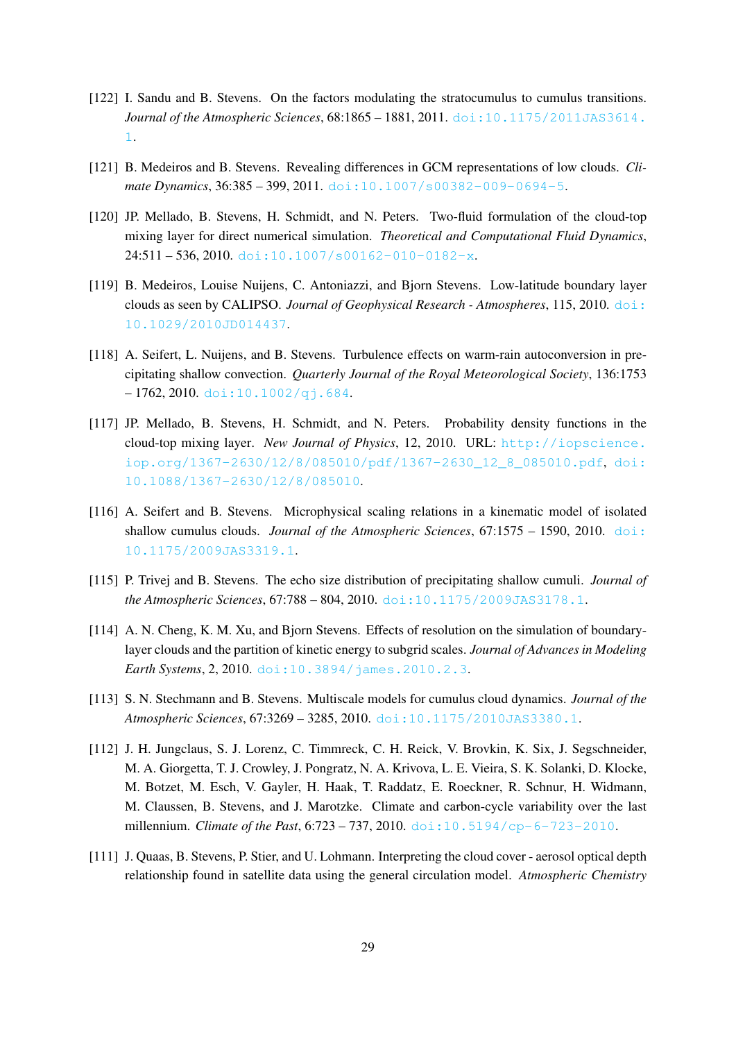[122] I. Sandu and B. Stevens. On the factors modulating the stratocumulus to cumulus transitions. *Journal of the Atmospheric Sciences*, 68:1865 – 1881, 2011. doi:10.1175/2011JAS3614.1.

[121] B. Medeiros and B. Stevens. Revealing differences in GCM representations of low clouds. *Climate Dynamics*, 36:385 – 399, 2011. doi:10.1007/s00382-009-0694-5.

[120] JP. Mellado, B. Stevens, H. Schmidt, and N. Peters. Two-fluid formulation of the cloud-top mixing layer for direct numerical simulation. *Theoretical and Computational Fluid Dynamics*, 24:511 – 536, 2010. doi:10.1007/s00162-010-0182-x.

[119] B. Medeiros, Louise Nuijens, C. Antoniazzi, and Bjorn Stevens. Low-latitude boundary layer clouds as seen by CALIPSO. *Journal of Geophysical Research - Atmospheres*, 115, 2010. doi:10.1029/2010JD014437.

[118] A. Seifert, L. Nuijens, and B. Stevens. Turbulence effects on warm-rain autoconversion in precipitating shallow convection. *Quarterly Journal of the Royal Meteorological Society*, 136:1753 – 1762, 2010. doi:10.1002/qj.684.

[117] JP. Mellado, B. Stevens, H. Schmidt, and N. Peters. Probability density functions in the cloud-top mixing layer. *New Journal of Physics*, 12, 2010. URL: http://iopscience.iop.org/1367-2630/12/8/085010/pdf/1367-2630_12_8_085010.pdf, doi:10.1088/1367-2630/12/8/085010.

[116] A. Seifert and B. Stevens. Microphysical scaling relations in a kinematic model of isolated shallow cumulus clouds. *Journal of the Atmospheric Sciences*, 67:1575 – 1590, 2010. doi:10.1175/2009JAS3319.1.

[115] P. Trivej and B. Stevens. The echo size distribution of precipitating shallow cumuli. *Journal of the Atmospheric Sciences*, 67:788 – 804, 2010. doi:10.1175/2009JAS3178.1.

[114] A. N. Cheng, K. M. Xu, and Bjorn Stevens. Effects of resolution on the simulation of boundary-layer clouds and the partition of kinetic energy to subgrid scales. *Journal of Advances in Modeling Earth Systems*, 2, 2010. doi:10.3894/james.2010.2.3.

[113] S. N. Stechmann and B. Stevens. Multiscale models for cumulus cloud dynamics. *Journal of the Atmospheric Sciences*, 67:3269 – 3285, 2010. doi:10.1175/2010JAS3380.1.

[112] J. H. Jungclaus, S. J. Lorenz, C. Timmreck, C. H. Reick, V. Brovkin, K. Six, J. Segschneider, M. A. Giorgetta, T. J. Crowley, J. Pongratz, N. A. Krivova, L. E. Vieira, S. K. Solanki, D. Klocke, M. Botzet, M. Esch, V. Gayler, H. Haak, T. Raddatz, E. Roeckner, R. Schnur, H. Widmann, M. Claussen, B. Stevens, and J. Marotzke. Climate and carbon-cycle variability over the last millennium. *Climate of the Past*, 6:723 – 737, 2010. doi:10.5194/cp-6-723-2010.

[111] J. Quaas, B. Stevens, P. Stier, and U. Lohmann. Interpreting the cloud cover - aerosol optical depth relationship found in satellite data using the general circulation model. *Atmospheric Chemistry*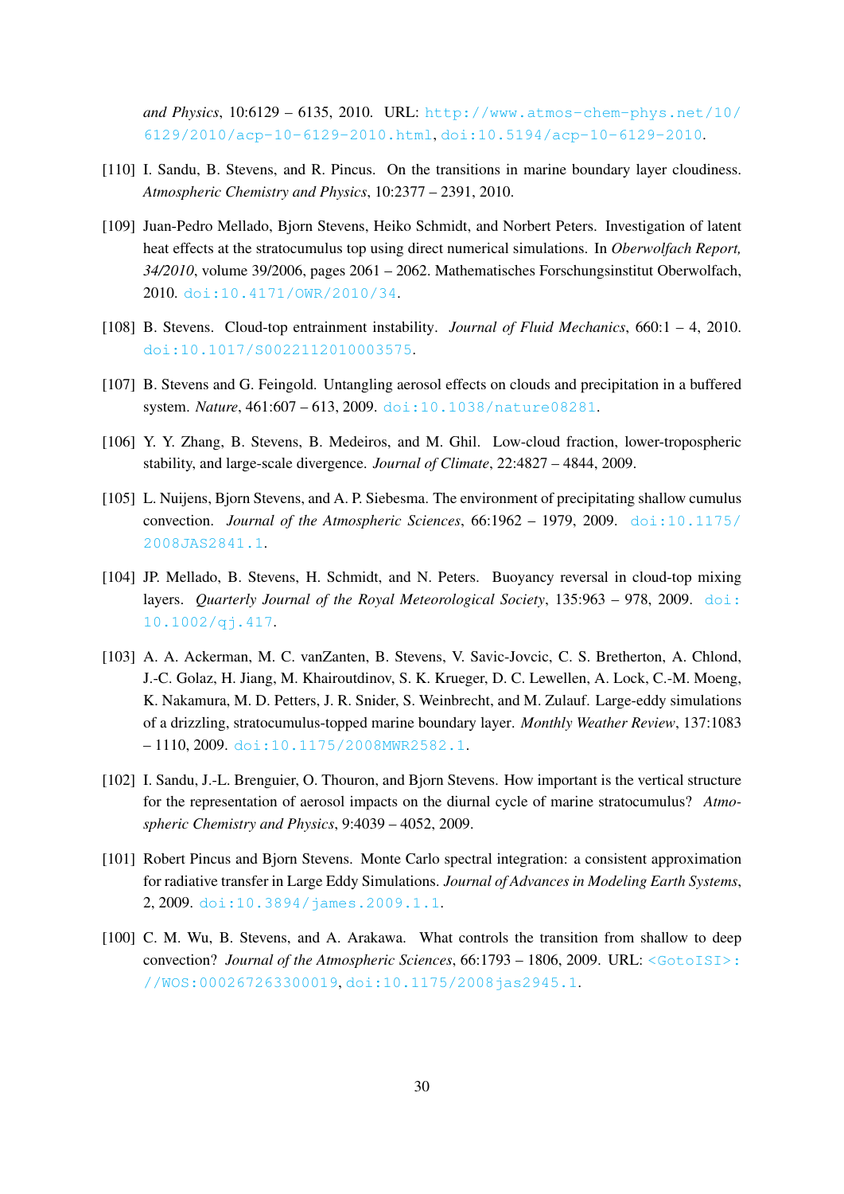*and Physics*, 10:6129 – 6135, 2010. URL: http://www.atmos-chem-phys.net/10/6129/2010/acp-10-6129-2010.html, doi:10.5194/acp-10-6129-2010.

[110] I. Sandu, B. Stevens, and R. Pincus. On the transitions in marine boundary layer cloudiness. *Atmospheric Chemistry and Physics*, 10:2377 – 2391, 2010.

[109] Juan-Pedro Mellado, Bjorn Stevens, Heiko Schmidt, and Norbert Peters. Investigation of latent heat effects at the stratocumulus top using direct numerical simulations. In *Oberwolfach Report, 34/2010*, volume 39/2006, pages 2061 – 2062. Mathematisches Forschungsinstitut Oberwolfach, 2010. doi:10.4171/OWR/2010/34.

[108] B. Stevens. Cloud-top entrainment instability. *Journal of Fluid Mechanics*, 660:1 – 4, 2010. doi:10.1017/S0022112010003575.

[107] B. Stevens and G. Feingold. Untangling aerosol effects on clouds and precipitation in a buffered system. *Nature*, 461:607 – 613, 2009. doi:10.1038/nature08281.

[106] Y. Y. Zhang, B. Stevens, B. Medeiros, and M. Ghil. Low-cloud fraction, lower-tropospheric stability, and large-scale divergence. *Journal of Climate*, 22:4827 – 4844, 2009.

[105] L. Nuijens, Bjorn Stevens, and A. P. Siebesma. The environment of precipitating shallow cumulus convection. *Journal of the Atmospheric Sciences*, 66:1962 – 1979, 2009. doi:10.1175/2008JAS2841.1.

[104] JP. Mellado, B. Stevens, H. Schmidt, and N. Peters. Buoyancy reversal in cloud-top mixing layers. *Quarterly Journal of the Royal Meteorological Society*, 135:963 – 978, 2009. doi:10.1002/qj.417.

[103] A. A. Ackerman, M. C. vanZanten, B. Stevens, V. Savic-Jovcic, C. S. Bretherton, A. Chlond, J.-C. Golaz, H. Jiang, M. Khairoutdinov, S. K. Krueger, D. C. Lewellen, A. Lock, C.-M. Moeng, K. Nakamura, M. D. Petters, J. R. Snider, S. Weinbrecht, and M. Zulauf. Large-eddy simulations of a drizzling, stratocumulus-topped marine boundary layer. *Monthly Weather Review*, 137:1083 – 1110, 2009. doi:10.1175/2008MWR2582.1.

[102] I. Sandu, J.-L. Brenguier, O. Thouron, and Bjorn Stevens. How important is the vertical structure for the representation of aerosol impacts on the diurnal cycle of marine stratocumulus? *Atmospheric Chemistry and Physics*, 9:4039 – 4052, 2009.

[101] Robert Pincus and Bjorn Stevens. Monte Carlo spectral integration: a consistent approximation for radiative transfer in Large Eddy Simulations. *Journal of Advances in Modeling Earth Systems*, 2, 2009. doi:10.3894/james.2009.1.1.

[100] C. M. Wu, B. Stevens, and A. Arakawa. What controls the transition from shallow to deep convection? *Journal of the Atmospheric Sciences*, 66:1793 – 1806, 2009. URL: <GotoISI>://WOS:000267263300019, doi:10.1175/2008jas2945.1.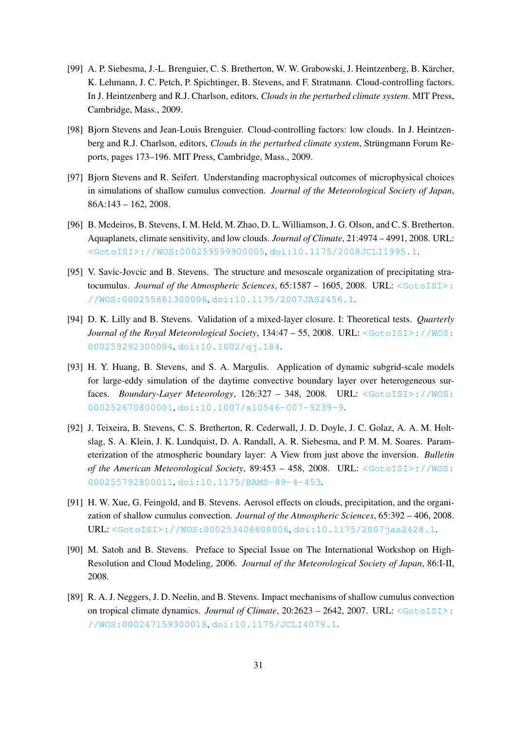[99] A. P. Siebesma, J.-L. Brenguier, C. S. Bretherton, W. W. Grabowski, J. Heintzenberg, B. Kärcher, K. Lehmann, J. C. Petch, P. Spichtinger, B. Stevens, and F. Stratmann. Cloud-controlling factors. In J. Heintzenberg and R.J. Charlson, editors, *Clouds in the perturbed climate system*. MIT Press, Cambridge, Mass., 2009.

[98] Bjorn Stevens and Jean-Louis Brenguier. Cloud-controlling factors: low clouds. In J. Heintzenberg and R.J. Charlson, editors, *Clouds in the perturbed climate system*, Strüngmann Forum Reports, pages 173–196. MIT Press, Cambridge, Mass., 2009.

[97] Bjorn Stevens and R. Seifert. Understanding macrophysical outcomes of microphysical choices in simulations of shallow cumulus convection. *Journal of the Meteorological Society of Japan*, 86A:143 – 162, 2008.

[96] B. Medeiros, B. Stevens, I. M. Held, M. Zhao, D. L. Williamson, J. G. Olson, and C. S. Bretherton. Aquaplanets, climate sensitivity, and low clouds. *Journal of Climate*, 21:4974 – 4991, 2008. URL: <GotoISI>://WOS:000259599900005, doi:10.1175/2008JCLI1995.1.

[95] V. Savic-Jovcic and B. Stevens. The structure and mesoscale organization of precipitating stratocumulus. *Journal of the Atmospheric Sciences*, 65:1587 – 1605, 2008. URL: <GotoISI>://WOS:000255681300006, doi:10.1175/2007JAS2456.1.

[94] D. K. Lilly and B. Stevens. Validation of a mixed-layer closure. I: Theoretical tests. *Quarterly Journal of the Royal Meteorological Society*, 134:47 – 55, 2008. URL: <GotoISI>://WOS:000259292300004, doi:10.1002/qj.184.

[93] H. Y. Huang, B. Stevens, and S. A. Margulis. Application of dynamic subgrid-scale models for large-eddy simulation of the daytime convective boundary layer over heterogeneous surfaces. *Boundary-Layer Meteorology*, 126:327 – 348, 2008. URL: <GotoISI>://WOS:000252670800001, doi:10.1007/s10546-007-9239-9.

[92] J. Teixeira, B. Stevens, C. S. Bretherton, R. Cederwall, J. D. Doyle, J. C. Golaz, A. A. M. Holtslag, S. A. Klein, J. K. Lundquist, D. A. Randall, A. R. Siebesma, and P. M. M. Soares. Parameterization of the atmospheric boundary layer: A View from just above the inversion. *Bulletin of the American Meteorological Society*, 89:453 – 458, 2008. URL: <GotoISI>://WOS:000255792800011, doi:10.1175/BAMS-89-4-453.

[91] H. W. Xue, G. Feingold, and B. Stevens. Aerosol effects on clouds, precipitation, and the organization of shallow cumulus convection. *Journal of the Atmospheric Sciences*, 65:392 – 406, 2008. URL: <GotoISI>://WOS:000253406600006, doi:10.1175/2007jas2428.1.

[90] M. Satoh and B. Stevens. Preface to Special Issue on The International Workshop on High-Resolution and Cloud Modeling, 2006. *Journal of the Meteorological Society of Japan*, 86:I-II, 2008.

[89] R. A. J. Neggers, J. D. Neelin, and B. Stevens. Impact mechanisms of shallow cumulus convection on tropical climate dynamics. *Journal of Climate*, 20:2623 – 2642, 2007. URL: <GotoISI>://WOS:000247159300018, doi:10.1175/JCLI4079.1.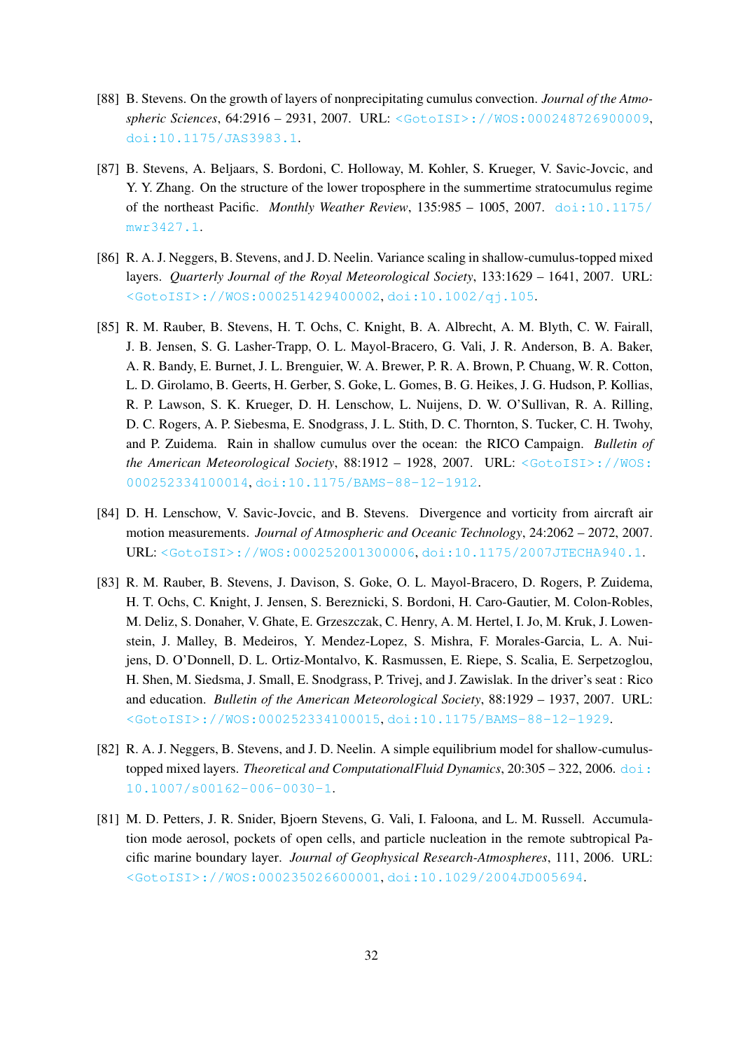[88] B. Stevens. On the growth of layers of nonprecipitating cumulus convection. *Journal of the Atmospheric Sciences*, 64:2916 – 2931, 2007. URL: <GotoISI>://WOS:000248726900009, doi:10.1175/JAS3983.1.

[87] B. Stevens, A. Beljaars, S. Bordoni, C. Holloway, M. Kohler, S. Krueger, V. Savic-Jovcic, and Y. Y. Zhang. On the structure of the lower troposphere in the summertime stratocumulus regime of the northeast Pacific. *Monthly Weather Review*, 135:985 – 1005, 2007. doi:10.1175/mwr3427.1.

[86] R. A. J. Neggers, B. Stevens, and J. D. Neelin. Variance scaling in shallow-cumulus-topped mixed layers. *Quarterly Journal of the Royal Meteorological Society*, 133:1629 – 1641, 2007. URL: <GotoISI>://WOS:000251429400002, doi:10.1002/qj.105.

[85] R. M. Rauber, B. Stevens, H. T. Ochs, C. Knight, B. A. Albrecht, A. M. Blyth, C. W. Fairall, J. B. Jensen, S. G. Lasher-Trapp, O. L. Mayol-Bracero, G. Vali, J. R. Anderson, B. A. Baker, A. R. Bandy, E. Burnet, J. L. Brenguier, W. A. Brewer, P. R. A. Brown, P. Chuang, W. R. Cotton, L. D. Girolamo, B. Geerts, H. Gerber, S. Goke, L. Gomes, B. G. Heikes, J. G. Hudson, P. Kollias, R. P. Lawson, S. K. Krueger, D. H. Lenschow, L. Nuijens, D. W. O'Sullivan, R. A. Rilling, D. C. Rogers, A. P. Siebesma, E. Snodgrass, J. L. Stith, D. C. Thornton, S. Tucker, C. H. Twohy, and P. Zuidema. Rain in shallow cumulus over the ocean: the RICO Campaign. *Bulletin of the American Meteorological Society*, 88:1912 – 1928, 2007. URL: <GotoISI>://WOS:000252334100014, doi:10.1175/BAMS-88-12-1912.

[84] D. H. Lenschow, V. Savic-Jovcic, and B. Stevens. Divergence and vorticity from aircraft air motion measurements. *Journal of Atmospheric and Oceanic Technology*, 24:2062 – 2072, 2007. URL: <GotoISI>://WOS:000252001300006, doi:10.1175/2007JTECHA940.1.

[83] R. M. Rauber, B. Stevens, J. Davison, S. Goke, O. L. Mayol-Bracero, D. Rogers, P. Zuidema, H. T. Ochs, C. Knight, J. Jensen, S. Bereznicki, S. Bordoni, H. Caro-Gautier, M. Colon-Robles, M. Deliz, S. Donaher, V. Ghate, E. Grzeszczak, C. Henry, A. M. Hertel, I. Jo, M. Kruk, J. Lowenstein, J. Malley, B. Medeiros, Y. Mendez-Lopez, S. Mishra, F. Morales-Garcia, L. A. Nuijens, D. O'Donnell, D. L. Ortiz-Montalvo, K. Rasmussen, E. Riepe, S. Scalia, E. Serpetzoglou, H. Shen, M. Siedsma, J. Small, E. Snodgrass, P. Trivej, and J. Zawislak. In the driver's seat : Rico and education. *Bulletin of the American Meteorological Society*, 88:1929 – 1937, 2007. URL: <GotoISI>://WOS:000252334100015, doi:10.1175/BAMS-88-12-1929.

[82] R. A. J. Neggers, B. Stevens, and J. D. Neelin. A simple equilibrium model for shallow-cumulus-topped mixed layers. *Theoretical and ComputationalFluid Dynamics*, 20:305 – 322, 2006. doi:10.1007/s00162-006-0030-1.

[81] M. D. Petters, J. R. Snider, Bjorn Stevens, G. Vali, I. Faloona, and L. M. Russell. Accumulation mode aerosol, pockets of open cells, and particle nucleation in the remote subtropical Pacific marine boundary layer. *Journal of Geophysical Research-Atmospheres*, 111, 2006. URL: <GotoISI>://WOS:000235026600001, doi:10.1029/2004JD005694.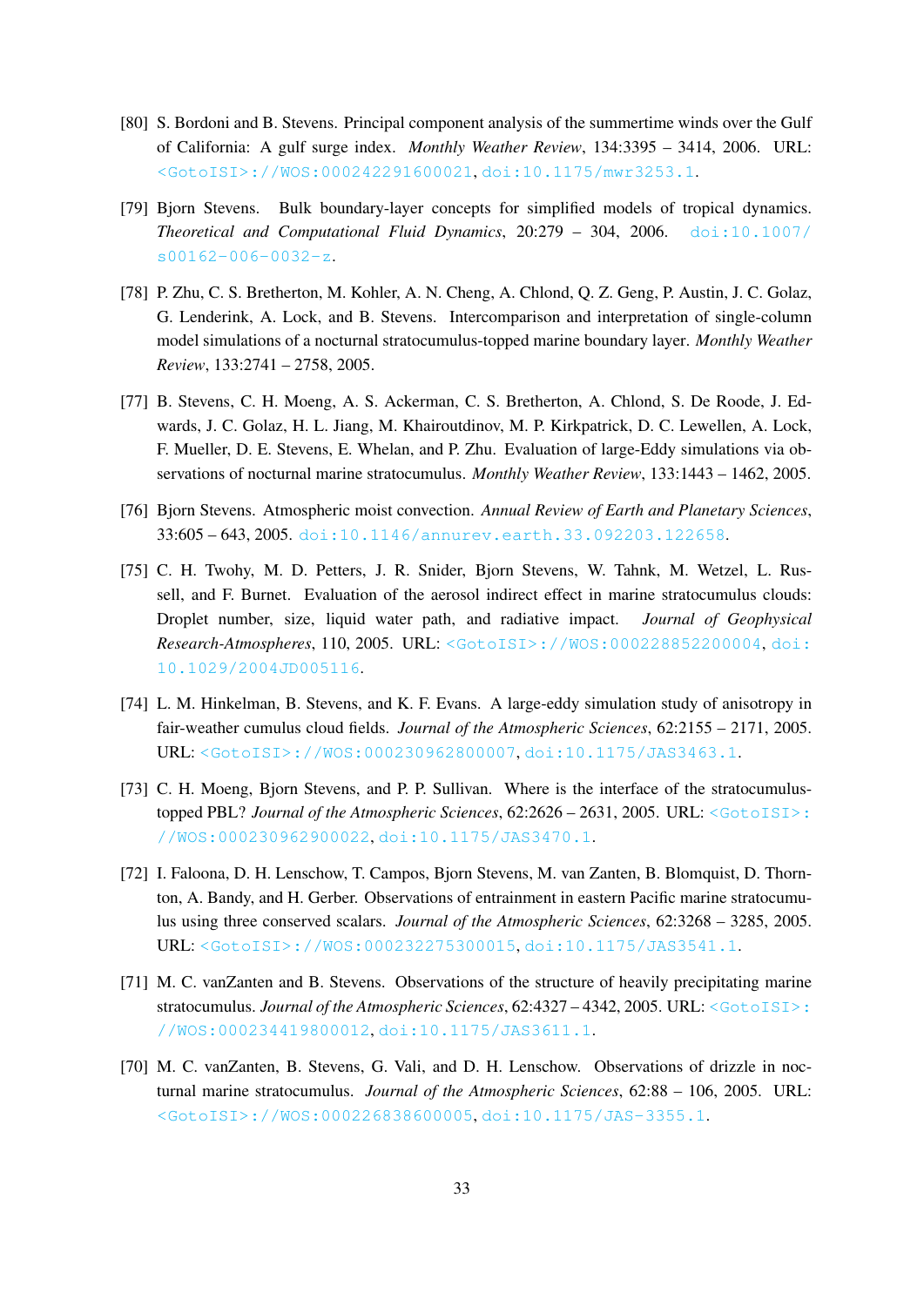[80] S. Bordoni and B. Stevens. Principal component analysis of the summertime winds over the Gulf of California: A gulf surge index. *Monthly Weather Review*, 134:3395 – 3414, 2006. URL: <GotoISI>://WOS:000242291600021, doi:10.1175/mwr3253.1.

[79] Bjorn Stevens. Bulk boundary-layer concepts for simplified models of tropical dynamics. *Theoretical and Computational Fluid Dynamics*, 20:279 – 304, 2006. doi:10.1007/s00162-006-0032-z.

[78] P. Zhu, C. S. Bretherton, M. Kohler, A. N. Cheng, A. Chlond, Q. Z. Geng, P. Austin, J. C. Golaz, G. Lenderink, A. Lock, and B. Stevens. Intercomparison and interpretation of single-column model simulations of a nocturnal stratocumulus-topped marine boundary layer. *Monthly Weather Review*, 133:2741 – 2758, 2005.

[77] B. Stevens, C. H. Moeng, A. S. Ackerman, C. S. Bretherton, A. Chlond, S. De Roode, J. Edwards, J. C. Golaz, H. L. Jiang, M. Khairoutdinov, M. P. Kirkpatrick, D. C. Lewellen, A. Lock, F. Mueller, D. E. Stevens, E. Whelan, and P. Zhu. Evaluation of large-Eddy simulations via observations of nocturnal marine stratocumulus. *Monthly Weather Review*, 133:1443 – 1462, 2005.

[76] Bjorn Stevens. Atmospheric moist convection. *Annual Review of Earth and Planetary Sciences*, 33:605 – 643, 2005. doi:10.1146/annurev.earth.33.092203.122658.

[75] C. H. Twohy, M. D. Petters, J. R. Snider, Bjorn Stevens, W. Tahnk, M. Wetzel, L. Russell, and F. Burnet. Evaluation of the aerosol indirect effect in marine stratocumulus clouds: Droplet number, size, liquid water path, and radiative impact. *Journal of Geophysical Research-Atmospheres*, 110, 2005. URL: <GotoISI>://WOS:000228852200004, doi:10.1029/2004JD005116.

[74] L. M. Hinkelman, B. Stevens, and K. F. Evans. A large-eddy simulation study of anisotropy in fair-weather cumulus cloud fields. *Journal of the Atmospheric Sciences*, 62:2155 – 2171, 2005. URL: <GotoISI>://WOS:000230962800007, doi:10.1175/JAS3463.1.

[73] C. H. Moeng, Bjorn Stevens, and P. P. Sullivan. Where is the interface of the stratocumulus-topped PBL? *Journal of the Atmospheric Sciences*, 62:2626 – 2631, 2005. URL: <GotoISI>://WOS:000230962900022, doi:10.1175/JAS3470.1.

[72] I. Faloona, D. H. Lenschow, T. Campos, Bjorn Stevens, M. van Zanten, B. Blomquist, D. Thornton, A. Bandy, and H. Gerber. Observations of entrainment in eastern Pacific marine stratocumulus using three conserved scalars. *Journal of the Atmospheric Sciences*, 62:3268 – 3285, 2005. URL: <GotoISI>://WOS:000232275300015, doi:10.1175/JAS3541.1.

[71] M. C. vanZanten and B. Stevens. Observations of the structure of heavily precipitating marine stratocumulus. *Journal of the Atmospheric Sciences*, 62:4327 – 4342, 2005. URL: <GotoISI>://WOS:000234419800012, doi:10.1175/JAS3611.1.

[70] M. C. vanZanten, B. Stevens, G. Vali, and D. H. Lenschow. Observations of drizzle in nocturnal marine stratocumulus. *Journal of the Atmospheric Sciences*, 62:88 – 106, 2005. URL: <GotoISI>://WOS:000226838600005, doi:10.1175/JAS-3355.1.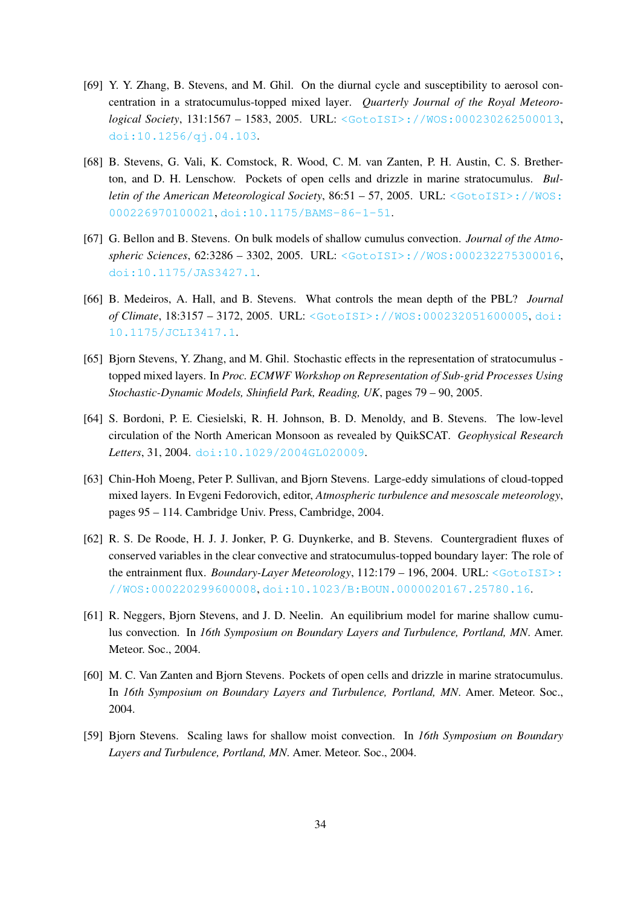[69] Y. Y. Zhang, B. Stevens, and M. Ghil. On the diurnal cycle and susceptibility to aerosol concentration in a stratocumulus-topped mixed layer. *Quarterly Journal of the Royal Meteorological Society*, 131:1567 – 1583, 2005. URL: <GotoISI>://WOS:000230262500013, doi:10.1256/qj.04.103.

[68] B. Stevens, G. Vali, K. Comstock, R. Wood, C. M. van Zanten, P. H. Austin, C. S. Bretherton, and D. H. Lenschow. Pockets of open cells and drizzle in marine stratocumulus. *Bulletin of the American Meteorological Society*, 86:51 – 57, 2005. URL: <GotoISI>://WOS:000226970100021, doi:10.1175/BAMS-86-1-51.

[67] G. Bellon and B. Stevens. On bulk models of shallow cumulus convection. *Journal of the Atmospheric Sciences*, 62:3286 – 3302, 2005. URL: <GotoISI>://WOS:000232275300016, doi:10.1175/JAS3427.1.

[66] B. Medeiros, A. Hall, and B. Stevens. What controls the mean depth of the PBL? *Journal of Climate*, 18:3157 – 3172, 2005. URL: <GotoISI>://WOS:000232051600005, doi:10.1175/JCLI3417.1.

[65] Bjorn Stevens, Y. Zhang, and M. Ghil. Stochastic effects in the representation of stratocumulus - topped mixed layers. In *Proc. ECMWF Workshop on Representation of Sub-grid Processes Using Stochastic-Dynamic Models, Shinfield Park, Reading, UK*, pages 79 – 90, 2005.

[64] S. Bordoni, P. E. Ciesielski, R. H. Johnson, B. D. Menoldy, and B. Stevens. The low-level circulation of the North American Monsoon as revealed by QuikSCAT. *Geophysical Research Letters*, 31, 2004. doi:10.1029/2004GL020009.

[63] Chin-Hoh Moeng, Peter P. Sullivan, and Bjorn Stevens. Large-eddy simulations of cloud-topped mixed layers. In Evgeni Fedorovich, editor, *Atmospheric turbulence and mesoscale meteorology*, pages 95 – 114. Cambridge Univ. Press, Cambridge, 2004.

[62] R. S. De Roode, H. J. J. Jonker, P. G. Duynkerke, and B. Stevens. Countergradient fluxes of conserved variables in the clear convective and stratocumulus-topped boundary layer: The role of the entrainment flux. *Boundary-Layer Meteorology*, 112:179 – 196, 2004. URL: <GotoISI>://WOS:000220299600008, doi:10.1023/B:BOUN.0000020167.25780.16.

[61] R. Neggers, Bjorn Stevens, and J. D. Neelin. An equilibrium model for marine shallow cumulus convection. In *16th Symposium on Boundary Layers and Turbulence, Portland, MN*. Amer. Meteor. Soc., 2004.

[60] M. C. Van Zanten and Bjorn Stevens. Pockets of open cells and drizzle in marine stratocumulus. In *16th Symposium on Boundary Layers and Turbulence, Portland, MN*. Amer. Meteor. Soc., 2004.

[59] Bjorn Stevens. Scaling laws for shallow moist convection. In *16th Symposium on Boundary Layers and Turbulence, Portland, MN*. Amer. Meteor. Soc., 2004.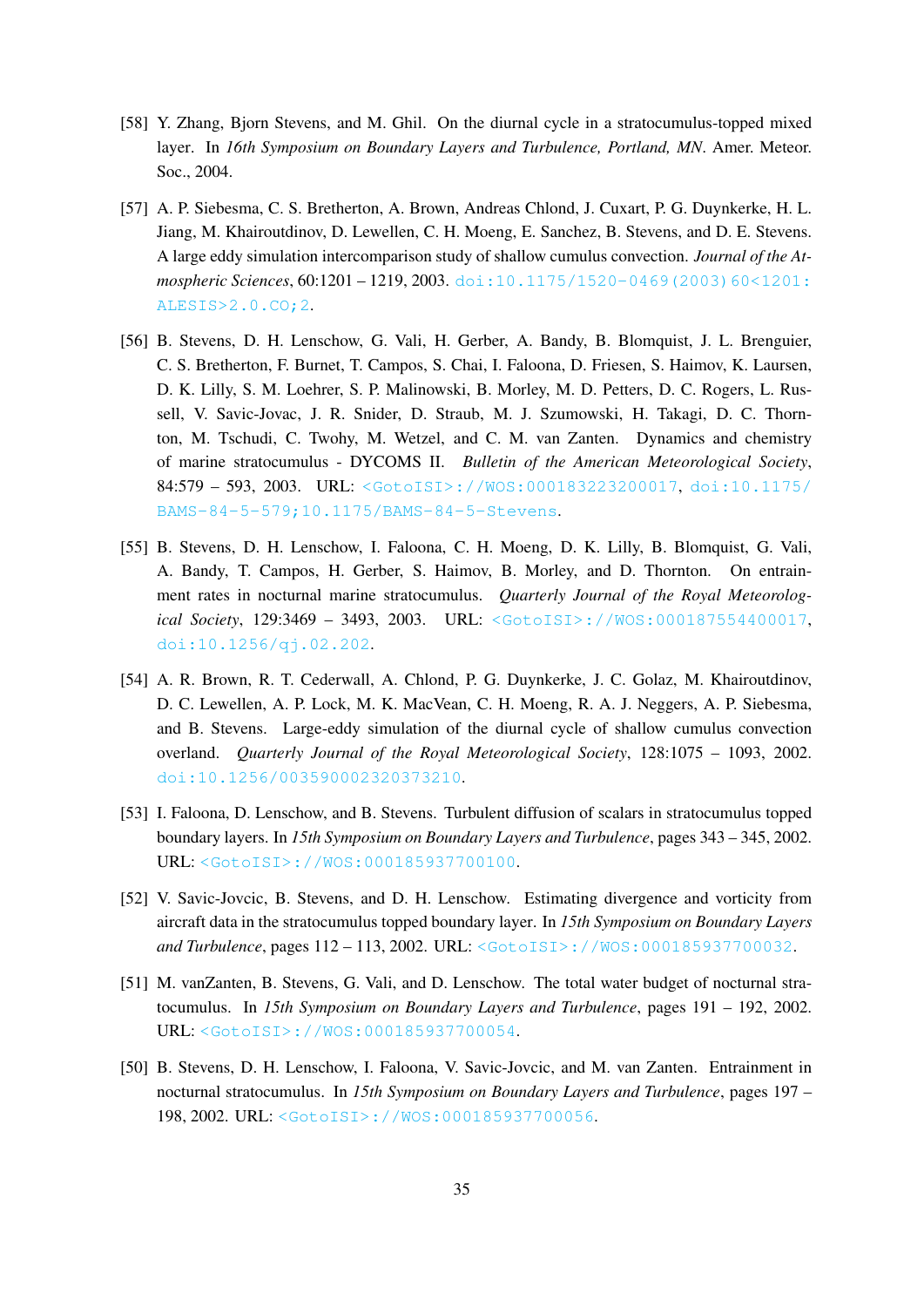[58] Y. Zhang, Bjorn Stevens, and M. Ghil. On the diurnal cycle in a stratocumulus-topped mixed layer. In *16th Symposium on Boundary Layers and Turbulence, Portland, MN*. Amer. Meteor. Soc., 2004.

[57] A. P. Siebesma, C. S. Bretherton, A. Brown, Andreas Chlond, J. Cuxart, P. G. Duynkerke, H. L. Jiang, M. Khairoutdinov, D. Lewellen, C. H. Moeng, E. Sanchez, B. Stevens, and D. E. Stevens. A large eddy simulation intercomparison study of shallow cumulus convection. *Journal of the Atmospheric Sciences*, 60:1201 – 1219, 2003. doi:10.1175/1520-0469(2003)60<1201:ALESIS>2.0.CO;2.

[56] B. Stevens, D. H. Lenschow, G. Vali, H. Gerber, A. Bandy, B. Blomquist, J. L. Brenguier, C. S. Bretherton, F. Burnet, T. Campos, S. Chai, I. Faloona, D. Friesen, S. Haimov, K. Laursen, D. K. Lilly, S. M. Loehrer, S. P. Malinowski, B. Morley, M. D. Petters, D. C. Rogers, L. Russell, V. Savic-Jovac, J. R. Snider, D. Straub, M. J. Szumowski, H. Takagi, D. C. Thornton, M. Tschudi, C. Twohy, M. Wetzel, and C. M. van Zanten. Dynamics and chemistry of marine stratocumulus - DYCOMS II. *Bulletin of the American Meteorological Society*, 84:579 – 593, 2003. URL: <GotoISI>://WOS:000183223200017, doi:10.1175/BAMS-84-5-579;10.1175/BAMS-84-5-Stevens.

[55] B. Stevens, D. H. Lenschow, I. Faloona, C. H. Moeng, D. K. Lilly, B. Blomquist, G. Vali, A. Bandy, T. Campos, H. Gerber, S. Haimov, B. Morley, and D. Thornton. On entrainment rates in nocturnal marine stratocumulus. *Quarterly Journal of the Royal Meteorological Society*, 129:3469 – 3493, 2003. URL: <GotoISI>://WOS:000187554400017, doi:10.1256/qj.02.202.

[54] A. R. Brown, R. T. Cederwall, A. Chlond, P. G. Duynkerke, J. C. Golaz, M. Khairoutdinov, D. C. Lewellen, A. P. Lock, M. K. MacVean, C. H. Moeng, R. A. J. Neggers, A. P. Siebesma, and B. Stevens. Large-eddy simulation of the diurnal cycle of shallow cumulus convection overland. *Quarterly Journal of the Royal Meteorological Society*, 128:1075 – 1093, 2002. doi:10.1256/003590002320373210.

[53] I. Faloona, D. Lenschow, and B. Stevens. Turbulent diffusion of scalars in stratocumulus topped boundary layers. In *15th Symposium on Boundary Layers and Turbulence*, pages 343 – 345, 2002. URL: <GotoISI>://WOS:000185937700100.

[52] V. Savic-Jovcic, B. Stevens, and D. H. Lenschow. Estimating divergence and vorticity from aircraft data in the stratocumulus topped boundary layer. In *15th Symposium on Boundary Layers and Turbulence*, pages 112 – 113, 2002. URL: <GotoISI>://WOS:000185937700032.

[51] M. vanZanten, B. Stevens, G. Vali, and D. Lenschow. The total water budget of nocturnal stratocumulus. In *15th Symposium on Boundary Layers and Turbulence*, pages 191 – 192, 2002. URL: <GotoISI>://WOS:000185937700054.

[50] B. Stevens, D. H. Lenschow, I. Faloona, V. Savic-Jovcic, and M. van Zanten. Entrainment in nocturnal stratocumulus. In *15th Symposium on Boundary Layers and Turbulence*, pages 197 – 198, 2002. URL: <GotoISI>://WOS:000185937700056.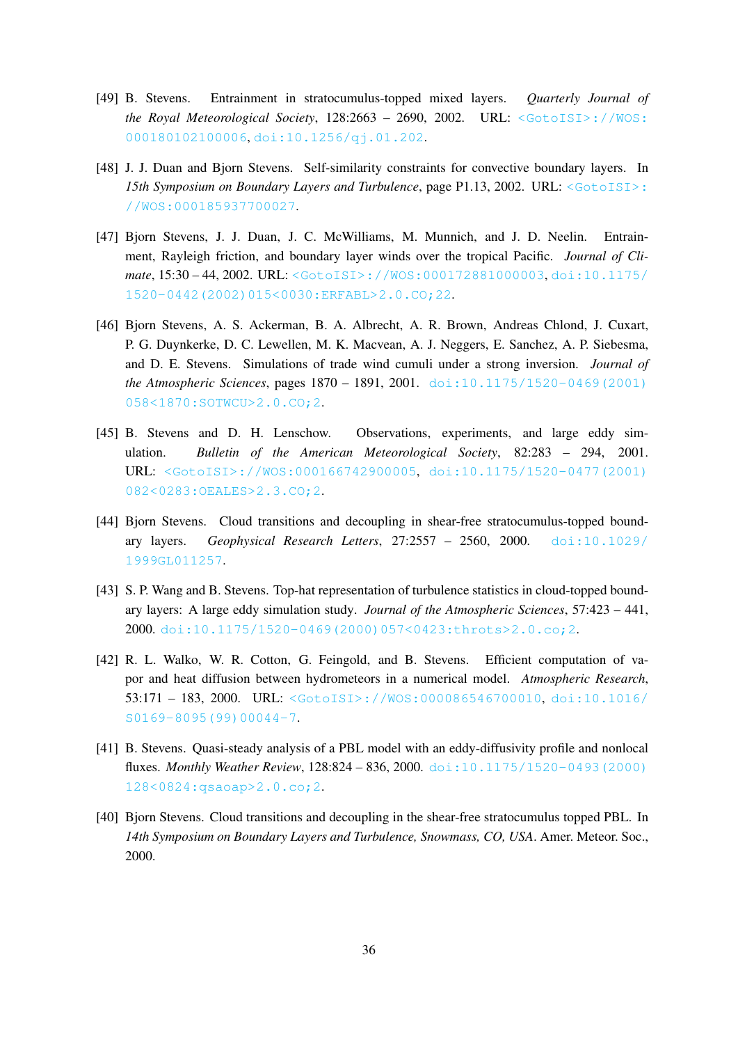[49] B. Stevens. Entrainment in stratocumulus-topped mixed layers. *Quarterly Journal of the Royal Meteorological Society*, 128:2663 – 2690, 2002. URL: <GotoISI>://WOS:000180102100006, doi:10.1256/qj.01.202.

[48] J. J. Duan and Bjorn Stevens. Self-similarity constraints for convective boundary layers. In *15th Symposium on Boundary Layers and Turbulence*, page P1.13, 2002. URL: <GotoISI>://WOS:000185937700027.

[47] Bjorn Stevens, J. J. Duan, J. C. McWilliams, M. Munnich, and J. D. Neelin. Entrainment, Rayleigh friction, and boundary layer winds over the tropical Pacific. *Journal of Climate*, 15:30 – 44, 2002. URL: <GotoISI>://WOS:000172881000003, doi:10.1175/1520-0442(2002)015<0030:ERFABL>2.0.CO;22.

[46] Bjorn Stevens, A. S. Ackerman, B. A. Albrecht, A. R. Brown, Andreas Chlond, J. Cuxart, P. G. Duynkerke, D. C. Lewellen, M. K. Macvean, A. J. Neggers, E. Sanchez, A. P. Siebesma, and D. E. Stevens. Simulations of trade wind cumuli under a strong inversion. *Journal of the Atmospheric Sciences*, pages 1870 – 1891, 2001. doi:10.1175/1520-0469(2001)058<1870:SOTWCU>2.0.CO;2.

[45] B. Stevens and D. H. Lenschow. Observations, experiments, and large eddy simulation. *Bulletin of the American Meteorological Society*, 82:283 – 294, 2001. URL: <GotoISI>://WOS:000166742900005, doi:10.1175/1520-0477(2001)082<0283:OEALES>2.3.CO;2.

[44] Bjorn Stevens. Cloud transitions and decoupling in shear-free stratocumulus-topped boundary layers. *Geophysical Research Letters*, 27:2557 – 2560, 2000. doi:10.1029/1999GL011257.

[43] S. P. Wang and B. Stevens. Top-hat representation of turbulence statistics in cloud-topped boundary layers: A large eddy simulation study. *Journal of the Atmospheric Sciences*, 57:423 – 441, 2000. doi:10.1175/1520-0469(2000)057<0423:throts>2.0.co;2.

[42] R. L. Walko, W. R. Cotton, G. Feingold, and B. Stevens. Efficient computation of vapor and heat diffusion between hydrometeors in a numerical model. *Atmospheric Research*, 53:171 – 183, 2000. URL: <GotoISI>://WOS:000086546700010, doi:10.1016/S0169-8095(99)00044-7.

[41] B. Stevens. Quasi-steady analysis of a PBL model with an eddy-diffusivity profile and nonlocal fluxes. *Monthly Weather Review*, 128:824 – 836, 2000. doi:10.1175/1520-0493(2000)128<0824:qsaoap>2.0.co;2.

[40] Bjorn Stevens. Cloud transitions and decoupling in the shear-free stratocumulus topped PBL. In *14th Symposium on Boundary Layers and Turbulence, Snowmass, CO, USA*. Amer. Meteor. Soc., 2000.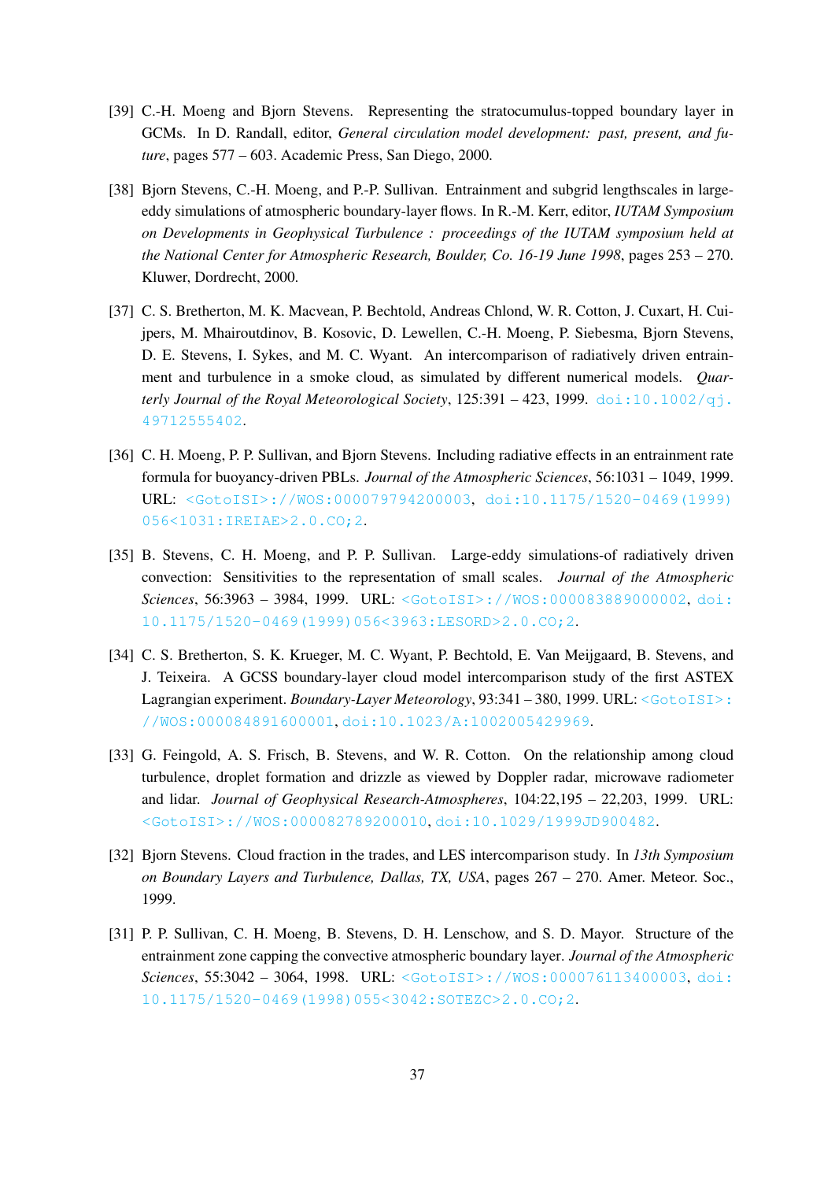[39] C.-H. Moeng and Bjorn Stevens. Representing the stratocumulus-topped boundary layer in GCMs. In D. Randall, editor, *General circulation model development: past, present, and future*, pages 577 – 603. Academic Press, San Diego, 2000.

[38] Bjorn Stevens, C.-H. Moeng, and P.-P. Sullivan. Entrainment and subgrid lengthscales in large-eddy simulations of atmospheric boundary-layer flows. In R.-M. Kerr, editor, *IUTAM Symposium on Developments in Geophysical Turbulence : proceedings of the IUTAM symposium held at the National Center for Atmospheric Research, Boulder, Co. 16-19 June 1998*, pages 253 – 270. Kluwer, Dordrecht, 2000.

[37] C. S. Bretherton, M. K. Macvean, P. Bechtold, Andreas Chlond, W. R. Cotton, J. Cuxart, H. Cuijpers, M. Mhairoutdinov, B. Kosovic, D. Lewellen, C.-H. Moeng, P. Siebesma, Bjorn Stevens, D. E. Stevens, I. Sykes, and M. C. Wyant. An intercomparison of radiatively driven entrainment and turbulence in a smoke cloud, as simulated by different numerical models. *Quarterly Journal of the Royal Meteorological Society*, 125:391 – 423, 1999. doi:10.1002/qj.49712555402.

[36] C. H. Moeng, P. P. Sullivan, and Bjorn Stevens. Including radiative effects in an entrainment rate formula for buoyancy-driven PBLs. *Journal of the Atmospheric Sciences*, 56:1031 – 1049, 1999. URL: <GotoISI>://WOS:000079794200003, doi:10.1175/1520-0469(1999)056<1031:IREIAE>2.0.CO;2.

[35] B. Stevens, C. H. Moeng, and P. P. Sullivan. Large-eddy simulations-of radiatively driven convection: Sensitivities to the representation of small scales. *Journal of the Atmospheric Sciences*, 56:3963 – 3984, 1999. URL: <GotoISI>://WOS:000083889000002, doi:10.1175/1520-0469(1999)056<3963:LESORD>2.0.CO;2.

[34] C. S. Bretherton, S. K. Krueger, M. C. Wyant, P. Bechtold, E. Van Meijgaard, B. Stevens, and J. Teixeira. A GCSS boundary-layer cloud model intercomparison study of the first ASTEX Lagrangian experiment. *Boundary-Layer Meteorology*, 93:341 – 380, 1999. URL: <GotoISI>://WOS:000084891600001, doi:10.1023/A:1002005429969.

[33] G. Feingold, A. S. Frisch, B. Stevens, and W. R. Cotton. On the relationship among cloud turbulence, droplet formation and drizzle as viewed by Doppler radar, microwave radiometer and lidar. *Journal of Geophysical Research-Atmospheres*, 104:22,195 – 22,203, 1999. URL: <GotoISI>://WOS:000082789200010, doi:10.1029/1999JD900482.

[32] Bjorn Stevens. Cloud fraction in the trades, and LES intercomparison study. In *13th Symposium on Boundary Layers and Turbulence, Dallas, TX, USA*, pages 267 – 270. Amer. Meteor. Soc., 1999.

[31] P. P. Sullivan, C. H. Moeng, B. Stevens, D. H. Lenschow, and S. D. Mayor. Structure of the entrainment zone capping the convective atmospheric boundary layer. *Journal of the Atmospheric Sciences*, 55:3042 – 3064, 1998. URL: <GotoISI>://WOS:000076113400003, doi:10.1175/1520-0469(1998)055<3042:SOTEZC>2.0.CO;2.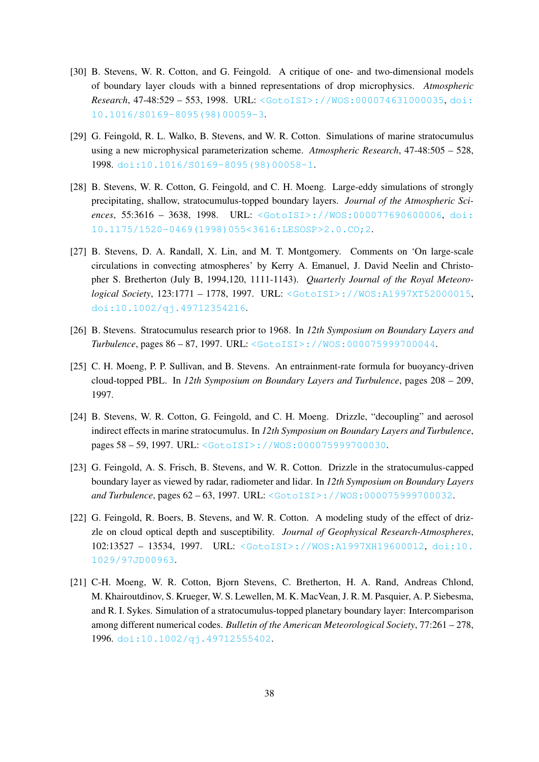[30] B. Stevens, W. R. Cotton, and G. Feingold. A critique of one- and two-dimensional models of boundary layer clouds with a binned representations of drop microphysics. *Atmospheric Research*, 47-48:529 – 553, 1998. URL: <GotoISI>://WOS:000074631000035, doi:10.1016/S0169-8095(98)00059-3.

[29] G. Feingold, R. L. Walko, B. Stevens, and W. R. Cotton. Simulations of marine stratocumulus using a new microphysical parameterization scheme. *Atmospheric Research*, 47-48:505 – 528, 1998. doi:10.1016/S0169-8095(98)00058-1.

[28] B. Stevens, W. R. Cotton, G. Feingold, and C. H. Moeng. Large-eddy simulations of strongly precipitating, shallow, stratocumulus-topped boundary layers. *Journal of the Atmospheric Sciences*, 55:3616 – 3638, 1998. URL: <GotoISI>://WOS:000077690600006, doi:10.1175/1520-0469(1998)055<3616:LESOSP>2.0.CO;2.

[27] B. Stevens, D. A. Randall, X. Lin, and M. T. Montgomery. Comments on 'On large-scale circulations in convecting atmospheres' by Kerry A. Emanuel, J. David Neelin and Christopher S. Bretherton (July B, 1994,120, 1111-1143). *Quarterly Journal of the Royal Meteorological Society*, 123:1771 – 1778, 1997. URL: <GotoISI>://WOS:A1997XT52000015, doi:10.1002/qj.49712354216.

[26] B. Stevens. Stratocumulus research prior to 1968. In *12th Symposium on Boundary Layers and Turbulence*, pages 86 – 87, 1997. URL: <GotoISI>://WOS:000075999700044.

[25] C. H. Moeng, P. P. Sullivan, and B. Stevens. An entrainment-rate formula for buoyancy-driven cloud-topped PBL. In *12th Symposium on Boundary Layers and Turbulence*, pages 208 – 209, 1997.

[24] B. Stevens, W. R. Cotton, G. Feingold, and C. H. Moeng. Drizzle, "decoupling" and aerosol indirect effects in marine stratocumulus. In *12th Symposium on Boundary Layers and Turbulence*, pages 58 – 59, 1997. URL: <GotoISI>://WOS:000075999700030.

[23] G. Feingold, A. S. Frisch, B. Stevens, and W. R. Cotton. Drizzle in the stratocumulus-capped boundary layer as viewed by radar, radiometer and lidar. In *12th Symposium on Boundary Layers and Turbulence*, pages 62 – 63, 1997. URL: <GotoISI>://WOS:000075999700032.

[22] G. Feingold, R. Boers, B. Stevens, and W. R. Cotton. A modeling study of the effect of drizzle on cloud optical depth and susceptibility. *Journal of Geophysical Research-Atmospheres*, 102:13527 – 13534, 1997. URL: <GotoISI>://WOS:A1997XH19600012, doi:10.1029/97JD00963.

[21] C-H. Moeng, W. R. Cotton, Bjorn Stevens, C. Bretherton, H. A. Rand, Andreas Chlond, M. Khairoutdinov, S. Krueger, W. S. Lewellen, M. K. MacVean, J. R. M. Pasquier, A. P. Siebesma, and R. I. Sykes. Simulation of a stratocumulus-topped planetary boundary layer: Intercomparison among different numerical codes. *Bulletin of the American Meteorological Society*, 77:261 – 278, 1996. doi:10.1002/qj.49712555402.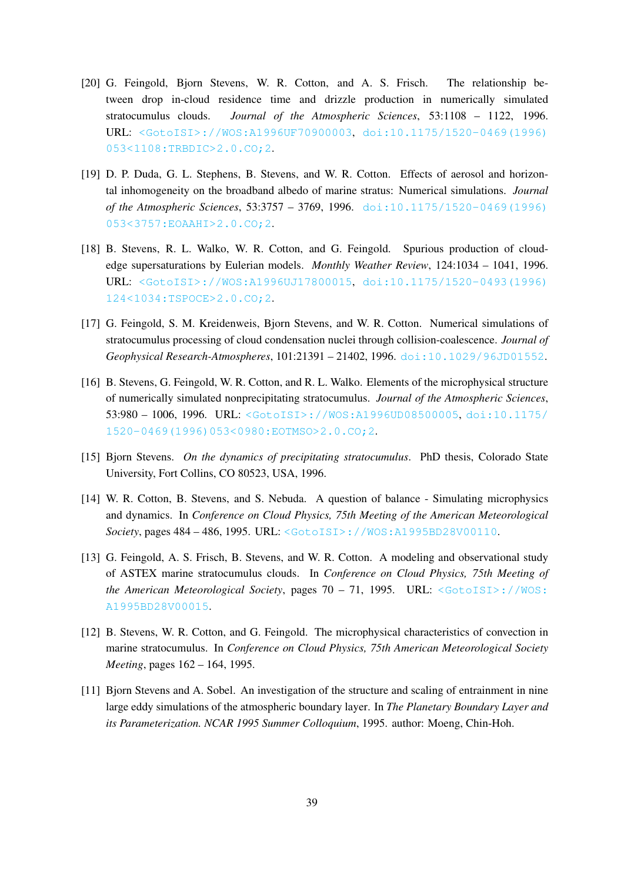[20] G. Feingold, Bjorn Stevens, W. R. Cotton, and A. S. Frisch. The relationship between drop in-cloud residence time and drizzle production in numerically simulated stratocumulus clouds. *Journal of the Atmospheric Sciences*, 53:1108 – 1122, 1996. URL: <GotoISI>://WOS:A1996UF70900003, doi:10.1175/1520-0469(1996)053<1108:TRBDIC>2.0.CO;2.

[19] D. P. Duda, G. L. Stephens, B. Stevens, and W. R. Cotton. Effects of aerosol and horizontal inhomogeneity on the broadband albedo of marine stratus: Numerical simulations. *Journal of the Atmospheric Sciences*, 53:3757 – 3769, 1996. doi:10.1175/1520-0469(1996)053<3757:EOAAHI>2.0.CO;2.

[18] B. Stevens, R. L. Walko, W. R. Cotton, and G. Feingold. Spurious production of cloud-edge supersaturations by Eulerian models. *Monthly Weather Review*, 124:1034 – 1041, 1996. URL: <GotoISI>://WOS:A1996UJ17800015, doi:10.1175/1520-0493(1996)124<1034:TSPOCE>2.0.CO;2.

[17] G. Feingold, S. M. Kreidenweis, Bjorn Stevens, and W. R. Cotton. Numerical simulations of stratocumulus processing of cloud condensation nuclei through collision-coalescence. *Journal of Geophysical Research-Atmospheres*, 101:21391 – 21402, 1996. doi:10.1029/96JD01552.

[16] B. Stevens, G. Feingold, W. R. Cotton, and R. L. Walko. Elements of the microphysical structure of numerically simulated nonprecipitating stratocumulus. *Journal of the Atmospheric Sciences*, 53:980 – 1006, 1996. URL: <GotoISI>://WOS:A1996UD08500005, doi:10.1175/1520-0469(1996)053<0980:EOTMSO>2.0.CO;2.

[15] Bjorn Stevens. *On the dynamics of precipitating stratocumulus*. PhD thesis, Colorado State University, Fort Collins, CO 80523, USA, 1996.

[14] W. R. Cotton, B. Stevens, and S. Nebuda. A question of balance - Simulating microphysics and dynamics. In *Conference on Cloud Physics, 75th Meeting of the American Meteorological Society*, pages 484 – 486, 1995. URL: <GotoISI>://WOS:A1995BD28V00110.

[13] G. Feingold, A. S. Frisch, B. Stevens, and W. R. Cotton. A modeling and observational study of ASTEX marine stratocumulus clouds. In *Conference on Cloud Physics, 75th Meeting of the American Meteorological Society*, pages 70 – 71, 1995. URL: <GotoISI>://WOS:A1995BD28V00015.

[12] B. Stevens, W. R. Cotton, and G. Feingold. The microphysical characteristics of convection in marine stratocumulus. In *Conference on Cloud Physics, 75th American Meteorological Society Meeting*, pages 162 – 164, 1995.

[11] Bjorn Stevens and A. Sobel. An investigation of the structure and scaling of entrainment in nine large eddy simulations of the atmospheric boundary layer. In *The Planetary Boundary Layer and its Parameterization. NCAR 1995 Summer Colloquium*, 1995. author: Moeng, Chin-Hoh.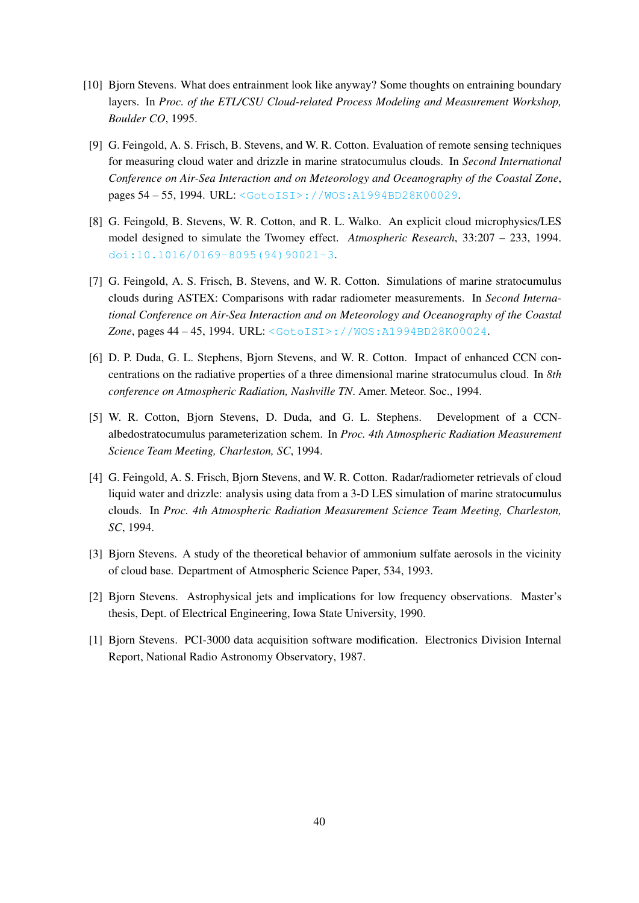[10] Bjorn Stevens. What does entrainment look like anyway? Some thoughts on entraining boundary layers. In *Proc. of the ETL/CSU Cloud-related Process Modeling and Measurement Workshop, Boulder CO*, 1995.

[9] G. Feingold, A. S. Frisch, B. Stevens, and W. R. Cotton. Evaluation of remote sensing techniques for measuring cloud water and drizzle in marine stratocumulus clouds. In *Second International Conference on Air-Sea Interaction and on Meteorology and Oceanography of the Coastal Zone*, pages 54 – 55, 1994. URL: <GotoISI>://WOS:A1994BD28K00029.

[8] G. Feingold, B. Stevens, W. R. Cotton, and R. L. Walko. An explicit cloud microphysics/LES model designed to simulate the Twomey effect. *Atmospheric Research*, 33:207 – 233, 1994. doi:10.1016/0169-8095(94)90021-3.

[7] G. Feingold, A. S. Frisch, B. Stevens, and W. R. Cotton. Simulations of marine stratocumulus clouds during ASTEX: Comparisons with radar radiometer measurements. In *Second International Conference on Air-Sea Interaction and on Meteorology and Oceanography of the Coastal Zone*, pages 44 – 45, 1994. URL: <GotoISI>://WOS:A1994BD28K00024.

[6] D. P. Duda, G. L. Stephens, Bjorn Stevens, and W. R. Cotton. Impact of enhanced CCN concentrations on the radiative properties of a three dimensional marine stratocumulus cloud. In *8th conference on Atmospheric Radiation, Nashville TN*. Amer. Meteor. Soc., 1994.

[5] W. R. Cotton, Bjorn Stevens, D. Duda, and G. L. Stephens. Development of a CCN-albedostratocumulus parameterization schem. In *Proc. 4th Atmospheric Radiation Measurement Science Team Meeting, Charleston, SC*, 1994.

[4] G. Feingold, A. S. Frisch, Bjorn Stevens, and W. R. Cotton. Radar/radiometer retrievals of cloud liquid water and drizzle: analysis using data from a 3-D LES simulation of marine stratocumulus clouds. In *Proc. 4th Atmospheric Radiation Measurement Science Team Meeting, Charleston, SC*, 1994.

[3] Bjorn Stevens. A study of the theoretical behavior of ammonium sulfate aerosols in the vicinity of cloud base. Department of Atmospheric Science Paper, 534, 1993.

[2] Bjorn Stevens. Astrophysical jets and implications for low frequency observations. Master's thesis, Dept. of Electrical Engineering, Iowa State University, 1990.

[1] Bjorn Stevens. PCI-3000 data acquisition software modification. Electronics Division Internal Report, National Radio Astronomy Observatory, 1987.